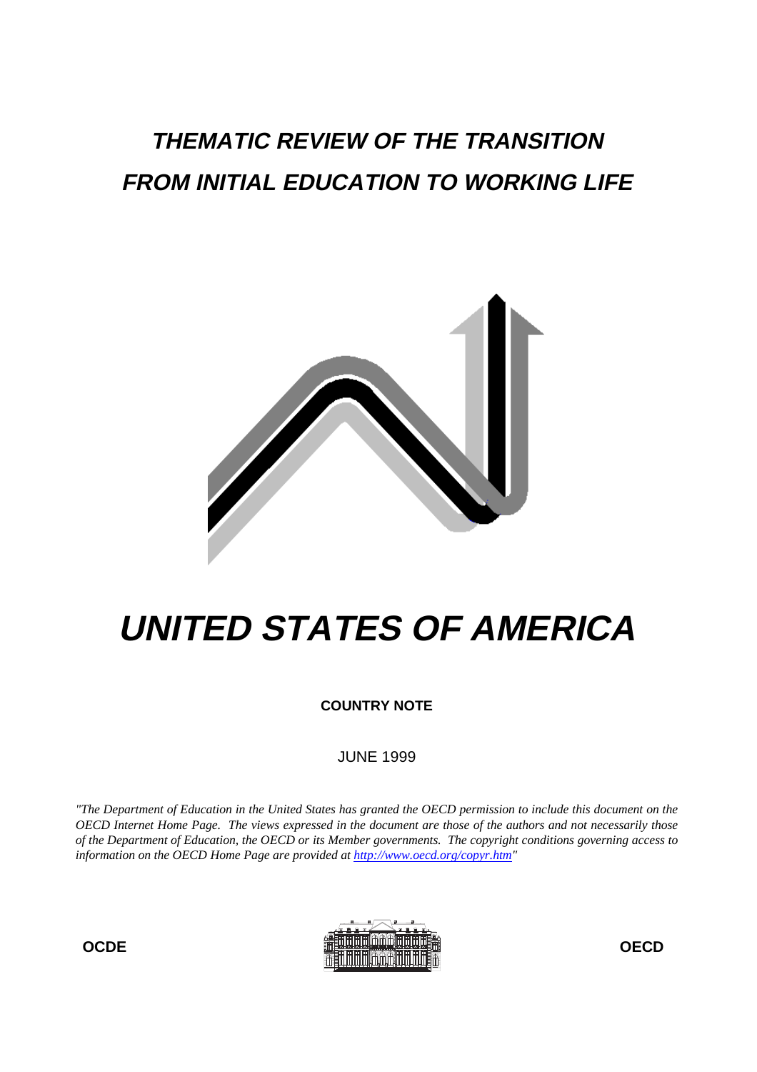# *THEMATIC REVIEW OF THE TRANSITION FROM INITIAL EDUCATION TO WORKING LIFE*

# *UNITED STATES OF AMERICA*

**COUNTRY NOTE**

JUNE 1999

*"The Department of Education in the United States has granted the OECD permission to include this document on the OECD Internet Home Page. The views expressed in the document are those of the authors and not necessarily those of the Department of Education, the OECD or its Member governments. The copyright conditions governing access to information on the OECD Home Page are provided at [http://www.oecd.org/copyr.htm](http://www.oecd.org/copyr.htm)"*

**OCDE** **OECD**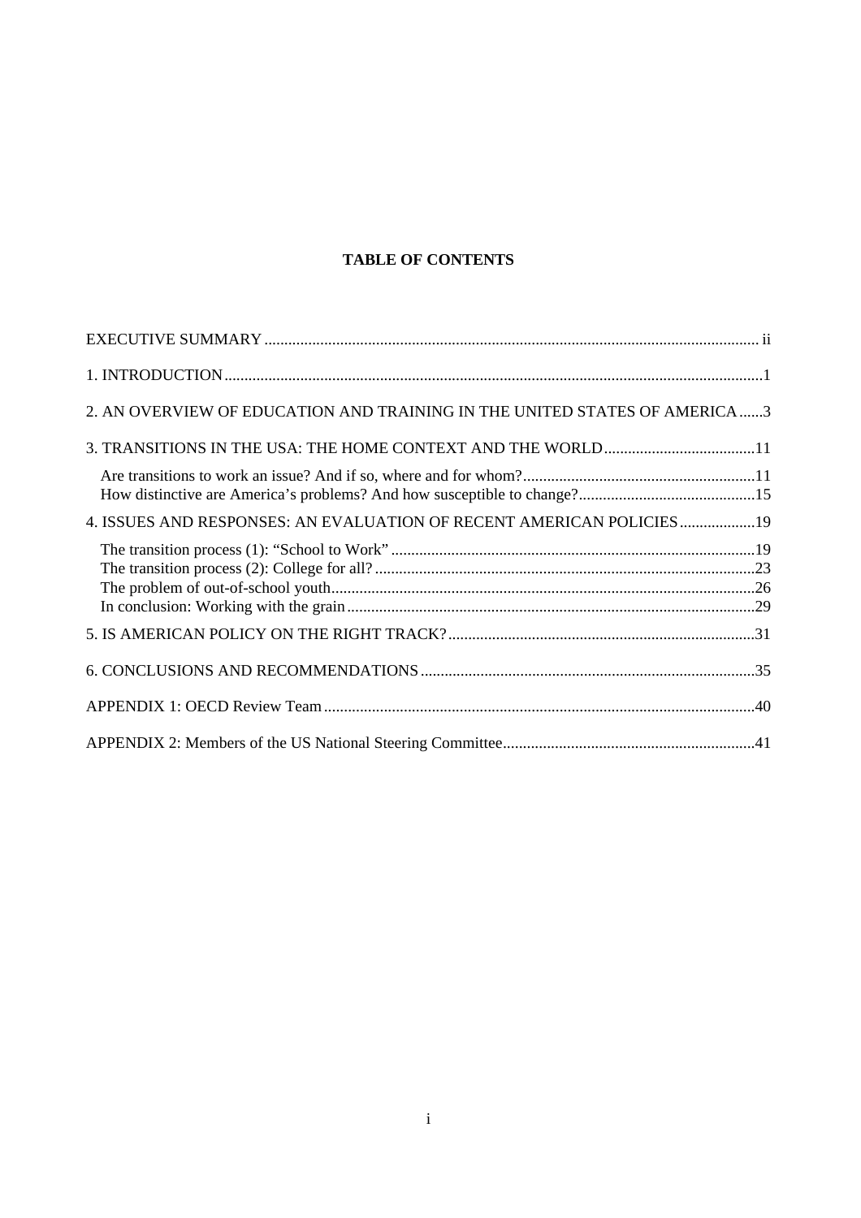# TABLE OF CONTENTS

EXECUTIVE SUMMARY ........................................................................................................................ ii

1. INTRODUCTION ........................................................................................................................ 1

2. AN OVERVIEW OF EDUCATION AND TRAINING IN THE UNITED STATES OF AMERICA ...... 3

3. TRANSITIONS IN THE USA: THE HOME CONTEXT AND THE WORLD ...................................... 11

- Are transitions to work an issue? And if so, where and for whom? ........................................... 11
- How distinctive are America's problems? And how susceptible to change? .............................. 15

4. ISSUES AND RESPONSES: AN EVALUATION OF RECENT AMERICAN POLICIES ................... 19

- The transition process (1): "School to Work" ............................................................................. 19
- The transition process (2): College for all? ................................................................................. 23
- The problem of out-of-school youth ........................................................................................... 26
- In conclusion: Working with the grain ....................................................................................... 29

5. IS AMERICAN POLICY ON THE RIGHT TRACK? ............................................................................ 31

6. CONCLUSIONS AND RECOMMENDATIONS ................................................................................... 35

APPENDIX 1: OECD Review Team ........................................................................................................ 40

APPENDIX 2: Members of the US National Steering Committee .............................................................. 41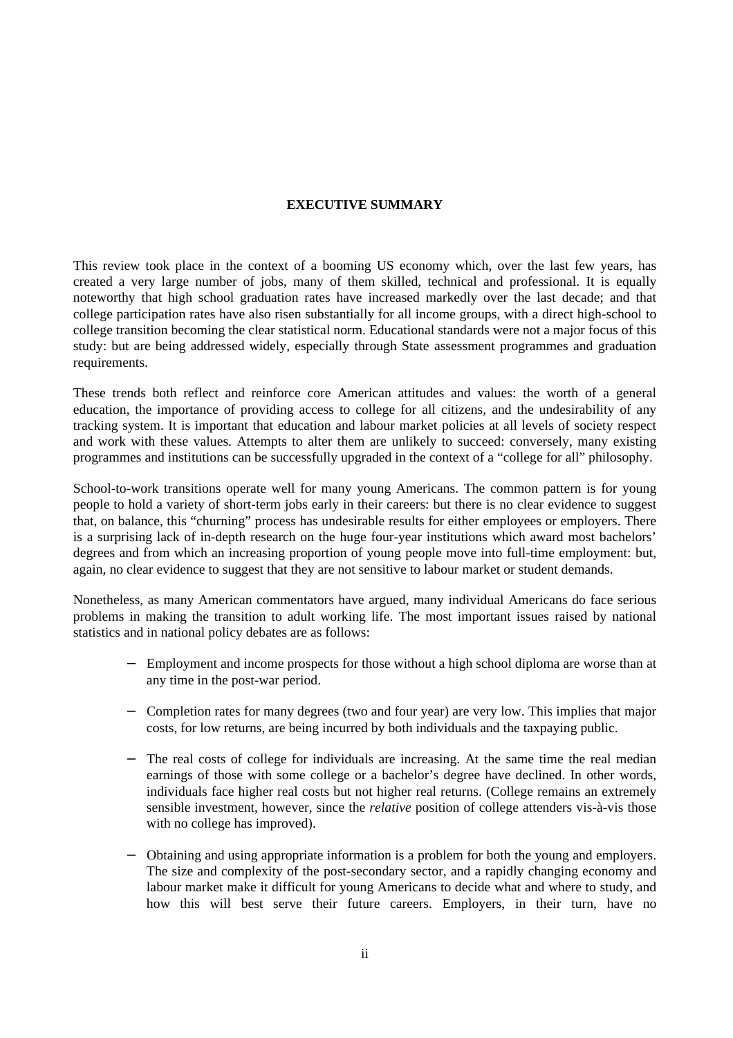## EXECUTIVE SUMMARY

This review took place in the context of a booming US economy which, over the last few years, has created a very large number of jobs, many of them skilled, technical and professional. It is equally noteworthy that high school graduation rates have increased markedly over the last decade; and that college participation rates have also risen substantially for all income groups, with a direct high-school to college transition becoming the clear statistical norm. Educational standards were not a major focus of this study: but are being addressed widely, especially through State assessment programmes and graduation requirements.

These trends both reflect and reinforce core American attitudes and values: the worth of a general education, the importance of providing access to college for all citizens, and the undesirability of any tracking system. It is important that education and labour market policies at all levels of society respect and work with these values. Attempts to alter them are unlikely to succeed: conversely, many existing programmes and institutions can be successfully upgraded in the context of a "college for all" philosophy.

School-to-work transitions operate well for many young Americans. The common pattern is for young people to hold a variety of short-term jobs early in their careers: but there is no clear evidence to suggest that, on balance, this "churning" process has undesirable results for either employees or employers. There is a surprising lack of in-depth research on the huge four-year institutions which award most bachelors' degrees and from which an increasing proportion of young people move into full-time employment: but, again, no clear evidence to suggest that they are not sensitive to labour market or student demands.

Nonetheless, as many American commentators have argued, many individual Americans do face serious problems in making the transition to adult working life. The most important issues raised by national statistics and in national policy debates are as follows:

- Employment and income prospects for those without a high school diploma are worse than at any time in the post-war period.

- Completion rates for many degrees (two and four year) are very low. This implies that major costs, for low returns, are being incurred by both individuals and the taxpaying public.

- The real costs of college for individuals are increasing. At the same time the real median earnings of those with some college or a bachelor's degree have declined. In other words, individuals face higher real costs but not higher real returns. (College remains an extremely sensible investment, however, since the *relative* position of college attenders vis-à-vis those with no college has improved).

- Obtaining and using appropriate information is a problem for both the young and employers. The size and complexity of the post-secondary sector, and a rapidly changing economy and labour market make it difficult for young Americans to decide what and where to study, and how this will best serve their future careers. Employers, in their turn, have no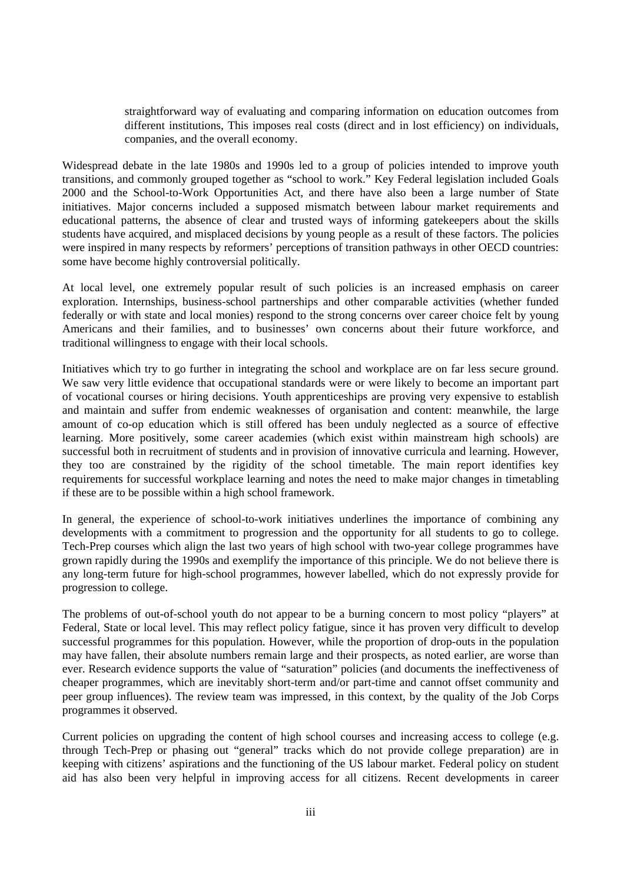straightforward way of evaluating and comparing information on education outcomes from different institutions, This imposes real costs (direct and in lost efficiency) on individuals, companies, and the overall economy.

Widespread debate in the late 1980s and 1990s led to a group of policies intended to improve youth transitions, and commonly grouped together as "school to work." Key Federal legislation included Goals 2000 and the School-to-Work Opportunities Act, and there have also been a large number of State initiatives. Major concerns included a supposed mismatch between labour market requirements and educational patterns, the absence of clear and trusted ways of informing gatekeepers about the skills students have acquired, and misplaced decisions by young people as a result of these factors. The policies were inspired in many respects by reformers' perceptions of transition pathways in other OECD countries: some have become highly controversial politically.

At local level, one extremely popular result of such policies is an increased emphasis on career exploration. Internships, business-school partnerships and other comparable activities (whether funded federally or with state and local monies) respond to the strong concerns over career choice felt by young Americans and their families, and to businesses' own concerns about their future workforce, and traditional willingness to engage with their local schools.

Initiatives which try to go further in integrating the school and workplace are on far less secure ground. We saw very little evidence that occupational standards were or were likely to become an important part of vocational courses or hiring decisions. Youth apprenticeships are proving very expensive to establish and maintain and suffer from endemic weaknesses of organisation and content: meanwhile, the large amount of co-op education which is still offered has been unduly neglected as a source of effective learning. More positively, some career academies (which exist within mainstream high schools) are successful both in recruitment of students and in provision of innovative curricula and learning. However, they too are constrained by the rigidity of the school timetable. The main report identifies key requirements for successful workplace learning and notes the need to make major changes in timetabling if these are to be possible within a high school framework.

In general, the experience of school-to-work initiatives underlines the importance of combining any developments with a commitment to progression and the opportunity for all students to go to college. Tech-Prep courses which align the last two years of high school with two-year college programmes have grown rapidly during the 1990s and exemplify the importance of this principle. We do not believe there is any long-term future for high-school programmes, however labelled, which do not expressly provide for progression to college.

The problems of out-of-school youth do not appear to be a burning concern to most policy "players" at Federal, State or local level. This may reflect policy fatigue, since it has proven very difficult to develop successful programmes for this population. However, while the proportion of drop-outs in the population may have fallen, their absolute numbers remain large and their prospects, as noted earlier, are worse than ever. Research evidence supports the value of "saturation" policies (and documents the ineffectiveness of cheaper programmes, which are inevitably short-term and/or part-time and cannot offset community and peer group influences). The review team was impressed, in this context, by the quality of the Job Corps programmes it observed.

Current policies on upgrading the content of high school courses and increasing access to college (e.g. through Tech-Prep or phasing out "general" tracks which do not provide college preparation) are in keeping with citizens' aspirations and the functioning of the US labour market. Federal policy on student aid has also been very helpful in improving access for all citizens. Recent developments in career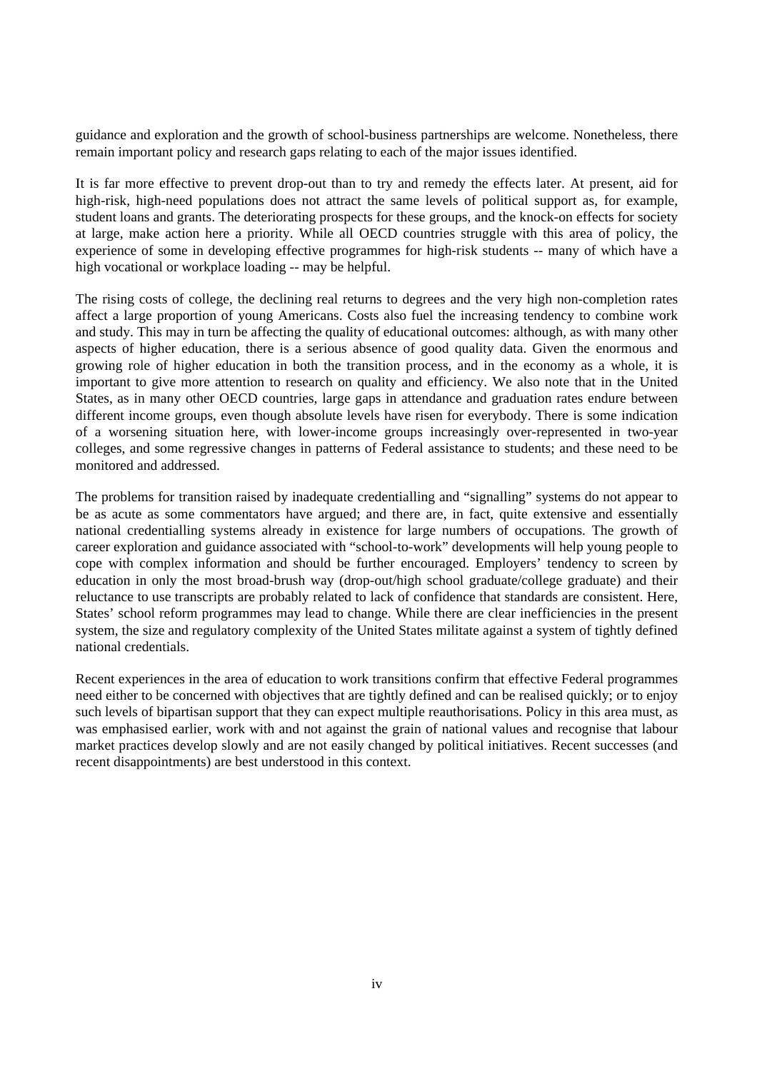guidance and exploration and the growth of school-business partnerships are welcome. Nonetheless, there remain important policy and research gaps relating to each of the major issues identified.

It is far more effective to prevent drop-out than to try and remedy the effects later. At present, aid for high-risk, high-need populations does not attract the same levels of political support as, for example, student loans and grants. The deteriorating prospects for these groups, and the knock-on effects for society at large, make action here a priority. While all OECD countries struggle with this area of policy, the experience of some in developing effective programmes for high-risk students -- many of which have a high vocational or workplace loading -- may be helpful.

The rising costs of college, the declining real returns to degrees and the very high non-completion rates affect a large proportion of young Americans. Costs also fuel the increasing tendency to combine work and study. This may in turn be affecting the quality of educational outcomes: although, as with many other aspects of higher education, there is a serious absence of good quality data. Given the enormous and growing role of higher education in both the transition process, and in the economy as a whole, it is important to give more attention to research on quality and efficiency. We also note that in the United States, as in many other OECD countries, large gaps in attendance and graduation rates endure between different income groups, even though absolute levels have risen for everybody. There is some indication of a worsening situation here, with lower-income groups increasingly over-represented in two-year colleges, and some regressive changes in patterns of Federal assistance to students; and these need to be monitored and addressed.

The problems for transition raised by inadequate credentialling and "signalling" systems do not appear to be as acute as some commentators have argued; and there are, in fact, quite extensive and essentially national credentialling systems already in existence for large numbers of occupations. The growth of career exploration and guidance associated with "school-to-work" developments will help young people to cope with complex information and should be further encouraged. Employers' tendency to screen by education in only the most broad-brush way (drop-out/high school graduate/college graduate) and their reluctance to use transcripts are probably related to lack of confidence that standards are consistent. Here, States' school reform programmes may lead to change. While there are clear inefficiencies in the present system, the size and regulatory complexity of the United States militate against a system of tightly defined national credentials.

Recent experiences in the area of education to work transitions confirm that effective Federal programmes need either to be concerned with objectives that are tightly defined and can be realised quickly; or to enjoy such levels of bipartisan support that they can expect multiple reauthorisations. Policy in this area must, as was emphasised earlier, work with and not against the grain of national values and recognise that labour market practices develop slowly and are not easily changed by political initiatives. Recent successes (and recent disappointments) are best understood in this context.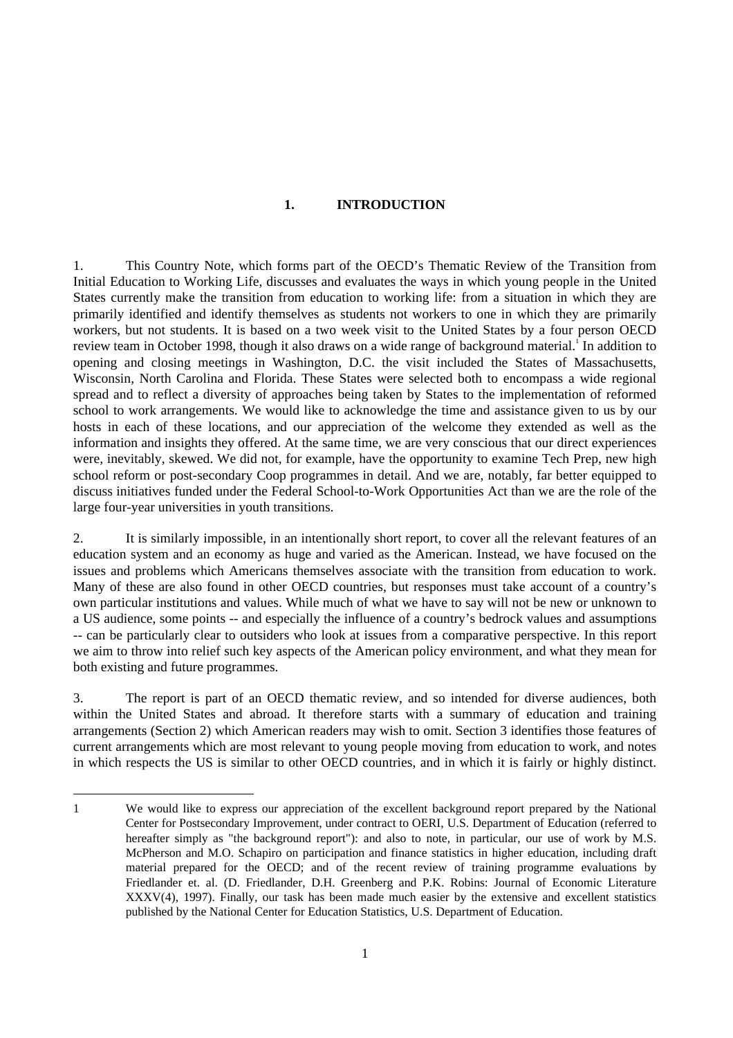# 1. INTRODUCTION

1. This Country Note, which forms part of the OECD's Thematic Review of the Transition from Initial Education to Working Life, discusses and evaluates the ways in which young people in the United States currently make the transition from education to working life: from a situation in which they are primarily identified and identify themselves as students not workers to one in which they are primarily workers, but not students. It is based on a two week visit to the United States by a four person OECD review team in October 1998, though it also draws on a wide range of background material.[1] In addition to opening and closing meetings in Washington, D.C. the visit included the States of Massachusetts, Wisconsin, North Carolina and Florida. These States were selected both to encompass a wide regional spread and to reflect a diversity of approaches being taken by States to the implementation of reformed school to work arrangements. We would like to acknowledge the time and assistance given to us by our hosts in each of these locations, and our appreciation of the welcome they extended as well as the information and insights they offered. At the same time, we are very conscious that our direct experiences were, inevitably, skewed. We did not, for example, have the opportunity to examine Tech Prep, new high school reform or post-secondary Coop programmes in detail. And we are, notably, far better equipped to discuss initiatives funded under the Federal School-to-Work Opportunities Act than we are the role of the large four-year universities in youth transitions.

2. It is similarly impossible, in an intentionally short report, to cover all the relevant features of an education system and an economy as huge and varied as the American. Instead, we have focused on the issues and problems which Americans themselves associate with the transition from education to work. Many of these are also found in other OECD countries, but responses must take account of a country's own particular institutions and values. While much of what we have to say will not be new or unknown to a US audience, some points -- and especially the influence of a country's bedrock values and assumptions -- can be particularly clear to outsiders who look at issues from a comparative perspective. In this report we aim to throw into relief such key aspects of the American policy environment, and what they mean for both existing and future programmes.

3. The report is part of an OECD thematic review, and so intended for diverse audiences, both within the United States and abroad. It therefore starts with a summary of education and training arrangements (Section 2) which American readers may wish to omit. Section 3 identifies those features of current arrangements which are most relevant to young people moving from education to work, and notes in which respects the US is similar to other OECD countries, and in which it is fairly or highly distinct.

---

1 We would like to express our appreciation of the excellent background report prepared by the National Center for Postsecondary Improvement, under contract to OERI, U.S. Department of Education (referred to hereafter simply as "the background report"): and also to note, in particular, our use of work by M.S. McPherson and M.O. Schapiro on participation and finance statistics in higher education, including draft material prepared for the OECD; and of the recent review of training programme evaluations by Friedlander et. al. (D. Friedlander, D.H. Greenberg and P.K. Robins: Journal of Economic Literature XXXV(4), 1997). Finally, our task has been made much easier by the extensive and excellent statistics published by the National Center for Education Statistics, U.S. Department of Education.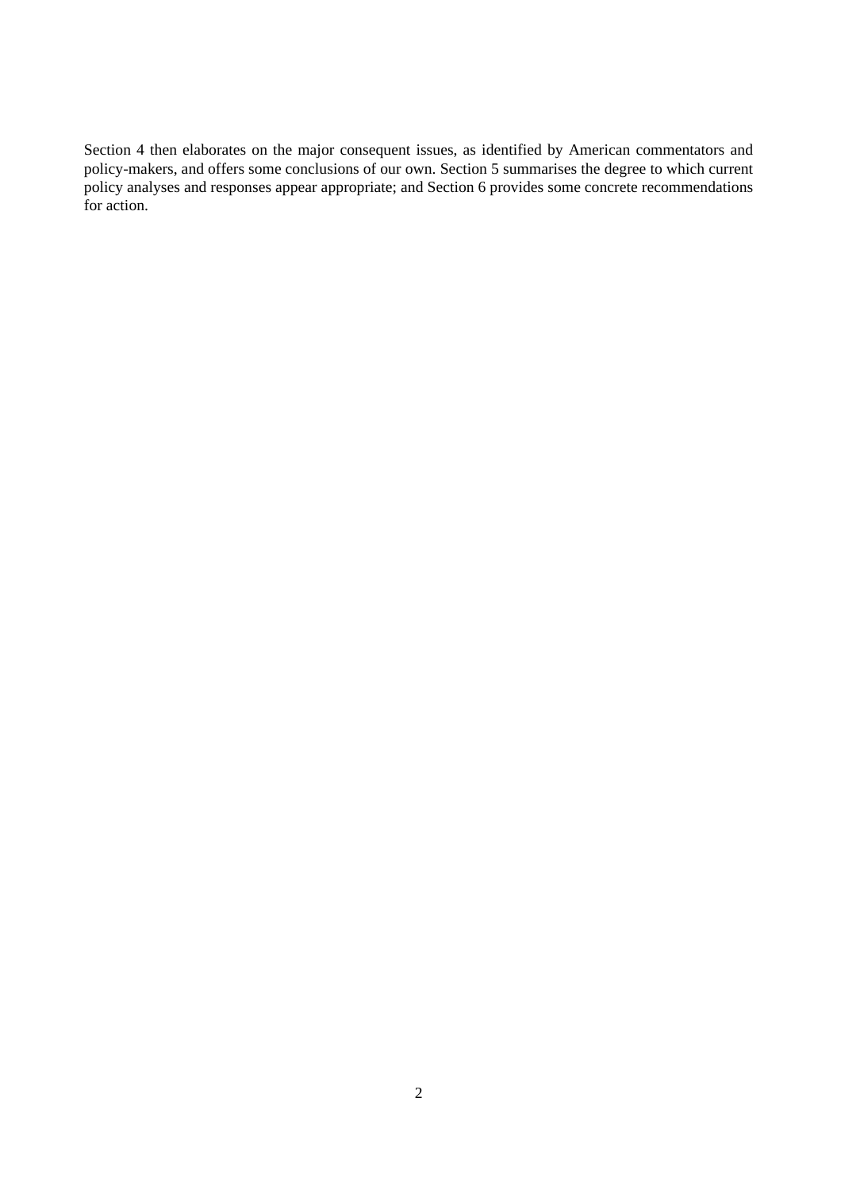Section 4 then elaborates on the major consequent issues, as identified by American commentators and policy-makers, and offers some conclusions of our own. Section 5 summarises the degree to which current policy analyses and responses appear appropriate; and Section 6 provides some concrete recommendations for action.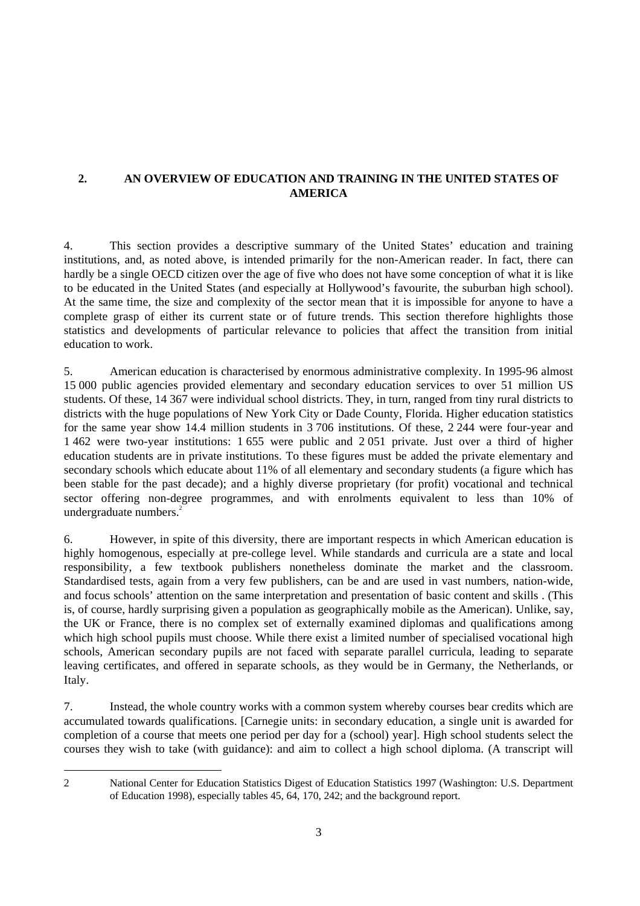## 2. AN OVERVIEW OF EDUCATION AND TRAINING IN THE UNITED STATES OF AMERICA

4. This section provides a descriptive summary of the United States' education and training institutions, and, as noted above, is intended primarily for the non-American reader. In fact, there can hardly be a single OECD citizen over the age of five who does not have some conception of what it is like to be educated in the United States (and especially at Hollywood's favourite, the suburban high school). At the same time, the size and complexity of the sector mean that it is impossible for anyone to have a complete grasp of either its current state or of future trends. This section therefore highlights those statistics and developments of particular relevance to policies that affect the transition from initial education to work.

5. American education is characterised by enormous administrative complexity. In 1995-96 almost 15 000 public agencies provided elementary and secondary education services to over 51 million US students. Of these, 14 367 were individual school districts. They, in turn, ranged from tiny rural districts to districts with the huge populations of New York City or Dade County, Florida. Higher education statistics for the same year show 14.4 million students in 3 706 institutions. Of these, 2 244 were four-year and 1 462 were two-year institutions: 1 655 were public and 2 051 private. Just over a third of higher education students are in private institutions. To these figures must be added the private elementary and secondary schools which educate about 11% of all elementary and secondary students (a figure which has been stable for the past decade); and a highly diverse proprietary (for profit) vocational and technical sector offering non-degree programmes, and with enrolments equivalent to less than 10% of undergraduate numbers.[2]

6. However, in spite of this diversity, there are important respects in which American education is highly homogenous, especially at pre-college level. While standards and curricula are a state and local responsibility, a few textbook publishers nonetheless dominate the market and the classroom. Standardised tests, again from a very few publishers, can be and are used in vast numbers, nation-wide, and focus schools' attention on the same interpretation and presentation of basic content and skills . (This is, of course, hardly surprising given a population as geographically mobile as the American). Unlike, say, the UK or France, there is no complex set of externally examined diplomas and qualifications among which high school pupils must choose. While there exist a limited number of specialised vocational high schools, American secondary pupils are not faced with separate parallel curricula, leading to separate leaving certificates, and offered in separate schools, as they would be in Germany, the Netherlands, or Italy.

7. Instead, the whole country works with a common system whereby courses bear credits which are accumulated towards qualifications. [Carnegie units: in secondary education, a single unit is awarded for completion of a course that meets one period per day for a (school) year]. High school students select the courses they wish to take (with guidance): and aim to collect a high school diploma. (A transcript will

---

2 National Center for Education Statistics Digest of Education Statistics 1997 (Washington: U.S. Department of Education 1998), especially tables 45, 64, 170, 242; and the background report.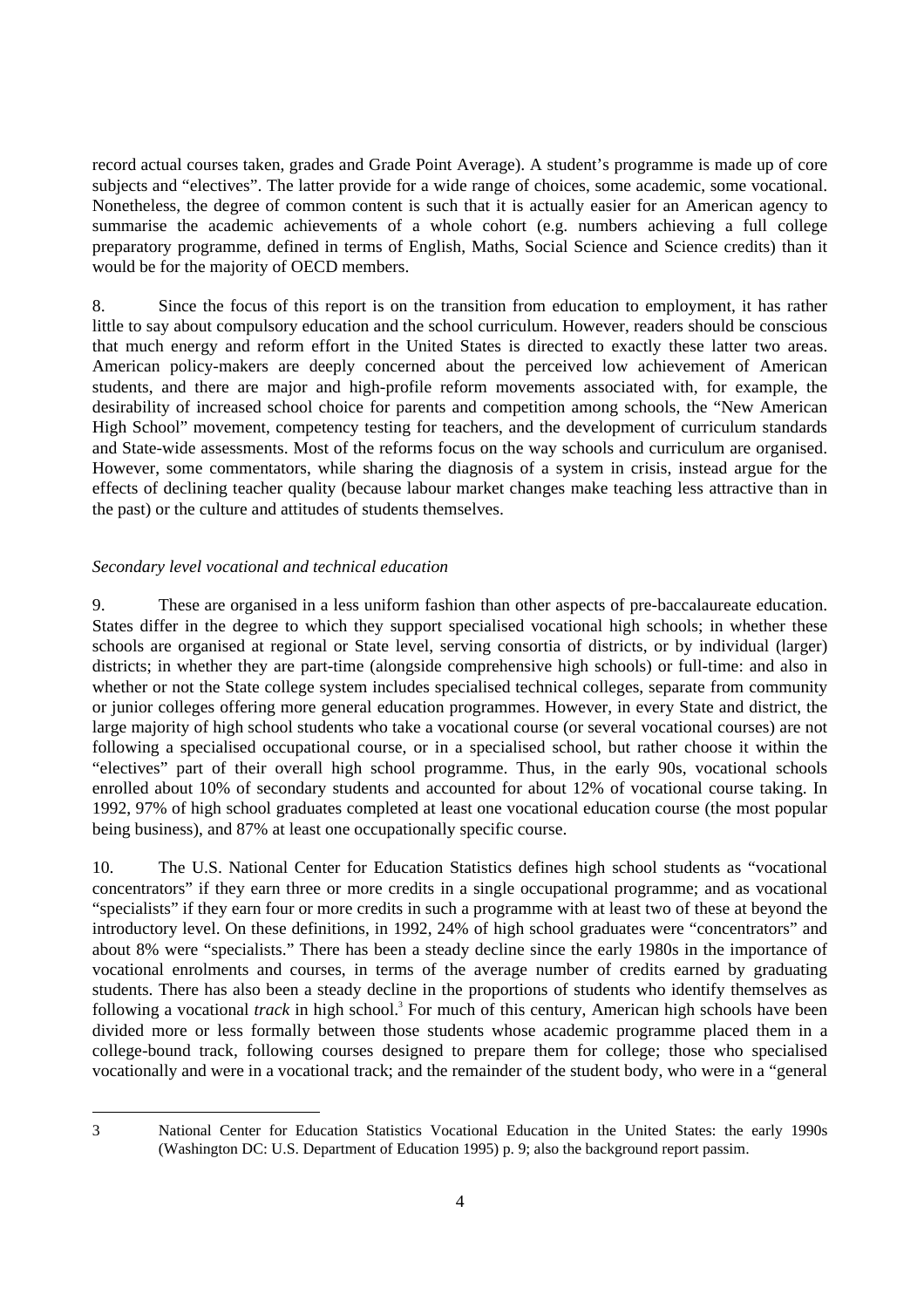record actual courses taken, grades and Grade Point Average). A student's programme is made up of core subjects and "electives". The latter provide for a wide range of choices, some academic, some vocational. Nonetheless, the degree of common content is such that it is actually easier for an American agency to summarise the academic achievements of a whole cohort (e.g. numbers achieving a full college preparatory programme, defined in terms of English, Maths, Social Science and Science credits) than it would be for the majority of OECD members.

8. Since the focus of this report is on the transition from education to employment, it has rather little to say about compulsory education and the school curriculum. However, readers should be conscious that much energy and reform effort in the United States is directed to exactly these latter two areas. American policy-makers are deeply concerned about the perceived low achievement of American students, and there are major and high-profile reform movements associated with, for example, the desirability of increased school choice for parents and competition among schools, the "New American High School" movement, competency testing for teachers, and the development of curriculum standards and State-wide assessments. Most of the reforms focus on the way schools and curriculum are organised. However, some commentators, while sharing the diagnosis of a system in crisis, instead argue for the effects of declining teacher quality (because labour market changes make teaching less attractive than in the past) or the culture and attitudes of students themselves.

*Secondary level vocational and technical education*

9. These are organised in a less uniform fashion than other aspects of pre-baccalaureate education. States differ in the degree to which they support specialised vocational high schools; in whether these schools are organised at regional or State level, serving consortia of districts, or by individual (larger) districts; in whether they are part-time (alongside comprehensive high schools) or full-time: and also in whether or not the State college system includes specialised technical colleges, separate from community or junior colleges offering more general education programmes. However, in every State and district, the large majority of high school students who take a vocational course (or several vocational courses) are not following a specialised occupational course, or in a specialised school, but rather choose it within the "electives" part of their overall high school programme. Thus, in the early 90s, vocational schools enrolled about 10% of secondary students and accounted for about 12% of vocational course taking. In 1992, 97% of high school graduates completed at least one vocational education course (the most popular being business), and 87% at least one occupationally specific course.

10. The U.S. National Center for Education Statistics defines high school students as "vocational concentrators" if they earn three or more credits in a single occupational programme; and as vocational "specialists" if they earn four or more credits in such a programme with at least two of these at beyond the introductory level. On these definitions, in 1992, 24% of high school graduates were "concentrators" and about 8% were "specialists." There has been a steady decline since the early 1980s in the importance of vocational enrolments and courses, in terms of the average number of credits earned by graduating students. There has also been a steady decline in the proportions of students who identify themselves as following a vocational *track* in high school.[3] For much of this century, American high schools have been divided more or less formally between those students whose academic programme placed them in a college-bound track, following courses designed to prepare them for college; those who specialised vocationally and were in a vocational track; and the remainder of the student body, who were in a "general

---

3 National Center for Education Statistics Vocational Education in the United States: the early 1990s (Washington DC: U.S. Department of Education 1995) p. 9; also the background report passim.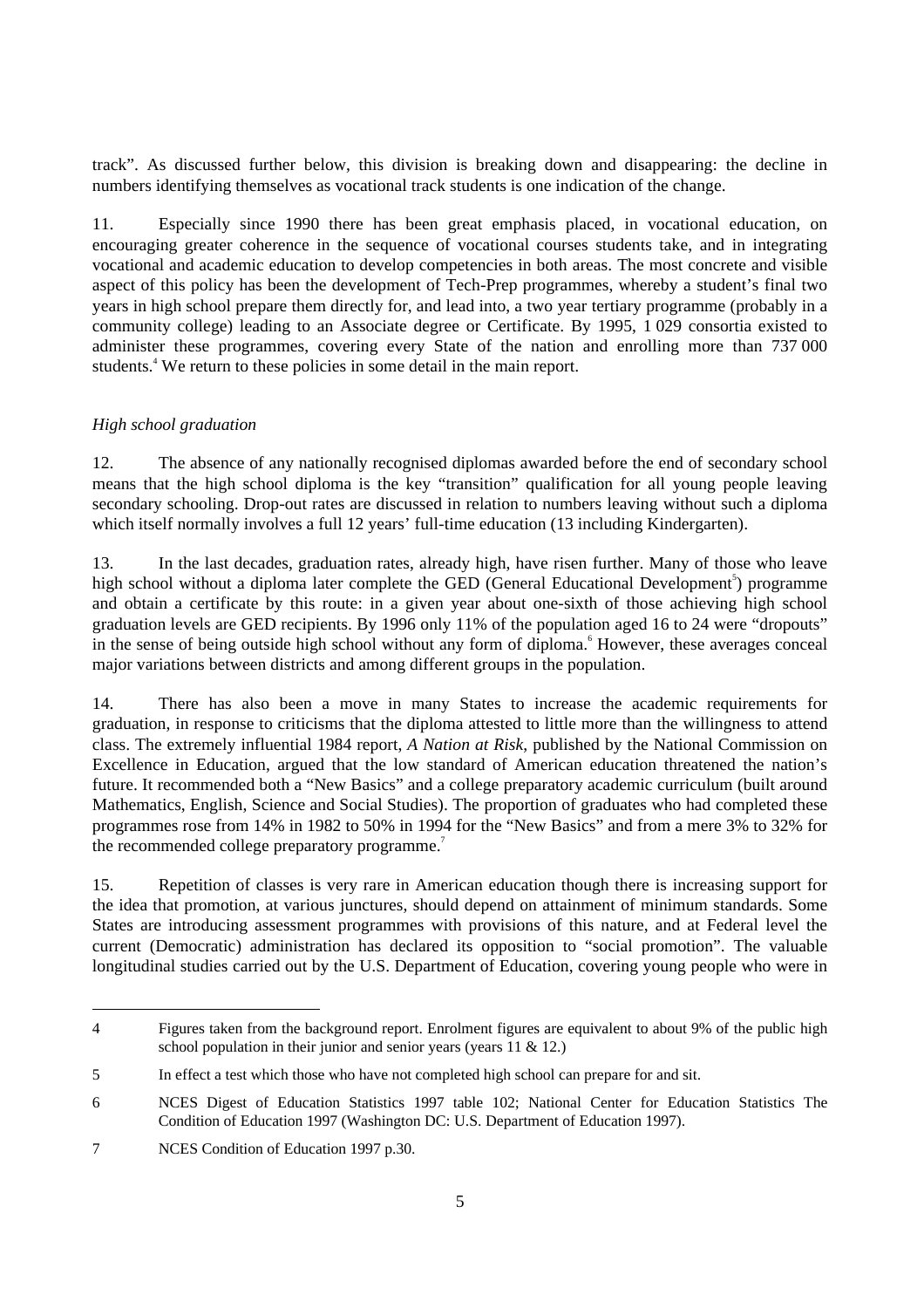track". As discussed further below, this division is breaking down and disappearing: the decline in numbers identifying themselves as vocational track students is one indication of the change.

11. Especially since 1990 there has been great emphasis placed, in vocational education, on encouraging greater coherence in the sequence of vocational courses students take, and in integrating vocational and academic education to develop competencies in both areas. The most concrete and visible aspect of this policy has been the development of Tech-Prep programmes, whereby a student's final two years in high school prepare them directly for, and lead into, a two year tertiary programme (probably in a community college) leading to an Associate degree or Certificate. By 1995, 1 029 consortia existed to administer these programmes, covering every State of the nation and enrolling more than 737 000 students.[4] We return to these policies in some detail in the main report.

*High school graduation*

12. The absence of any nationally recognised diplomas awarded before the end of secondary school means that the high school diploma is the key "transition" qualification for all young people leaving secondary schooling. Drop-out rates are discussed in relation to numbers leaving without such a diploma which itself normally involves a full 12 years' full-time education (13 including Kindergarten).

13. In the last decades, graduation rates, already high, have risen further. Many of those who leave high school without a diploma later complete the GED (General Educational Development[5]) programme and obtain a certificate by this route: in a given year about one-sixth of those achieving high school graduation levels are GED recipients. By 1996 only 11% of the population aged 16 to 24 were "dropouts" in the sense of being outside high school without any form of diploma.[6] However, these averages conceal major variations between districts and among different groups in the population.

14. There has also been a move in many States to increase the academic requirements for graduation, in response to criticisms that the diploma attested to little more than the willingness to attend class. The extremely influential 1984 report, *A Nation at Risk*, published by the National Commission on Excellence in Education, argued that the low standard of American education threatened the nation's future. It recommended both a "New Basics" and a college preparatory academic curriculum (built around Mathematics, English, Science and Social Studies). The proportion of graduates who had completed these programmes rose from 14% in 1982 to 50% in 1994 for the "New Basics" and from a mere 3% to 32% for the recommended college preparatory programme.[7]

15. Repetition of classes is very rare in American education though there is increasing support for the idea that promotion, at various junctures, should depend on attainment of minimum standards. Some States are introducing assessment programmes with provisions of this nature, and at Federal level the current (Democratic) administration has declared its opposition to "social promotion". The valuable longitudinal studies carried out by the U.S. Department of Education, covering young people who were in

---

4 Figures taken from the background report. Enrolment figures are equivalent to about 9% of the public high school population in their junior and senior years (years 11 & 12.)

5 In effect a test which those who have not completed high school can prepare for and sit.

6 NCES Digest of Education Statistics 1997 table 102; National Center for Education Statistics The Condition of Education 1997 (Washington DC: U.S. Department of Education 1997).

7 NCES Condition of Education 1997 p.30.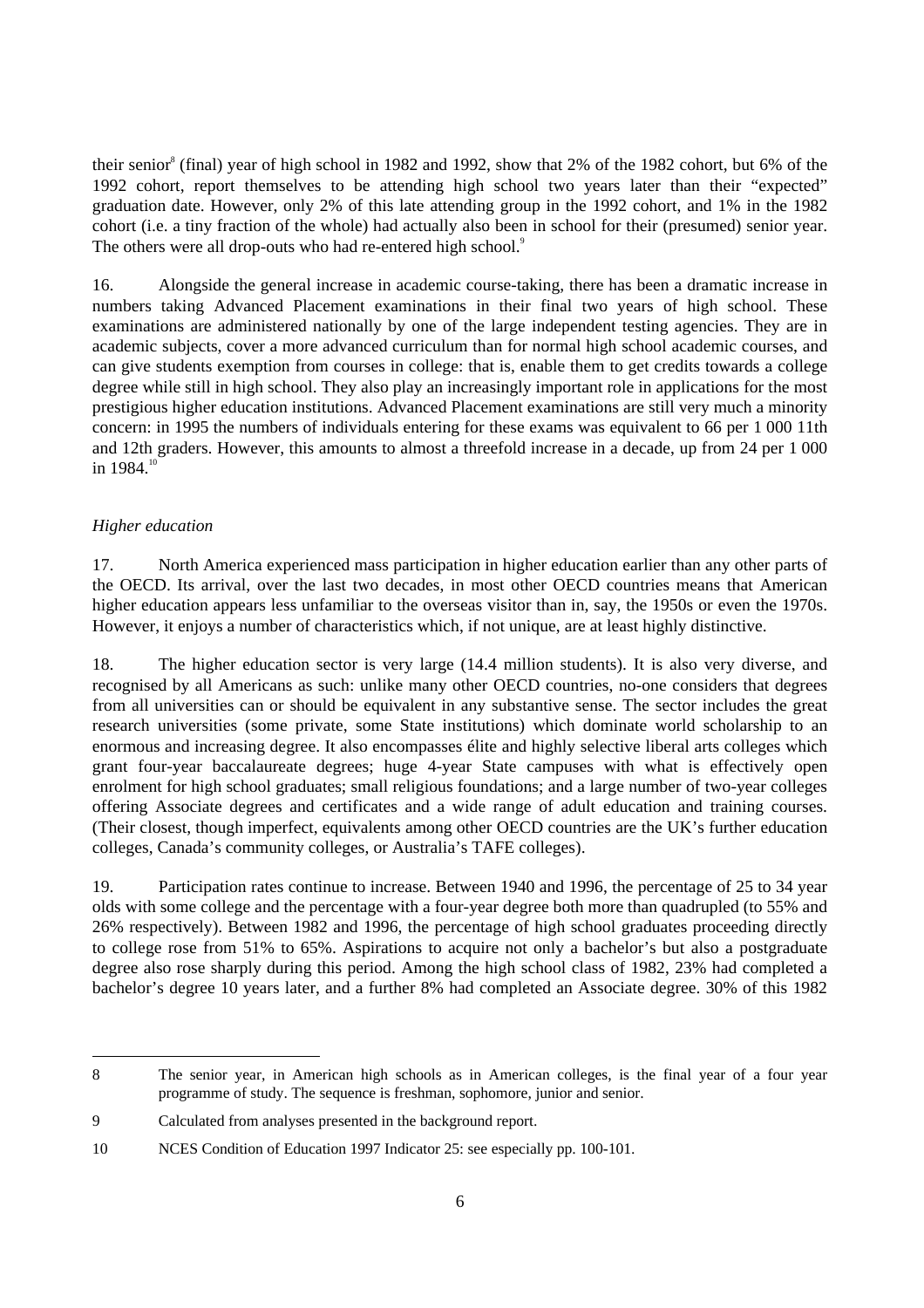their senior[8] (final) year of high school in 1982 and 1992, show that 2% of the 1982 cohort, but 6% of the 1992 cohort, report themselves to be attending high school two years later than their "expected" graduation date. However, only 2% of this late attending group in the 1992 cohort, and 1% in the 1982 cohort (i.e. a tiny fraction of the whole) had actually also been in school for their (presumed) senior year. The others were all drop-outs who had re-entered high school.[9]

16. Alongside the general increase in academic course-taking, there has been a dramatic increase in numbers taking Advanced Placement examinations in their final two years of high school. These examinations are administered nationally by one of the large independent testing agencies. They are in academic subjects, cover a more advanced curriculum than for normal high school academic courses, and can give students exemption from courses in college: that is, enable them to get credits towards a college degree while still in high school. They also play an increasingly important role in applications for the most prestigious higher education institutions. Advanced Placement examinations are still very much a minority concern: in 1995 the numbers of individuals entering for these exams was equivalent to 66 per 1 000 11th and 12th graders. However, this amounts to almost a threefold increase in a decade, up from 24 per 1 000 in 1984.[10]

*Higher education*

17. North America experienced mass participation in higher education earlier than any other parts of the OECD. Its arrival, over the last two decades, in most other OECD countries means that American higher education appears less unfamiliar to the overseas visitor than in, say, the 1950s or even the 1970s. However, it enjoys a number of characteristics which, if not unique, are at least highly distinctive.

18. The higher education sector is very large (14.4 million students). It is also very diverse, and recognised by all Americans as such: unlike many other OECD countries, no-one considers that degrees from all universities can or should be equivalent in any substantive sense. The sector includes the great research universities (some private, some State institutions) which dominate world scholarship to an enormous and increasing degree. It also encompasses élite and highly selective liberal arts colleges which grant four-year baccalaureate degrees; huge 4-year State campuses with what is effectively open enrolment for high school graduates; small religious foundations; and a large number of two-year colleges offering Associate degrees and certificates and a wide range of adult education and training courses. (Their closest, though imperfect, equivalents among other OECD countries are the UK's further education colleges, Canada's community colleges, or Australia's TAFE colleges).

19. Participation rates continue to increase. Between 1940 and 1996, the percentage of 25 to 34 year olds with some college and the percentage with a four-year degree both more than quadrupled (to 55% and 26% respectively). Between 1982 and 1996, the percentage of high school graduates proceeding directly to college rose from 51% to 65%. Aspirations to acquire not only a bachelor's but also a postgraduate degree also rose sharply during this period. Among the high school class of 1982, 23% had completed a bachelor's degree 10 years later, and a further 8% had completed an Associate degree. 30% of this 1982

---

8 The senior year, in American high schools as in American colleges, is the final year of a four year programme of study. The sequence is freshman, sophomore, junior and senior.

9 Calculated from analyses presented in the background report.

10 NCES Condition of Education 1997 Indicator 25: see especially pp. 100-101.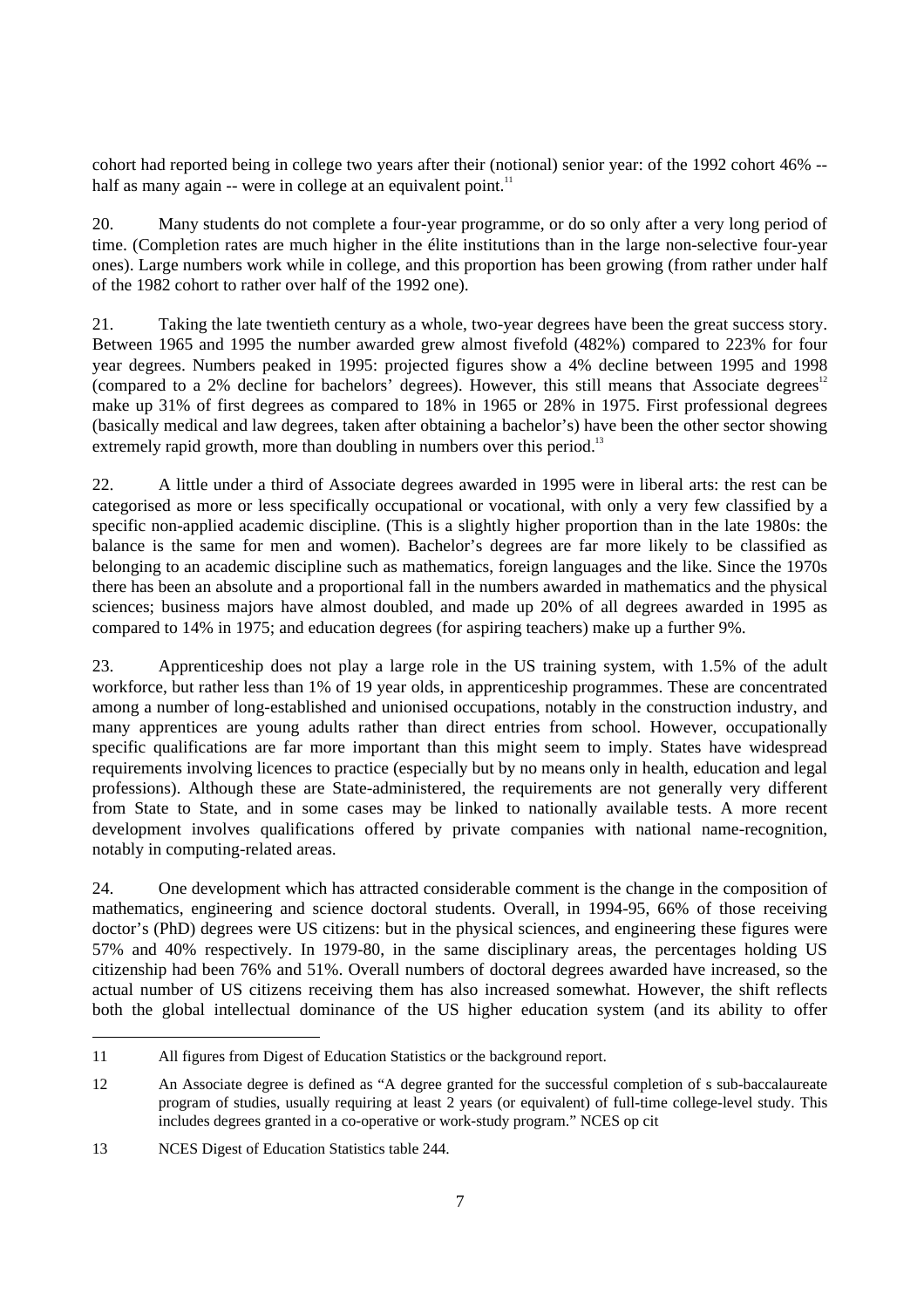cohort had reported being in college two years after their (notional) senior year: of the 1992 cohort 46% -- half as many again -- were in college at an equivalent point.[11]

20. Many students do not complete a four-year programme, or do so only after a very long period of time. (Completion rates are much higher in the élite institutions than in the large non-selective four-year ones). Large numbers work while in college, and this proportion has been growing (from rather under half of the 1982 cohort to rather over half of the 1992 one).

21. Taking the late twentieth century as a whole, two-year degrees have been the great success story. Between 1965 and 1995 the number awarded grew almost fivefold (482%) compared to 223% for four year degrees. Numbers peaked in 1995: projected figures show a 4% decline between 1995 and 1998 (compared to a 2% decline for bachelors' degrees). However, this still means that Associate degrees[12] make up 31% of first degrees as compared to 18% in 1965 or 28% in 1975. First professional degrees (basically medical and law degrees, taken after obtaining a bachelor's) have been the other sector showing extremely rapid growth, more than doubling in numbers over this period.[13]

22. A little under a third of Associate degrees awarded in 1995 were in liberal arts: the rest can be categorised as more or less specifically occupational or vocational, with only a very few classified by a specific non-applied academic discipline. (This is a slightly higher proportion than in the late 1980s: the balance is the same for men and women). Bachelor's degrees are far more likely to be classified as belonging to an academic discipline such as mathematics, foreign languages and the like. Since the 1970s there has been an absolute and a proportional fall in the numbers awarded in mathematics and the physical sciences; business majors have almost doubled, and made up 20% of all degrees awarded in 1995 as compared to 14% in 1975; and education degrees (for aspiring teachers) make up a further 9%.

23. Apprenticeship does not play a large role in the US training system, with 1.5% of the adult workforce, but rather less than 1% of 19 year olds, in apprenticeship programmes. These are concentrated among a number of long-established and unionised occupations, notably in the construction industry, and many apprentices are young adults rather than direct entries from school. However, occupationally specific qualifications are far more important than this might seem to imply. States have widespread requirements involving licences to practice (especially but by no means only in health, education and legal professions). Although these are State-administered, the requirements are not generally very different from State to State, and in some cases may be linked to nationally available tests. A more recent development involves qualifications offered by private companies with national name-recognition, notably in computing-related areas.

24. One development which has attracted considerable comment is the change in the composition of mathematics, engineering and science doctoral students. Overall, in 1994-95, 66% of those receiving doctor's (PhD) degrees were US citizens: but in the physical sciences, and engineering these figures were 57% and 40% respectively. In 1979-80, in the same disciplinary areas, the percentages holding US citizenship had been 76% and 51%. Overall numbers of doctoral degrees awarded have increased, so the actual number of US citizens receiving them has also increased somewhat. However, the shift reflects both the global intellectual dominance of the US higher education system (and its ability to offer

---

11 All figures from Digest of Education Statistics or the background report.

12 An Associate degree is defined as "A degree granted for the successful completion of s sub-baccalaureate program of studies, usually requiring at least 2 years (or equivalent) of full-time college-level study. This includes degrees granted in a co-operative or work-study program." NCES op cit

13 NCES Digest of Education Statistics table 244.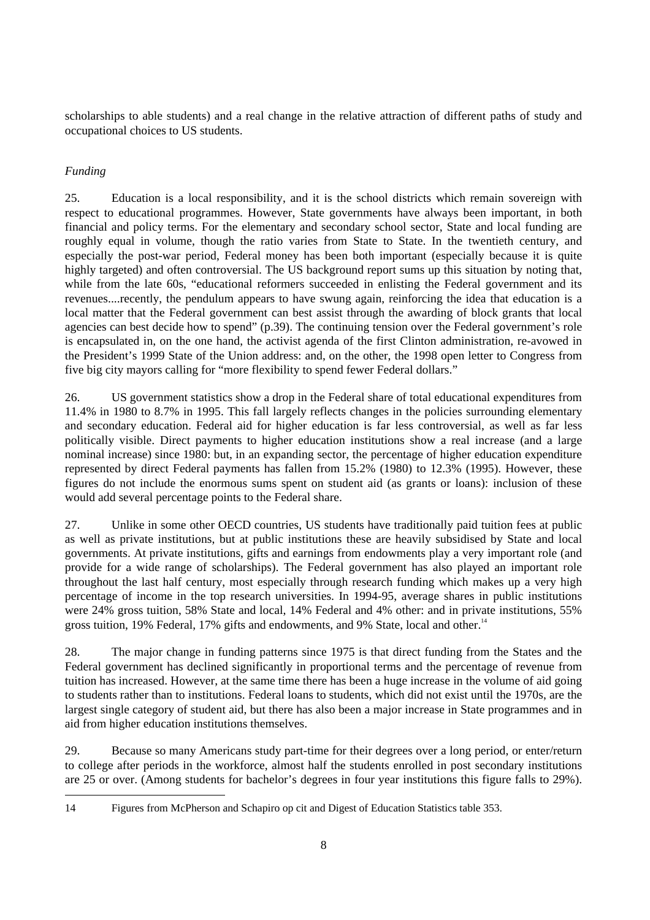scholarships to able students) and a real change in the relative attraction of different paths of study and occupational choices to US students.

*Funding*

25. Education is a local responsibility, and it is the school districts which remain sovereign with respect to educational programmes. However, State governments have always been important, in both financial and policy terms. For the elementary and secondary school sector, State and local funding are roughly equal in volume, though the ratio varies from State to State. In the twentieth century, and especially the post-war period, Federal money has been both important (especially because it is quite highly targeted) and often controversial. The US background report sums up this situation by noting that, while from the late 60s, "educational reformers succeeded in enlisting the Federal government and its revenues....recently, the pendulum appears to have swung again, reinforcing the idea that education is a local matter that the Federal government can best assist through the awarding of block grants that local agencies can best decide how to spend" (p.39). The continuing tension over the Federal government's role is encapsulated in, on the one hand, the activist agenda of the first Clinton administration, re-avowed in the President's 1999 State of the Union address: and, on the other, the 1998 open letter to Congress from five big city mayors calling for "more flexibility to spend fewer Federal dollars."

26. US government statistics show a drop in the Federal share of total educational expenditures from 11.4% in 1980 to 8.7% in 1995. This fall largely reflects changes in the policies surrounding elementary and secondary education. Federal aid for higher education is far less controversial, as well as far less politically visible. Direct payments to higher education institutions show a real increase (and a large nominal increase) since 1980: but, in an expanding sector, the percentage of higher education expenditure represented by direct Federal payments has fallen from 15.2% (1980) to 12.3% (1995). However, these figures do not include the enormous sums spent on student aid (as grants or loans): inclusion of these would add several percentage points to the Federal share.

27. Unlike in some other OECD countries, US students have traditionally paid tuition fees at public as well as private institutions, but at public institutions these are heavily subsidised by State and local governments. At private institutions, gifts and earnings from endowments play a very important role (and provide for a wide range of scholarships). The Federal government has also played an important role throughout the last half century, most especially through research funding which makes up a very high percentage of income in the top research universities. In 1994-95, average shares in public institutions were 24% gross tuition, 58% State and local, 14% Federal and 4% other: and in private institutions, 55% gross tuition, 19% Federal, 17% gifts and endowments, and 9% State, local and other.[14]

28. The major change in funding patterns since 1975 is that direct funding from the States and the Federal government has declined significantly in proportional terms and the percentage of revenue from tuition has increased. However, at the same time there has been a huge increase in the volume of aid going to students rather than to institutions. Federal loans to students, which did not exist until the 1970s, are the largest single category of student aid, but there has also been a major increase in State programmes and in aid from higher education institutions themselves.

29. Because so many Americans study part-time for their degrees over a long period, or enter/return to college after periods in the workforce, almost half the students enrolled in post secondary institutions are 25 or over. (Among students for bachelor's degrees in four year institutions this figure falls to 29%).

14 Figures from McPherson and Schapiro op cit and Digest of Education Statistics table 353.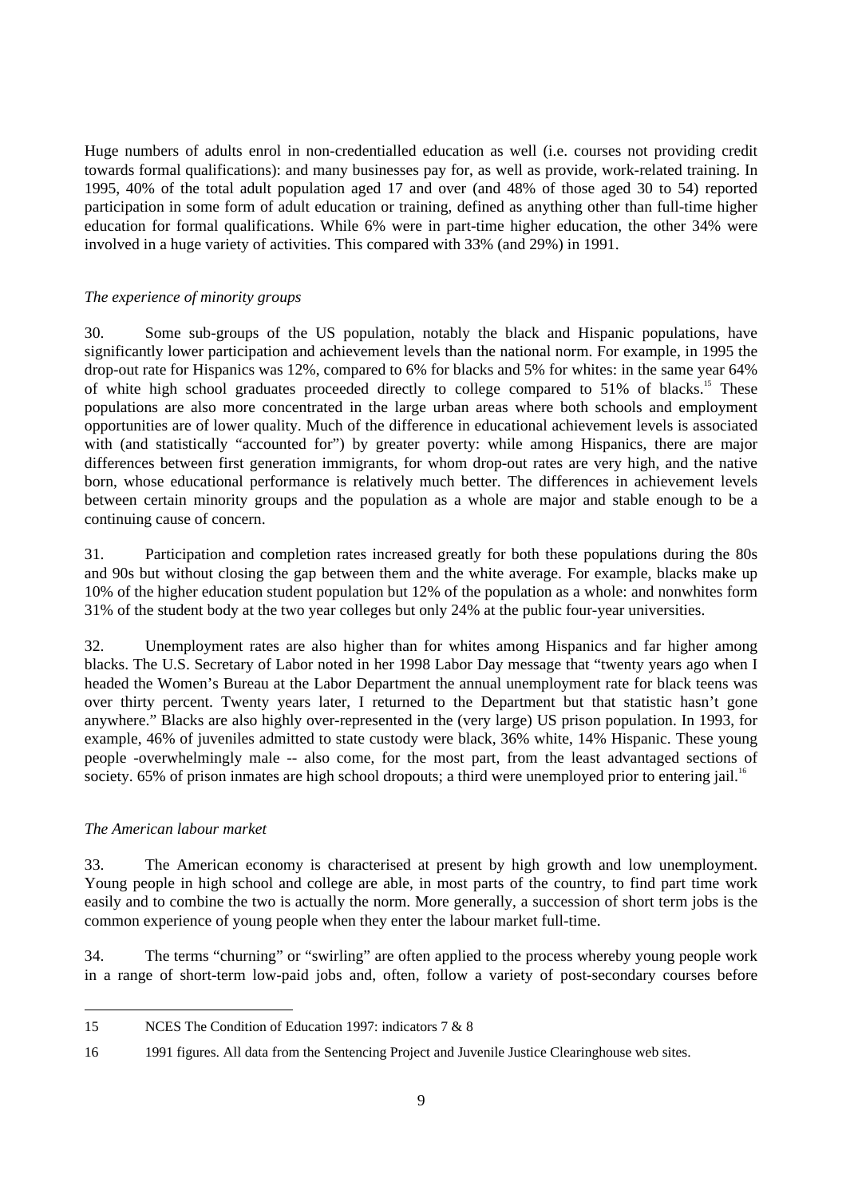Huge numbers of adults enrol in non-credentialled education as well (i.e. courses not providing credit towards formal qualifications): and many businesses pay for, as well as provide, work-related training. In 1995, 40% of the total adult population aged 17 and over (and 48% of those aged 30 to 54) reported participation in some form of adult education or training, defined as anything other than full-time higher education for formal qualifications. While 6% were in part-time higher education, the other 34% were involved in a huge variety of activities. This compared with 33% (and 29%) in 1991.

*The experience of minority groups*

30. Some sub-groups of the US population, notably the black and Hispanic populations, have significantly lower participation and achievement levels than the national norm. For example, in 1995 the drop-out rate for Hispanics was 12%, compared to 6% for blacks and 5% for whites: in the same year 64% of white high school graduates proceeded directly to college compared to 51% of blacks.[15] These populations are also more concentrated in the large urban areas where both schools and employment opportunities are of lower quality. Much of the difference in educational achievement levels is associated with (and statistically "accounted for") by greater poverty: while among Hispanics, there are major differences between first generation immigrants, for whom drop-out rates are very high, and the native born, whose educational performance is relatively much better. The differences in achievement levels between certain minority groups and the population as a whole are major and stable enough to be a continuing cause of concern.

31. Participation and completion rates increased greatly for both these populations during the 80s and 90s but without closing the gap between them and the white average. For example, blacks make up 10% of the higher education student population but 12% of the population as a whole: and nonwhites form 31% of the student body at the two year colleges but only 24% at the public four-year universities.

32. Unemployment rates are also higher than for whites among Hispanics and far higher among blacks. The U.S. Secretary of Labor noted in her 1998 Labor Day message that "twenty years ago when I headed the Women's Bureau at the Labor Department the annual unemployment rate for black teens was over thirty percent. Twenty years later, I returned to the Department but that statistic hasn't gone anywhere." Blacks are also highly over-represented in the (very large) US prison population. In 1993, for example, 46% of juveniles admitted to state custody were black, 36% white, 14% Hispanic. These young people -overwhelmingly male -- also come, for the most part, from the least advantaged sections of society. 65% of prison inmates are high school dropouts; a third were unemployed prior to entering jail.[16]

*The American labour market*

33. The American economy is characterised at present by high growth and low unemployment. Young people in high school and college are able, in most parts of the country, to find part time work easily and to combine the two is actually the norm. More generally, a succession of short term jobs is the common experience of young people when they enter the labour market full-time.

34. The terms "churning" or "swirling" are often applied to the process whereby young people work in a range of short-term low-paid jobs and, often, follow a variety of post-secondary courses before

---

15 NCES The Condition of Education 1997: indicators 7 & 8

16 1991 figures. All data from the Sentencing Project and Juvenile Justice Clearinghouse web sites.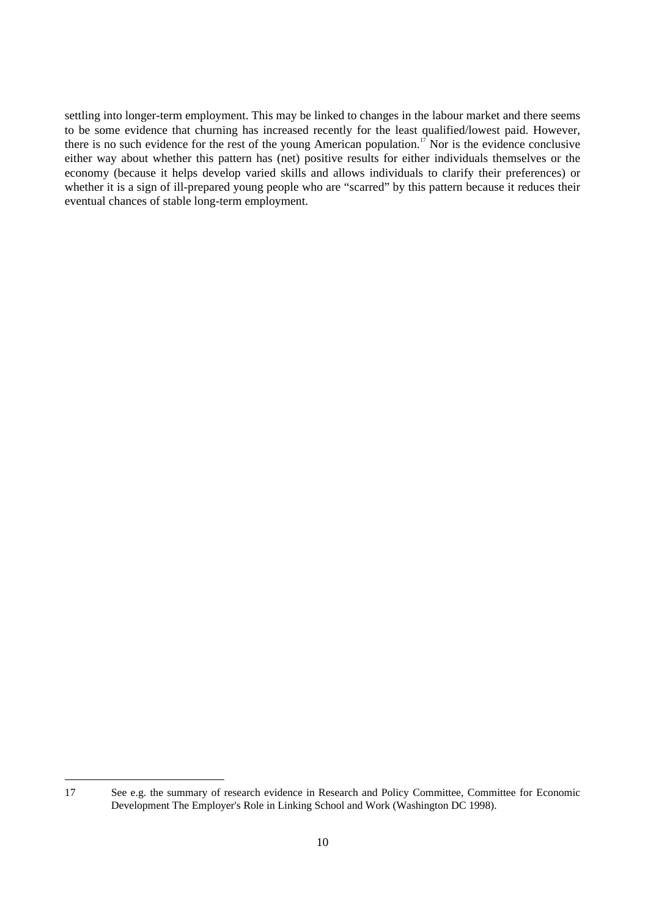settling into longer-term employment. This may be linked to changes in the labour market and there seems to be some evidence that churning has increased recently for the least qualified/lowest paid. However, there is no such evidence for the rest of the young American population.[17] Nor is the evidence conclusive either way about whether this pattern has (net) positive results for either individuals themselves or the economy (because it helps develop varied skills and allows individuals to clarify their preferences) or whether it is a sign of ill-prepared young people who are "scarred" by this pattern because it reduces their eventual chances of stable long-term employment.

---

17 See e.g. the summary of research evidence in Research and Policy Committee, Committee for Economic Development The Employer's Role in Linking School and Work (Washington DC 1998).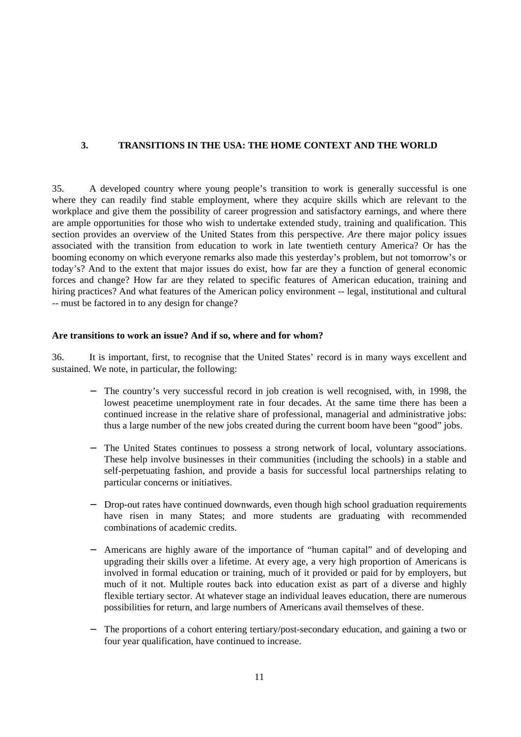## 3. TRANSITIONS IN THE USA: THE HOME CONTEXT AND THE WORLD

35. A developed country where young people's transition to work is generally successful is one where they can readily find stable employment, where they acquire skills which are relevant to the workplace and give them the possibility of career progression and satisfactory earnings, and where there are ample opportunities for those who wish to undertake extended study, training and qualification. This section provides an overview of the United States from this perspective. *Are* there major policy issues associated with the transition from education to work in late twentieth century America? Or has the booming economy on which everyone remarks also made this yesterday's problem, but not tomorrow's or today's? And to the extent that major issues do exist, how far are they a function of general economic forces and change? How far are they related to specific features of American education, training and hiring practices? And what features of the American policy environment -- legal, institutional and cultural -- must be factored in to any design for change?

### Are transitions to work an issue? And if so, where and for whom?

36. It is important, first, to recognise that the United States' record is in many ways excellent and sustained. We note, in particular, the following:

- The country's very successful record in job creation is well recognised, with, in 1998, the lowest peacetime unemployment rate in four decades. At the same time there has been a continued increase in the relative share of professional, managerial and administrative jobs: thus a large number of the new jobs created during the current boom have been "good" jobs.

- The United States continues to possess a strong network of local, voluntary associations. These help involve businesses in their communities (including the schools) in a stable and self-perpetuating fashion, and provide a basis for successful local partnerships relating to particular concerns or initiatives.

- Drop-out rates have continued downwards, even though high school graduation requirements have risen in many States; and more students are graduating with recommended combinations of academic credits.

- Americans are highly aware of the importance of "human capital" and of developing and upgrading their skills over a lifetime. At every age, a very high proportion of Americans is involved in formal education or training, much of it provided or paid for by employers, but much of it not. Multiple routes back into education exist as part of a diverse and highly flexible tertiary sector. At whatever stage an individual leaves education, there are numerous possibilities for return, and large numbers of Americans avail themselves of these.

- The proportions of a cohort entering tertiary/post-secondary education, and gaining a two or four year qualification, have continued to increase.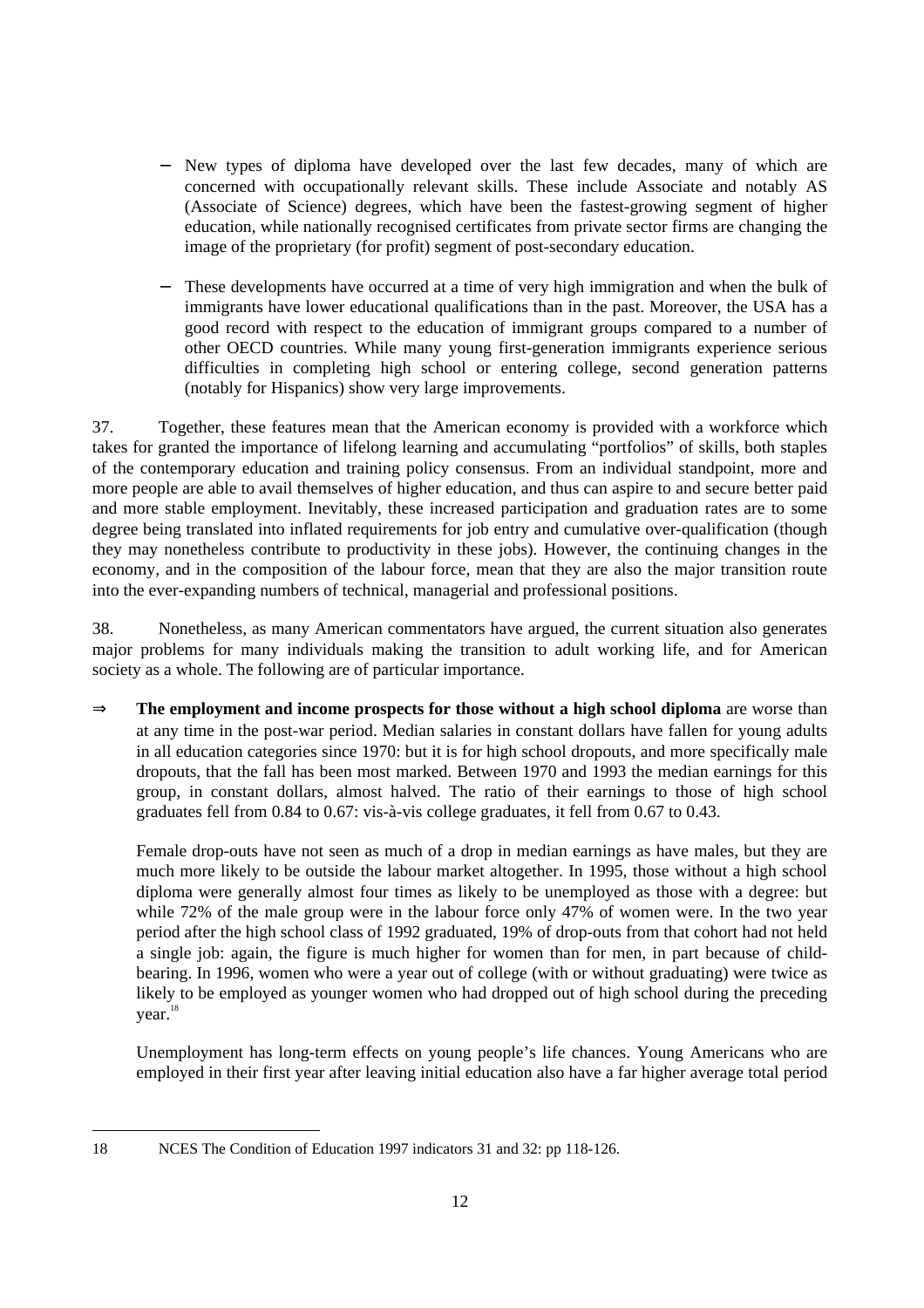- New types of diploma have developed over the last few decades, many of which are concerned with occupationally relevant skills. These include Associate and notably AS (Associate of Science) degrees, which have been the fastest-growing segment of higher education, while nationally recognised certificates from private sector firms are changing the image of the proprietary (for profit) segment of post-secondary education.

- These developments have occurred at a time of very high immigration and when the bulk of immigrants have lower educational qualifications than in the past. Moreover, the USA has a good record with respect to the education of immigrant groups compared to a number of other OECD countries. While many young first-generation immigrants experience serious difficulties in completing high school or entering college, second generation patterns (notably for Hispanics) show very large improvements.

37. Together, these features mean that the American economy is provided with a workforce which takes for granted the importance of lifelong learning and accumulating "portfolios" of skills, both staples of the contemporary education and training policy consensus. From an individual standpoint, more and more people are able to avail themselves of higher education, and thus can aspire to and secure better paid and more stable employment. Inevitably, these increased participation and graduation rates are to some degree being translated into inflated requirements for job entry and cumulative over-qualification (though they may nonetheless contribute to productivity in these jobs). However, the continuing changes in the economy, and in the composition of the labour force, mean that they are also the major transition route into the ever-expanding numbers of technical, managerial and professional positions.

38. Nonetheless, as many American commentators have argued, the current situation also generates major problems for many individuals making the transition to adult working life, and for American society as a whole. The following are of particular importance.

⇒ **The employment and income prospects for those without a high school diploma** are worse than at any time in the post-war period. Median salaries in constant dollars have fallen for young adults in all education categories since 1970: but it is for high school dropouts, and more specifically male dropouts, that the fall has been most marked. Between 1970 and 1993 the median earnings for this group, in constant dollars, almost halved. The ratio of their earnings to those of high school graduates fell from 0.84 to 0.67: vis-à-vis college graduates, it fell from 0.67 to 0.43.

Female drop-outs have not seen as much of a drop in median earnings as have males, but they are much more likely to be outside the labour market altogether. In 1995, those without a high school diploma were generally almost four times as likely to be unemployed as those with a degree: but while 72% of the male group were in the labour force only 47% of women were. In the two year period after the high school class of 1992 graduated, 19% of drop-outs from that cohort had not held a single job: again, the figure is much higher for women than for men, in part because of child-bearing. In 1996, women who were a year out of college (with or without graduating) were twice as likely to be employed as younger women who had dropped out of high school during the preceding year.[18]

Unemployment has long-term effects on young people's life chances. Young Americans who are employed in their first year after leaving initial education also have a far higher average total period

---

18 NCES The Condition of Education 1997 indicators 31 and 32: pp 118-126.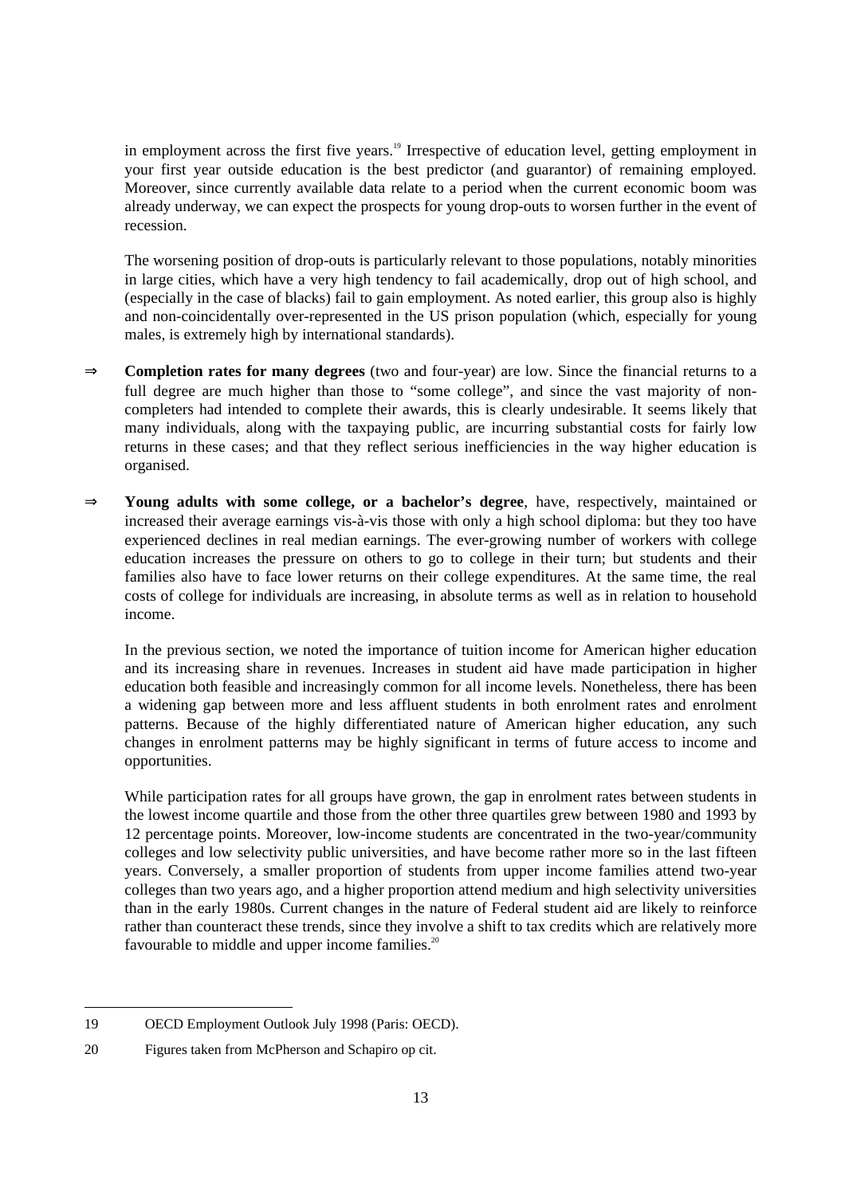in employment across the first five years.[19] Irrespective of education level, getting employment in your first year outside education is the best predictor (and guarantor) of remaining employed. Moreover, since currently available data relate to a period when the current economic boom was already underway, we can expect the prospects for young drop-outs to worsen further in the event of recession.

The worsening position of drop-outs is particularly relevant to those populations, notably minorities in large cities, which have a very high tendency to fail academically, drop out of high school, and (especially in the case of blacks) fail to gain employment. As noted earlier, this group also is highly and non-coincidentally over-represented in the US prison population (which, especially for young males, is extremely high by international standards).

⇒ **Completion rates for many degrees** (two and four-year) are low. Since the financial returns to a full degree are much higher than those to "some college", and since the vast majority of non-completers had intended to complete their awards, this is clearly undesirable. It seems likely that many individuals, along with the taxpaying public, are incurring substantial costs for fairly low returns in these cases; and that they reflect serious inefficiencies in the way higher education is organised.

⇒ **Young adults with some college, or a bachelor's degree**, have, respectively, maintained or increased their average earnings vis-à-vis those with only a high school diploma: but they too have experienced declines in real median earnings. The ever-growing number of workers with college education increases the pressure on others to go to college in their turn; but students and their families also have to face lower returns on their college expenditures. At the same time, the real costs of college for individuals are increasing, in absolute terms as well as in relation to household income.

In the previous section, we noted the importance of tuition income for American higher education and its increasing share in revenues. Increases in student aid have made participation in higher education both feasible and increasingly common for all income levels. Nonetheless, there has been a widening gap between more and less affluent students in both enrolment rates and enrolment patterns. Because of the highly differentiated nature of American higher education, any such changes in enrolment patterns may be highly significant in terms of future access to income and opportunities.

While participation rates for all groups have grown, the gap in enrolment rates between students in the lowest income quartile and those from the other three quartiles grew between 1980 and 1993 by 12 percentage points. Moreover, low-income students are concentrated in the two-year/community colleges and low selectivity public universities, and have become rather more so in the last fifteen years. Conversely, a smaller proportion of students from upper income families attend two-year colleges than two years ago, and a higher proportion attend medium and high selectivity universities than in the early 1980s. Current changes in the nature of Federal student aid are likely to reinforce rather than counteract these trends, since they involve a shift to tax credits which are relatively more favourable to middle and upper income families.[20]

---

19 OECD Employment Outlook July 1998 (Paris: OECD).

20 Figures taken from McPherson and Schapiro op cit.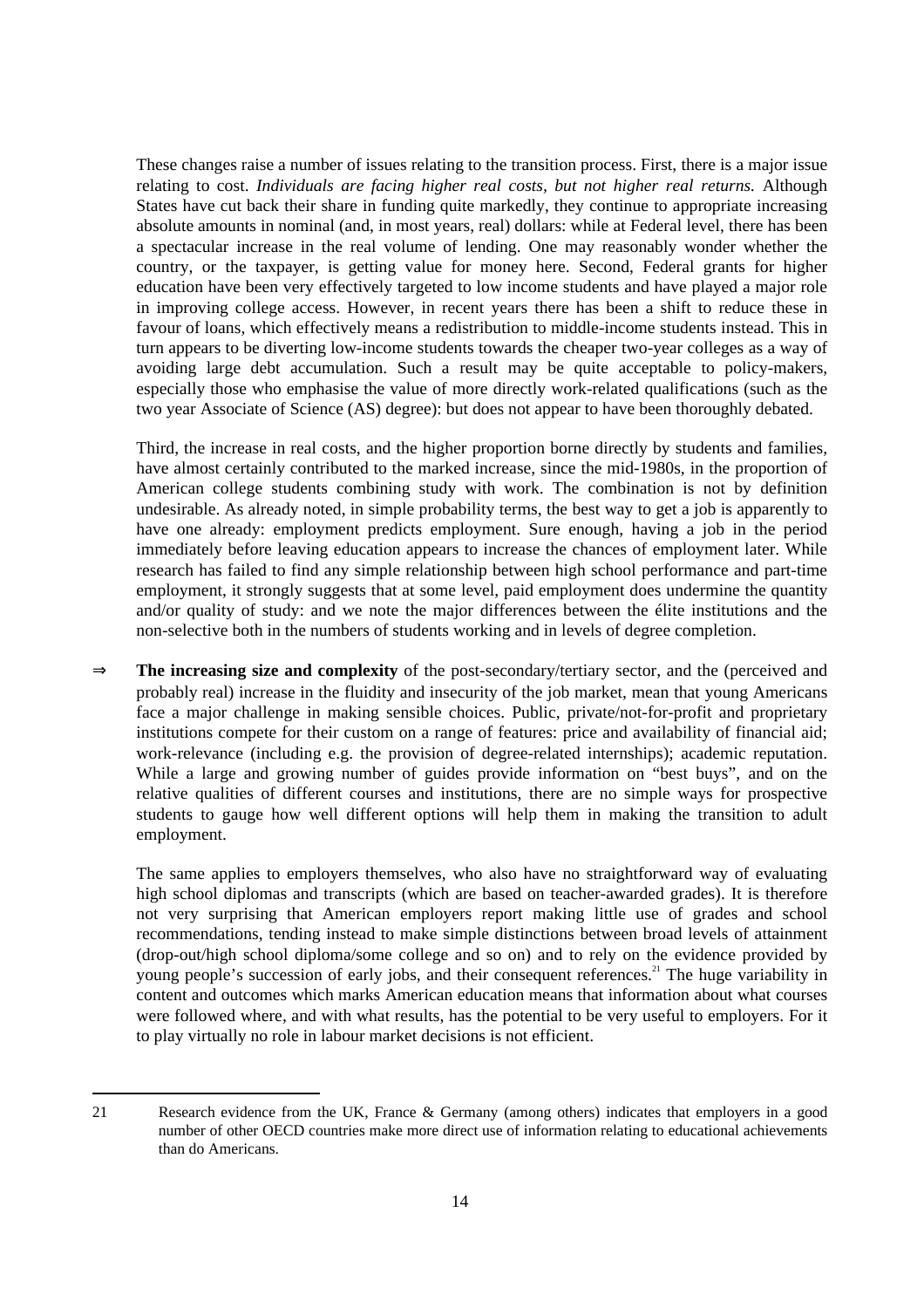These changes raise a number of issues relating to the transition process. First, there is a major issue relating to cost. *Individuals are facing higher real costs, but not higher real returns.* Although States have cut back their share in funding quite markedly, they continue to appropriate increasing absolute amounts in nominal (and, in most years, real) dollars: while at Federal level, there has been a spectacular increase in the real volume of lending. One may reasonably wonder whether the country, or the taxpayer, is getting value for money here. Second, Federal grants for higher education have been very effectively targeted to low income students and have played a major role in improving college access. However, in recent years there has been a shift to reduce these in favour of loans, which effectively means a redistribution to middle-income students instead. This in turn appears to be diverting low-income students towards the cheaper two-year colleges as a way of avoiding large debt accumulation. Such a result may be quite acceptable to policy-makers, especially those who emphasise the value of more directly work-related qualifications (such as the two year Associate of Science (AS) degree): but does not appear to have been thoroughly debated.

Third, the increase in real costs, and the higher proportion borne directly by students and families, have almost certainly contributed to the marked increase, since the mid-1980s, in the proportion of American college students combining study with work. The combination is not by definition undesirable. As already noted, in simple probability terms, the best way to get a job is apparently to have one already: employment predicts employment. Sure enough, having a job in the period immediately before leaving education appears to increase the chances of employment later. While research has failed to find any simple relationship between high school performance and part-time employment, it strongly suggests that at some level, paid employment does undermine the quantity and/or quality of study: and we note the major differences between the élite institutions and the non-selective both in the numbers of students working and in levels of degree completion.

⇒ **The increasing size and complexity** of the post-secondary/tertiary sector, and the (perceived and probably real) increase in the fluidity and insecurity of the job market, mean that young Americans face a major challenge in making sensible choices. Public, private/not-for-profit and proprietary institutions compete for their custom on a range of features: price and availability of financial aid; work-relevance (including e.g. the provision of degree-related internships); academic reputation. While a large and growing number of guides provide information on "best buys", and on the relative qualities of different courses and institutions, there are no simple ways for prospective students to gauge how well different options will help them in making the transition to adult employment.

The same applies to employers themselves, who also have no straightforward way of evaluating high school diplomas and transcripts (which are based on teacher-awarded grades). It is therefore not very surprising that American employers report making little use of grades and school recommendations, tending instead to make simple distinctions between broad levels of attainment (drop-out/high school diploma/some college and so on) and to rely on the evidence provided by young people's succession of early jobs, and their consequent references.[21] The huge variability in content and outcomes which marks American education means that information about what courses were followed where, and with what results, has the potential to be very useful to employers. For it to play virtually no role in labour market decisions is not efficient.

---

21 Research evidence from the UK, France & Germany (among others) indicates that employers in a good number of other OECD countries make more direct use of information relating to educational achievements than do Americans.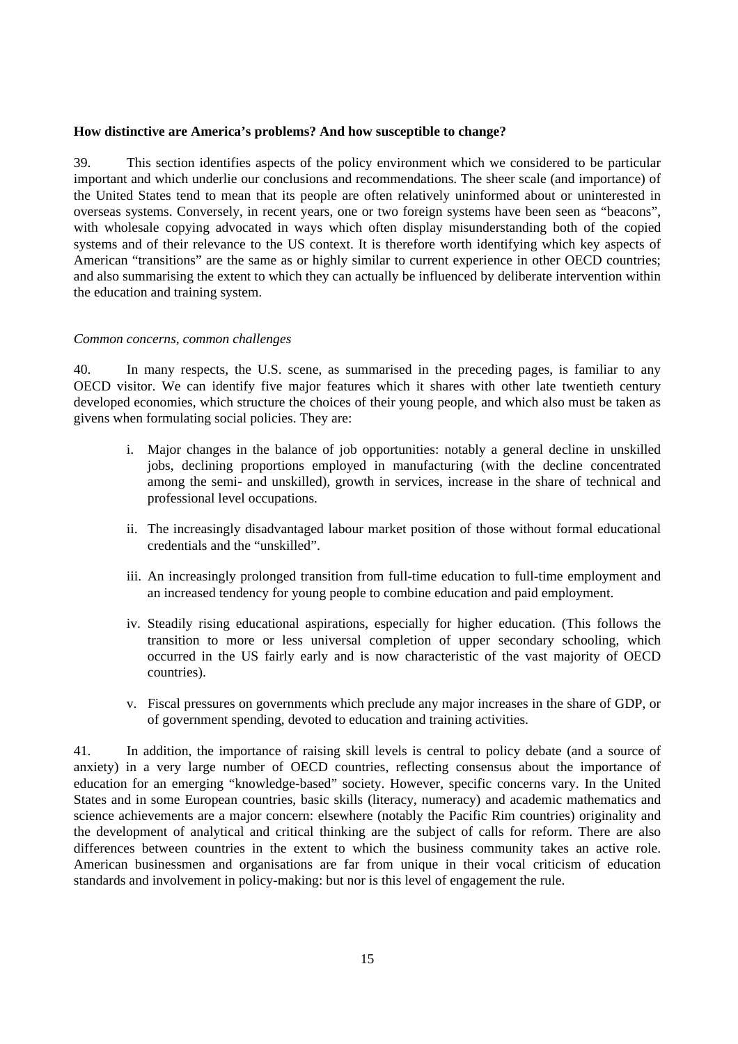**How distinctive are America's problems? And how susceptible to change?**

39. This section identifies aspects of the policy environment which we considered to be particular important and which underlie our conclusions and recommendations. The sheer scale (and importance) of the United States tend to mean that its people are often relatively uninformed about or uninterested in overseas systems. Conversely, in recent years, one or two foreign systems have been seen as "beacons", with wholesale copying advocated in ways which often display misunderstanding both of the copied systems and of their relevance to the US context. It is therefore worth identifying which key aspects of American "transitions" are the same as or highly similar to current experience in other OECD countries; and also summarising the extent to which they can actually be influenced by deliberate intervention within the education and training system.

*Common concerns, common challenges*

40. In many respects, the U.S. scene, as summarised in the preceding pages, is familiar to any OECD visitor. We can identify five major features which it shares with other late twentieth century developed economies, which structure the choices of their young people, and which also must be taken as givens when formulating social policies. They are:

i. Major changes in the balance of job opportunities: notably a general decline in unskilled jobs, declining proportions employed in manufacturing (with the decline concentrated among the semi- and unskilled), growth in services, increase in the share of technical and professional level occupations.

ii. The increasingly disadvantaged labour market position of those without formal educational credentials and the "unskilled".

iii. An increasingly prolonged transition from full-time education to full-time employment and an increased tendency for young people to combine education and paid employment.

iv. Steadily rising educational aspirations, especially for higher education. (This follows the transition to more or less universal completion of upper secondary schooling, which occurred in the US fairly early and is now characteristic of the vast majority of OECD countries).

v. Fiscal pressures on governments which preclude any major increases in the share of GDP, or of government spending, devoted to education and training activities.

41. In addition, the importance of raising skill levels is central to policy debate (and a source of anxiety) in a very large number of OECD countries, reflecting consensus about the importance of education for an emerging "knowledge-based" society. However, specific concerns vary. In the United States and in some European countries, basic skills (literacy, numeracy) and academic mathematics and science achievements are a major concern: elsewhere (notably the Pacific Rim countries) originality and the development of analytical and critical thinking are the subject of calls for reform. There are also differences between countries in the extent to which the business community takes an active role. American businessmen and organisations are far from unique in their vocal criticism of education standards and involvement in policy-making: but nor is this level of engagement the rule.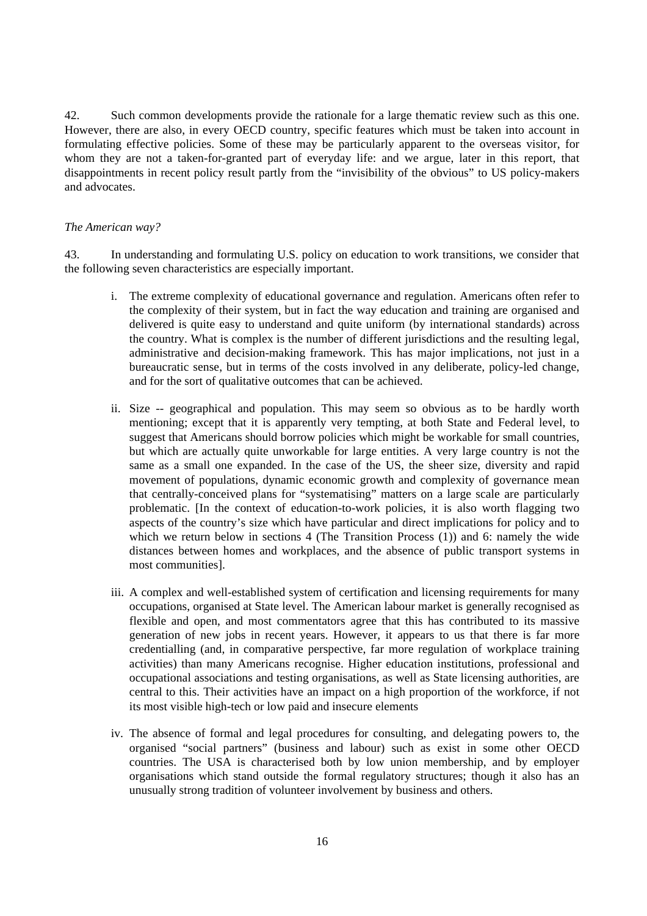42. Such common developments provide the rationale for a large thematic review such as this one. However, there are also, in every OECD country, specific features which must be taken into account in formulating effective policies. Some of these may be particularly apparent to the overseas visitor, for whom they are not a taken-for-granted part of everyday life: and we argue, later in this report, that disappointments in recent policy result partly from the "invisibility of the obvious" to US policy-makers and advocates.

*The American way?*

43. In understanding and formulating U.S. policy on education to work transitions, we consider that the following seven characteristics are especially important.

i. The extreme complexity of educational governance and regulation. Americans often refer to the complexity of their system, but in fact the way education and training are organised and delivered is quite easy to understand and quite uniform (by international standards) across the country. What is complex is the number of different jurisdictions and the resulting legal, administrative and decision-making framework. This has major implications, not just in a bureaucratic sense, but in terms of the costs involved in any deliberate, policy-led change, and for the sort of qualitative outcomes that can be achieved.

ii. Size -- geographical and population. This may seem so obvious as to be hardly worth mentioning; except that it is apparently very tempting, at both State and Federal level, to suggest that Americans should borrow policies which might be workable for small countries, but which are actually quite unworkable for large entities. A very large country is not the same as a small one expanded. In the case of the US, the sheer size, diversity and rapid movement of populations, dynamic economic growth and complexity of governance mean that centrally-conceived plans for "systematising" matters on a large scale are particularly problematic. [In the context of education-to-work policies, it is also worth flagging two aspects of the country's size which have particular and direct implications for policy and to which we return below in sections 4 (The Transition Process (1)) and 6: namely the wide distances between homes and workplaces, and the absence of public transport systems in most communities].

iii. A complex and well-established system of certification and licensing requirements for many occupations, organised at State level. The American labour market is generally recognised as flexible and open, and most commentators agree that this has contributed to its massive generation of new jobs in recent years. However, it appears to us that there is far more credentialling (and, in comparative perspective, far more regulation of workplace training activities) than many Americans recognise. Higher education institutions, professional and occupational associations and testing organisations, as well as State licensing authorities, are central to this. Their activities have an impact on a high proportion of the workforce, if not its most visible high-tech or low paid and insecure elements

iv. The absence of formal and legal procedures for consulting, and delegating powers to, the organised "social partners" (business and labour) such as exist in some other OECD countries. The USA is characterised both by low union membership, and by employer organisations which stand outside the formal regulatory structures; though it also has an unusually strong tradition of volunteer involvement by business and others.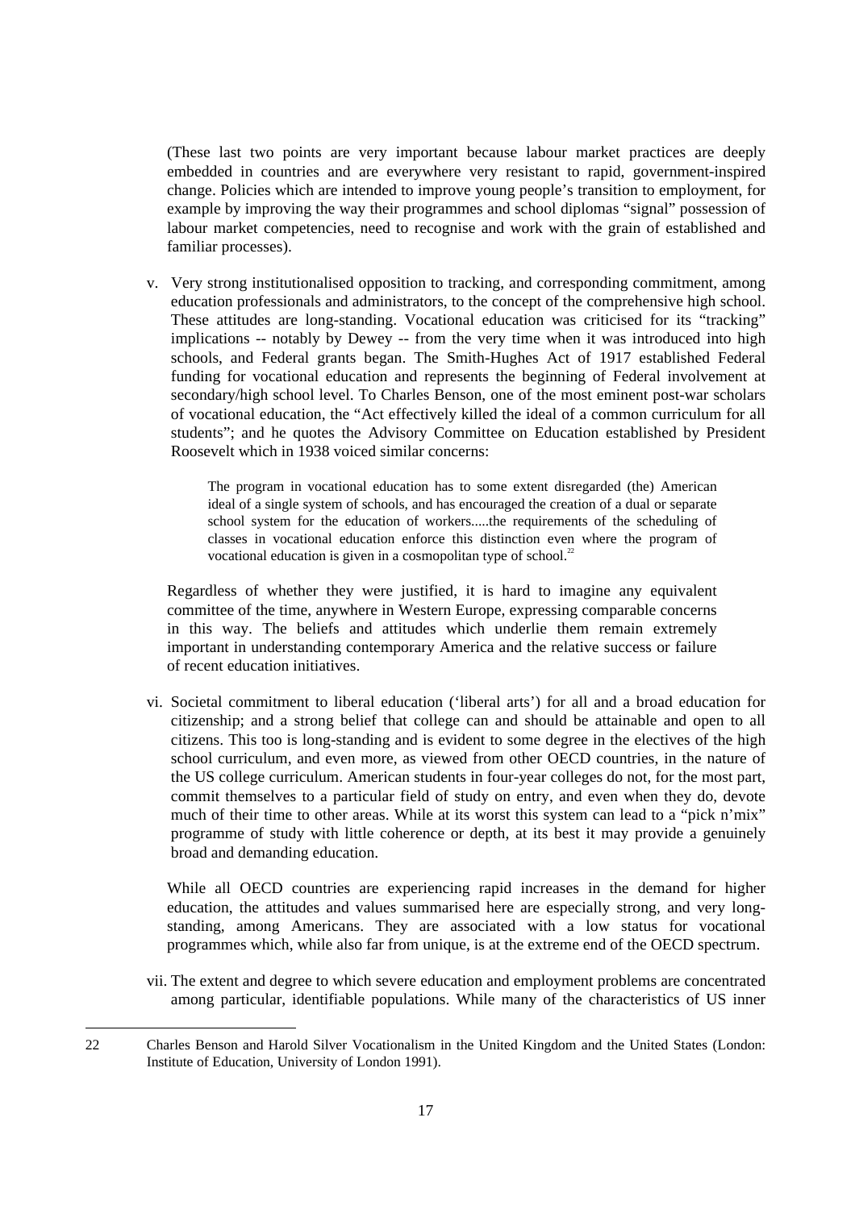(These last two points are very important because labour market practices are deeply embedded in countries and are everywhere very resistant to rapid, government-inspired change. Policies which are intended to improve young people's transition to employment, for example by improving the way their programmes and school diplomas "signal" possession of labour market competencies, need to recognise and work with the grain of established and familiar processes).

v. Very strong institutionalised opposition to tracking, and corresponding commitment, among education professionals and administrators, to the concept of the comprehensive high school. These attitudes are long-standing. Vocational education was criticised for its "tracking" implications -- notably by Dewey -- from the very time when it was introduced into high schools, and Federal grants began. The Smith-Hughes Act of 1917 established Federal funding for vocational education and represents the beginning of Federal involvement at secondary/high school level. To Charles Benson, one of the most eminent post-war scholars of vocational education, the "Act effectively killed the ideal of a common curriculum for all students"; and he quotes the Advisory Committee on Education established by President Roosevelt which in 1938 voiced similar concerns:

> The program in vocational education has to some extent disregarded (the) American ideal of a single system of schools, and has encouraged the creation of a dual or separate school system for the education of workers.....the requirements of the scheduling of classes in vocational education enforce this distinction even where the program of vocational education is given in a cosmopolitan type of school.[22]

Regardless of whether they were justified, it is hard to imagine any equivalent committee of the time, anywhere in Western Europe, expressing comparable concerns in this way. The beliefs and attitudes which underlie them remain extremely important in understanding contemporary America and the relative success or failure of recent education initiatives.

vi. Societal commitment to liberal education ('liberal arts') for all and a broad education for citizenship; and a strong belief that college can and should be attainable and open to all citizens. This too is long-standing and is evident to some degree in the electives of the high school curriculum, and even more, as viewed from other OECD countries, in the nature of the US college curriculum. American students in four-year colleges do not, for the most part, commit themselves to a particular field of study on entry, and even when they do, devote much of their time to other areas. While at its worst this system can lead to a "pick n'mix" programme of study with little coherence or depth, at its best it may provide a genuinely broad and demanding education.

While all OECD countries are experiencing rapid increases in the demand for higher education, the attitudes and values summarised here are especially strong, and very long-standing, among Americans. They are associated with a low status for vocational programmes which, while also far from unique, is at the extreme end of the OECD spectrum.

vii. The extent and degree to which severe education and employment problems are concentrated among particular, identifiable populations. While many of the characteristics of US inner

---

22 Charles Benson and Harold Silver Vocationalism in the United Kingdom and the United States (London: Institute of Education, University of London 1991).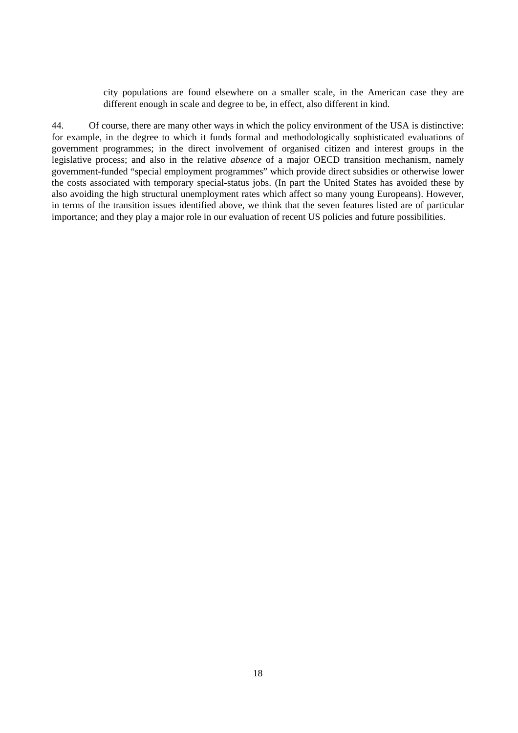city populations are found elsewhere on a smaller scale, in the American case they are different enough in scale and degree to be, in effect, also different in kind.

44. Of course, there are many other ways in which the policy environment of the USA is distinctive: for example, in the degree to which it funds formal and methodologically sophisticated evaluations of government programmes; in the direct involvement of organised citizen and interest groups in the legislative process; and also in the relative *absence* of a major OECD transition mechanism, namely government-funded "special employment programmes" which provide direct subsidies or otherwise lower the costs associated with temporary special-status jobs. (In part the United States has avoided these by also avoiding the high structural unemployment rates which affect so many young Europeans). However, in terms of the transition issues identified above, we think that the seven features listed are of particular importance; and they play a major role in our evaluation of recent US policies and future possibilities.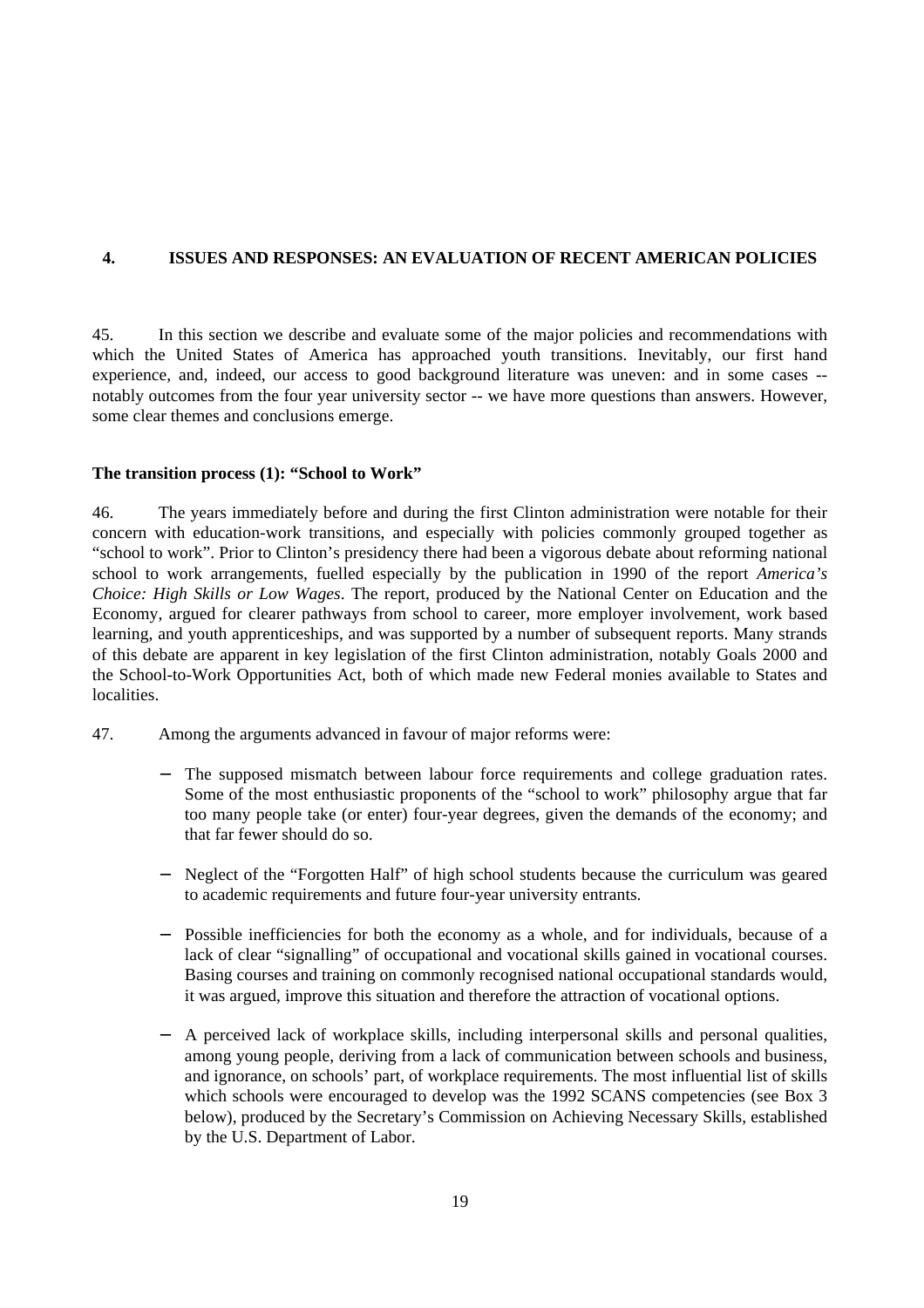## 4. ISSUES AND RESPONSES: AN EVALUATION OF RECENT AMERICAN POLICIES

45. In this section we describe and evaluate some of the major policies and recommendations with which the United States of America has approached youth transitions. Inevitably, our first hand experience, and, indeed, our access to good background literature was uneven: and in some cases -- notably outcomes from the four year university sector -- we have more questions than answers. However, some clear themes and conclusions emerge.

### The transition process (1): "School to Work"

46. The years immediately before and during the first Clinton administration were notable for their concern with education-work transitions, and especially with policies commonly grouped together as "school to work". Prior to Clinton's presidency there had been a vigorous debate about reforming national school to work arrangements, fuelled especially by the publication in 1990 of the report *America's Choice: High Skills or Low Wages*. The report, produced by the National Center on Education and the Economy, argued for clearer pathways from school to career, more employer involvement, work based learning, and youth apprenticeships, and was supported by a number of subsequent reports. Many strands of this debate are apparent in key legislation of the first Clinton administration, notably Goals 2000 and the School-to-Work Opportunities Act, both of which made new Federal monies available to States and localities.

47. Among the arguments advanced in favour of major reforms were:

- The supposed mismatch between labour force requirements and college graduation rates. Some of the most enthusiastic proponents of the "school to work" philosophy argue that far too many people take (or enter) four-year degrees, given the demands of the economy; and that far fewer should do so.

- Neglect of the "Forgotten Half" of high school students because the curriculum was geared to academic requirements and future four-year university entrants.

- Possible inefficiencies for both the economy as a whole, and for individuals, because of a lack of clear "signalling" of occupational and vocational skills gained in vocational courses. Basing courses and training on commonly recognised national occupational standards would, it was argued, improve this situation and therefore the attraction of vocational options.

- A perceived lack of workplace skills, including interpersonal skills and personal qualities, among young people, deriving from a lack of communication between schools and business, and ignorance, on schools' part, of workplace requirements. The most influential list of skills which schools were encouraged to develop was the 1992 SCANS competencies (see Box 3 below), produced by the Secretary's Commission on Achieving Necessary Skills, established by the U.S. Department of Labor.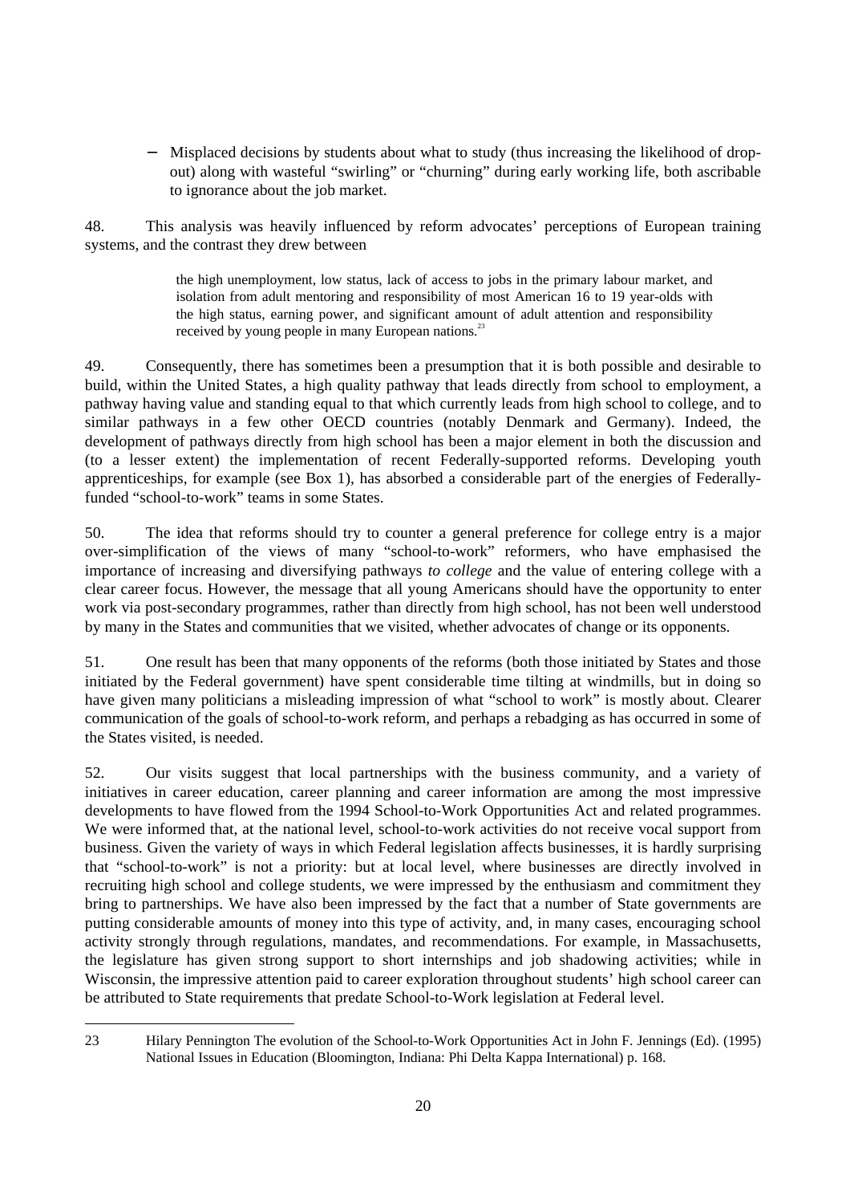- Misplaced decisions by students about what to study (thus increasing the likelihood of drop-out) along with wasteful "swirling" or "churning" during early working life, both ascribable to ignorance about the job market.

48. This analysis was heavily influenced by reform advocates' perceptions of European training systems, and the contrast they drew between

> the high unemployment, low status, lack of access to jobs in the primary labour market, and isolation from adult mentoring and responsibility of most American 16 to 19 year-olds with the high status, earning power, and significant amount of adult attention and responsibility received by young people in many European nations.[23]

49. Consequently, there has sometimes been a presumption that it is both possible and desirable to build, within the United States, a high quality pathway that leads directly from school to employment, a pathway having value and standing equal to that which currently leads from high school to college, and to similar pathways in a few other OECD countries (notably Denmark and Germany). Indeed, the development of pathways directly from high school has been a major element in both the discussion and (to a lesser extent) the implementation of recent Federally-supported reforms. Developing youth apprenticeships, for example (see Box 1), has absorbed a considerable part of the energies of Federally-funded "school-to-work" teams in some States.

50. The idea that reforms should try to counter a general preference for college entry is a major over-simplification of the views of many "school-to-work" reformers, who have emphasised the importance of increasing and diversifying pathways *to college* and the value of entering college with a clear career focus. However, the message that all young Americans should have the opportunity to enter work via post-secondary programmes, rather than directly from high school, has not been well understood by many in the States and communities that we visited, whether advocates of change or its opponents.

51. One result has been that many opponents of the reforms (both those initiated by States and those initiated by the Federal government) have spent considerable time tilting at windmills, but in doing so have given many politicians a misleading impression of what "school to work" is mostly about. Clearer communication of the goals of school-to-work reform, and perhaps a rebadging as has occurred in some of the States visited, is needed.

52. Our visits suggest that local partnerships with the business community, and a variety of initiatives in career education, career planning and career information are among the most impressive developments to have flowed from the 1994 School-to-Work Opportunities Act and related programmes. We were informed that, at the national level, school-to-work activities do not receive vocal support from business. Given the variety of ways in which Federal legislation affects businesses, it is hardly surprising that "school-to-work" is not a priority: but at local level, where businesses are directly involved in recruiting high school and college students, we were impressed by the enthusiasm and commitment they bring to partnerships. We have also been impressed by the fact that a number of State governments are putting considerable amounts of money into this type of activity, and, in many cases, encouraging school activity strongly through regulations, mandates, and recommendations. For example, in Massachusetts, the legislature has given strong support to short internships and job shadowing activities; while in Wisconsin, the impressive attention paid to career exploration throughout students' high school career can be attributed to State requirements that predate School-to-Work legislation at Federal level.

---

23 Hilary Pennington The evolution of the School-to-Work Opportunities Act in John F. Jennings (Ed). (1995) National Issues in Education (Bloomington, Indiana: Phi Delta Kappa International) p. 168.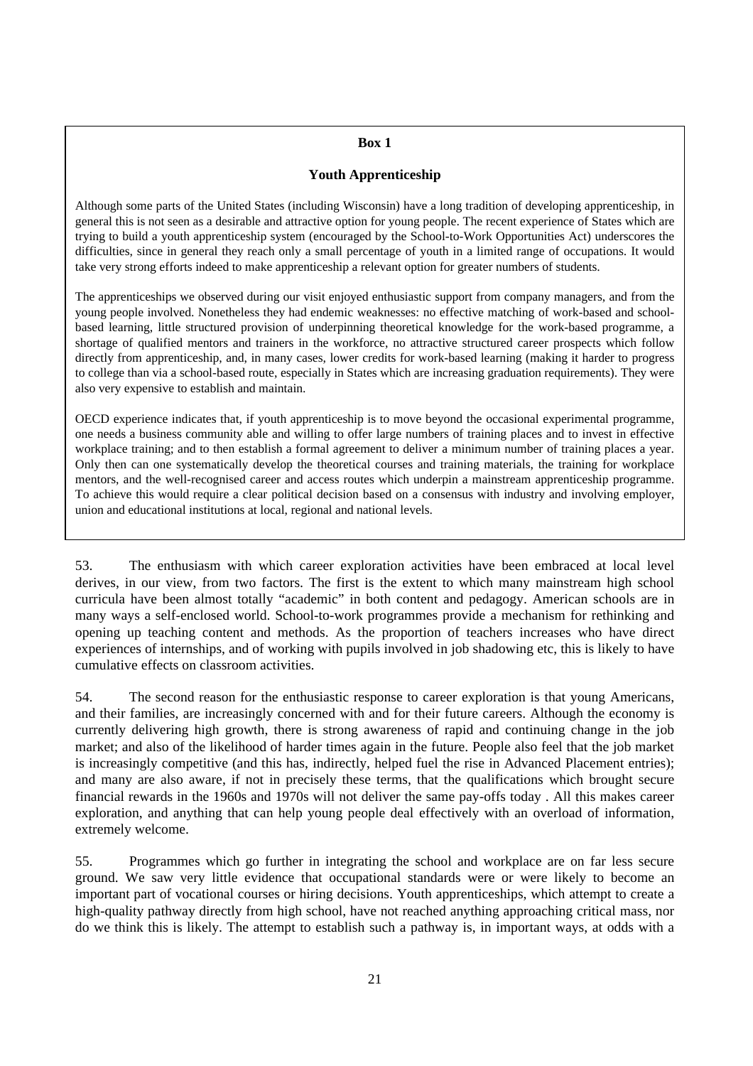**Box 1**

**Youth Apprenticeship**

Although some parts of the United States (including Wisconsin) have a long tradition of developing apprenticeship, in general this is not seen as a desirable and attractive option for young people. The recent experience of States which are trying to build a youth apprenticeship system (encouraged by the School-to-Work Opportunities Act) underscores the difficulties, since in general they reach only a small percentage of youth in a limited range of occupations. It would take very strong efforts indeed to make apprenticeship a relevant option for greater numbers of students.

The apprenticeships we observed during our visit enjoyed enthusiastic support from company managers, and from the young people involved. Nonetheless they had endemic weaknesses: no effective matching of work-based and school-based learning, little structured provision of underpinning theoretical knowledge for the work-based programme, a shortage of qualified mentors and trainers in the workforce, no attractive structured career prospects which follow directly from apprenticeship, and, in many cases, lower credits for work-based learning (making it harder to progress to college than via a school-based route, especially in States which are increasing graduation requirements). They were also very expensive to establish and maintain.

OECD experience indicates that, if youth apprenticeship is to move beyond the occasional experimental programme, one needs a business community able and willing to offer large numbers of training places and to invest in effective workplace training; and to then establish a formal agreement to deliver a minimum number of training places a year. Only then can one systematically develop the theoretical courses and training materials, the training for workplace mentors, and the well-recognised career and access routes which underpin a mainstream apprenticeship programme. To achieve this would require a clear political decision based on a consensus with industry and involving employer, union and educational institutions at local, regional and national levels.

53. The enthusiasm with which career exploration activities have been embraced at local level derives, in our view, from two factors. The first is the extent to which many mainstream high school curricula have been almost totally "academic" in both content and pedagogy. American schools are in many ways a self-enclosed world. School-to-work programmes provide a mechanism for rethinking and opening up teaching content and methods. As the proportion of teachers increases who have direct experiences of internships, and of working with pupils involved in job shadowing etc, this is likely to have cumulative effects on classroom activities.

54. The second reason for the enthusiastic response to career exploration is that young Americans, and their families, are increasingly concerned with and for their future careers. Although the economy is currently delivering high growth, there is strong awareness of rapid and continuing change in the job market; and also of the likelihood of harder times again in the future. People also feel that the job market is increasingly competitive (and this has, indirectly, helped fuel the rise in Advanced Placement entries); and many are also aware, if not in precisely these terms, that the qualifications which brought secure financial rewards in the 1960s and 1970s will not deliver the same pay-offs today . All this makes career exploration, and anything that can help young people deal effectively with an overload of information, extremely welcome.

55. Programmes which go further in integrating the school and workplace are on far less secure ground. We saw very little evidence that occupational standards were or were likely to become an important part of vocational courses or hiring decisions. Youth apprenticeships, which attempt to create a high-quality pathway directly from high school, have not reached anything approaching critical mass, nor do we think this is likely. The attempt to establish such a pathway is, in important ways, at odds with a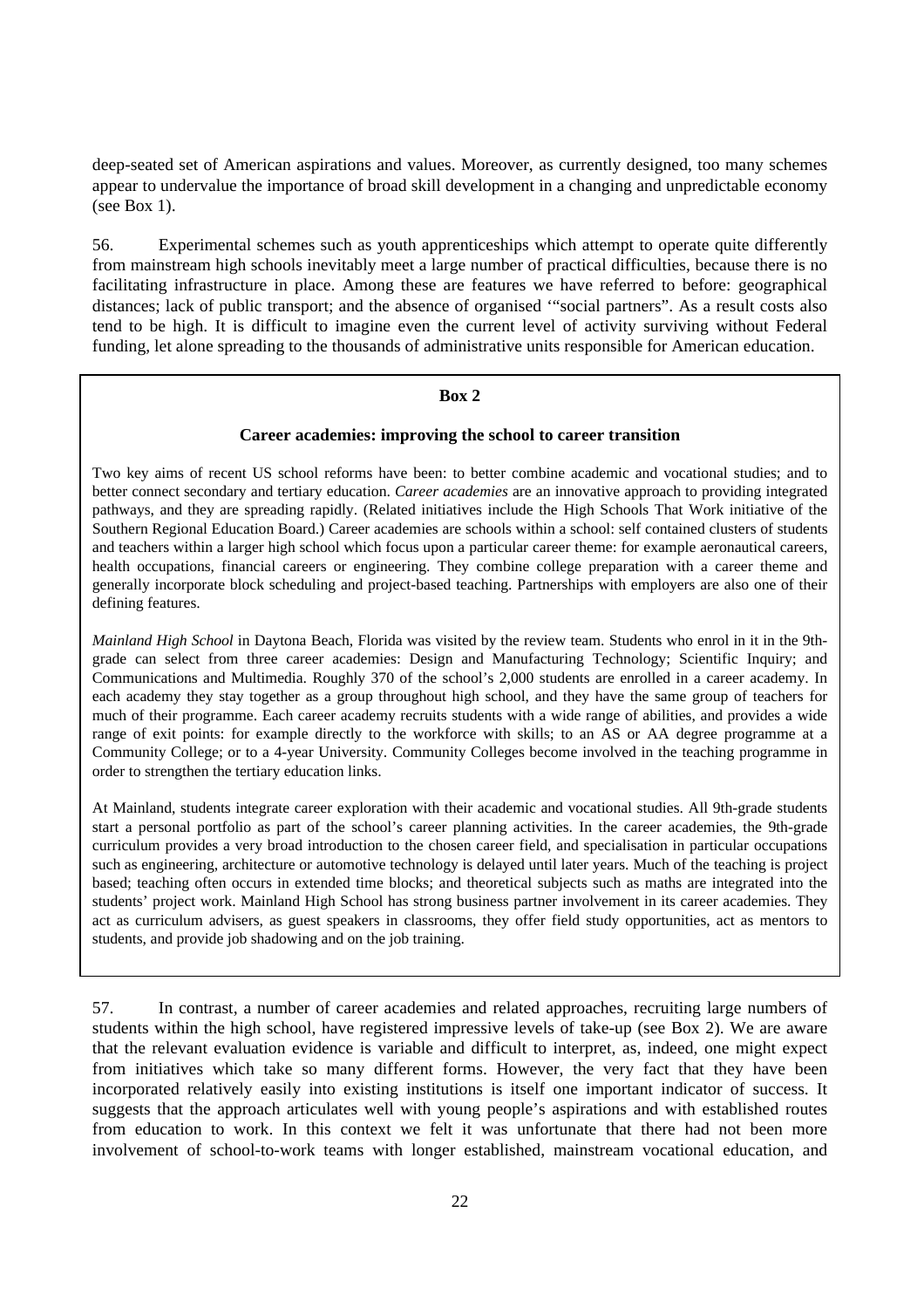deep-seated set of American aspirations and values. Moreover, as currently designed, too many schemes appear to undervalue the importance of broad skill development in a changing and unpredictable economy (see Box 1).

56. Experimental schemes such as youth apprenticeships which attempt to operate quite differently from mainstream high schools inevitably meet a large number of practical difficulties, because there is no facilitating infrastructure in place. Among these are features we have referred to before: geographical distances; lack of public transport; and the absence of organised '"social partners". As a result costs also tend to be high. It is difficult to imagine even the current level of activity surviving without Federal funding, let alone spreading to the thousands of administrative units responsible for American education.

**Box 2**

**Career academies: improving the school to career transition**

Two key aims of recent US school reforms have been: to better combine academic and vocational studies; and to better connect secondary and tertiary education. *Career academies* are an innovative approach to providing integrated pathways, and they are spreading rapidly. (Related initiatives include the High Schools That Work initiative of the Southern Regional Education Board.) Career academies are schools within a school: self contained clusters of students and teachers within a larger high school which focus upon a particular career theme: for example aeronautical careers, health occupations, financial careers or engineering. They combine college preparation with a career theme and generally incorporate block scheduling and project-based teaching. Partnerships with employers are also one of their defining features.

*Mainland High School* in Daytona Beach, Florida was visited by the review team. Students who enrol in it in the 9th-grade can select from three career academies: Design and Manufacturing Technology; Scientific Inquiry; and Communications and Multimedia. Roughly 370 of the school's 2,000 students are enrolled in a career academy. In each academy they stay together as a group throughout high school, and they have the same group of teachers for much of their programme. Each career academy recruits students with a wide range of abilities, and provides a wide range of exit points: for example directly to the workforce with skills; to an AS or AA degree programme at a Community College; or to a 4-year University. Community Colleges become involved in the teaching programme in order to strengthen the tertiary education links.

At Mainland, students integrate career exploration with their academic and vocational studies. All 9th-grade students start a personal portfolio as part of the school's career planning activities. In the career academies, the 9th-grade curriculum provides a very broad introduction to the chosen career field, and specialisation in particular occupations such as engineering, architecture or automotive technology is delayed until later years. Much of the teaching is project based; teaching often occurs in extended time blocks; and theoretical subjects such as maths are integrated into the students' project work. Mainland High School has strong business partner involvement in its career academies. They act as curriculum advisers, as guest speakers in classrooms, they offer field study opportunities, act as mentors to students, and provide job shadowing and on the job training.

57. In contrast, a number of career academies and related approaches, recruiting large numbers of students within the high school, have registered impressive levels of take-up (see Box 2). We are aware that the relevant evaluation evidence is variable and difficult to interpret, as, indeed, one might expect from initiatives which take so many different forms. However, the very fact that they have been incorporated relatively easily into existing institutions is itself one important indicator of success. It suggests that the approach articulates well with young people's aspirations and with established routes from education to work. In this context we felt it was unfortunate that there had not been more involvement of school-to-work teams with longer established, mainstream vocational education, and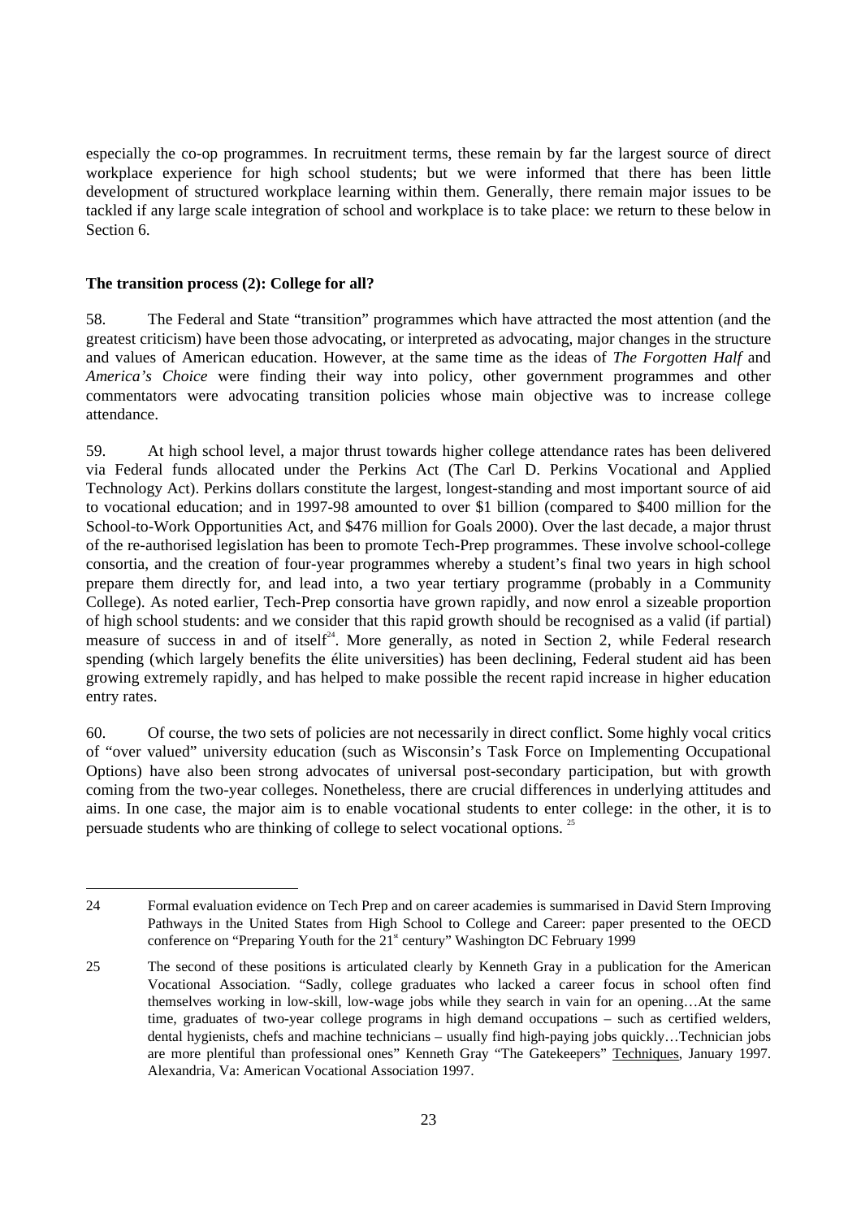especially the co-op programmes. In recruitment terms, these remain by far the largest source of direct workplace experience for high school students; but we were informed that there has been little development of structured workplace learning within them. Generally, there remain major issues to be tackled if any large scale integration of school and workplace is to take place: we return to these below in Section 6.

**The transition process (2): College for all?**

58. The Federal and State "transition" programmes which have attracted the most attention (and the greatest criticism) have been those advocating, or interpreted as advocating, major changes in the structure and values of American education. However, at the same time as the ideas of *The Forgotten Half* and *America's Choice* were finding their way into policy, other government programmes and other commentators were advocating transition policies whose main objective was to increase college attendance.

59. At high school level, a major thrust towards higher college attendance rates has been delivered via Federal funds allocated under the Perkins Act (The Carl D. Perkins Vocational and Applied Technology Act). Perkins dollars constitute the largest, longest-standing and most important source of aid to vocational education; and in 1997-98 amounted to over $1 billion (compared to $400 million for the School-to-Work Opportunities Act, and $476 million for Goals 2000). Over the last decade, a major thrust of the re-authorised legislation has been to promote Tech-Prep programmes. These involve school-college consortia, and the creation of four-year programmes whereby a student's final two years in high school prepare them directly for, and lead into, a two year tertiary programme (probably in a Community College). As noted earlier, Tech-Prep consortia have grown rapidly, and now enrol a sizeable proportion of high school students: and we consider that this rapid growth should be recognised as a valid (if partial) measure of success in and of itself[24]. More generally, as noted in Section 2, while Federal research spending (which largely benefits the élite universities) has been declining, Federal student aid has been growing extremely rapidly, and has helped to make possible the recent rapid increase in higher education entry rates.

60. Of course, the two sets of policies are not necessarily in direct conflict. Some highly vocal critics of "over valued" university education (such as Wisconsin's Task Force on Implementing Occupational Options) have also been strong advocates of universal post-secondary participation, but with growth coming from the two-year colleges. Nonetheless, there are crucial differences in underlying attitudes and aims. In one case, the major aim is to enable vocational students to enter college: in the other, it is to persuade students who are thinking of college to select vocational options. [25]

---

24 Formal evaluation evidence on Tech Prep and on career academies is summarised in David Stern Improving Pathways in the United States from High School to College and Career: paper presented to the OECD conference on "Preparing Youth for the 21st century" Washington DC February 1999

25 The second of these positions is articulated clearly by Kenneth Gray in a publication for the American Vocational Association. "Sadly, college graduates who lacked a career focus in school often find themselves working in low-skill, low-wage jobs while they search in vain for an opening…At the same time, graduates of two-year college programs in high demand occupations – such as certified welders, dental hygienists, chefs and machine technicians – usually find high-paying jobs quickly…Technician jobs are more plentiful than professional ones" Kenneth Gray "The Gatekeepers" Techniques, January 1997. Alexandria, Va: American Vocational Association 1997.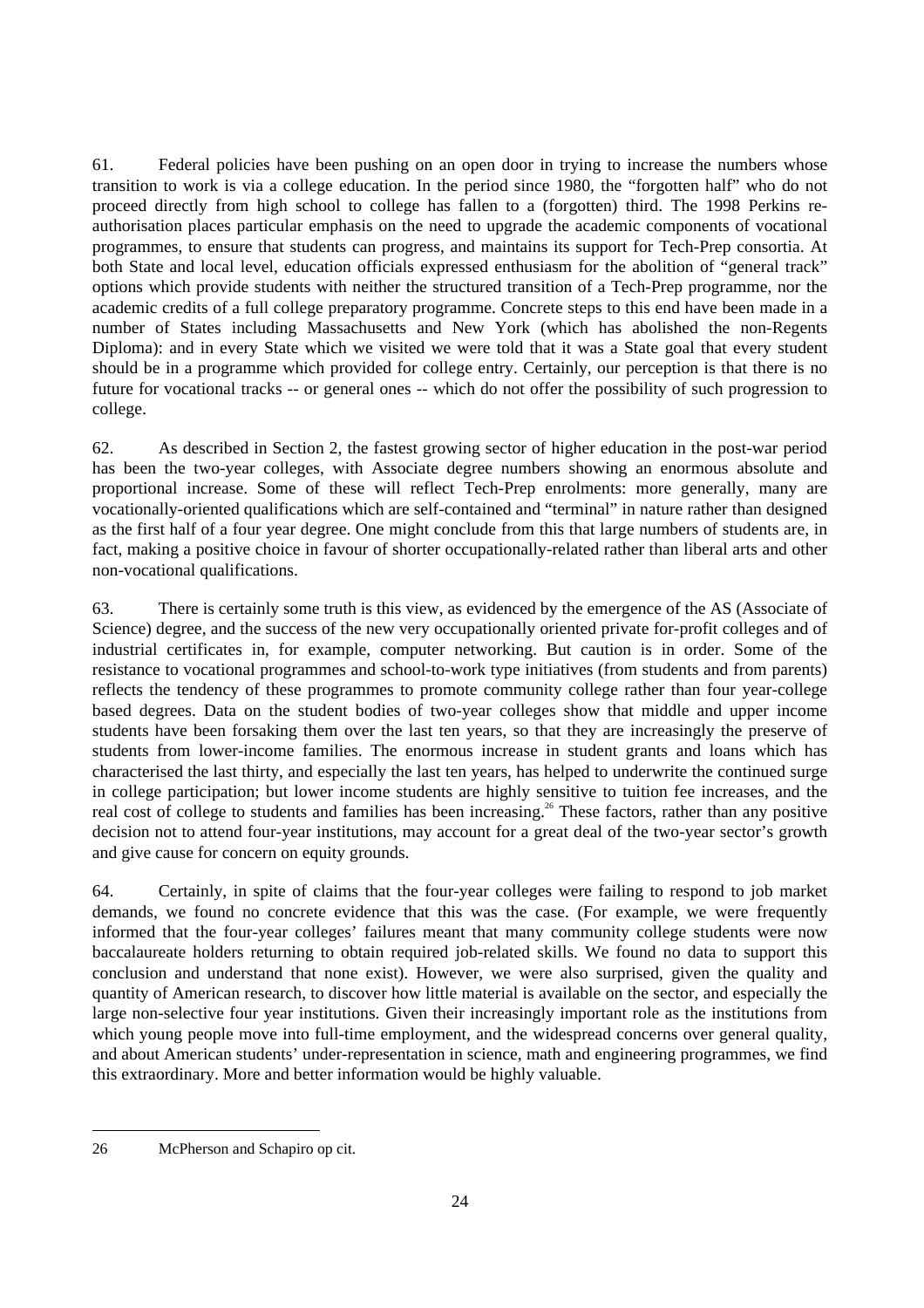61. Federal policies have been pushing on an open door in trying to increase the numbers whose transition to work is via a college education. In the period since 1980, the "forgotten half" who do not proceed directly from high school to college has fallen to a (forgotten) third. The 1998 Perkins re-authorisation places particular emphasis on the need to upgrade the academic components of vocational programmes, to ensure that students can progress, and maintains its support for Tech-Prep consortia. At both State and local level, education officials expressed enthusiasm for the abolition of "general track" options which provide students with neither the structured transition of a Tech-Prep programme, nor the academic credits of a full college preparatory programme. Concrete steps to this end have been made in a number of States including Massachusetts and New York (which has abolished the non-Regents Diploma): and in every State which we visited we were told that it was a State goal that every student should be in a programme which provided for college entry. Certainly, our perception is that there is no future for vocational tracks -- or general ones -- which do not offer the possibility of such progression to college.

62. As described in Section 2, the fastest growing sector of higher education in the post-war period has been the two-year colleges, with Associate degree numbers showing an enormous absolute and proportional increase. Some of these will reflect Tech-Prep enrolments: more generally, many are vocationally-oriented qualifications which are self-contained and "terminal" in nature rather than designed as the first half of a four year degree. One might conclude from this that large numbers of students are, in fact, making a positive choice in favour of shorter occupationally-related rather than liberal arts and other non-vocational qualifications.

63. There is certainly some truth is this view, as evidenced by the emergence of the AS (Associate of Science) degree, and the success of the new very occupationally oriented private for-profit colleges and of industrial certificates in, for example, computer networking. But caution is in order. Some of the resistance to vocational programmes and school-to-work type initiatives (from students and from parents) reflects the tendency of these programmes to promote community college rather than four year-college based degrees. Data on the student bodies of two-year colleges show that middle and upper income students have been forsaking them over the last ten years, so that they are increasingly the preserve of students from lower-income families. The enormous increase in student grants and loans which has characterised the last thirty, and especially the last ten years, has helped to underwrite the continued surge in college participation; but lower income students are highly sensitive to tuition fee increases, and the real cost of college to students and families has been increasing.[26] These factors, rather than any positive decision not to attend four-year institutions, may account for a great deal of the two-year sector's growth and give cause for concern on equity grounds.

64. Certainly, in spite of claims that the four-year colleges were failing to respond to job market demands, we found no concrete evidence that this was the case. (For example, we were frequently informed that the four-year colleges' failures meant that many community college students were now baccalaureate holders returning to obtain required job-related skills. We found no data to support this conclusion and understand that none exist). However, we were also surprised, given the quality and quantity of American research, to discover how little material is available on the sector, and especially the large non-selective four year institutions. Given their increasingly important role as the institutions from which young people move into full-time employment, and the widespread concerns over general quality, and about American students' under-representation in science, math and engineering programmes, we find this extraordinary. More and better information would be highly valuable.

---

26 McPherson and Schapiro op cit.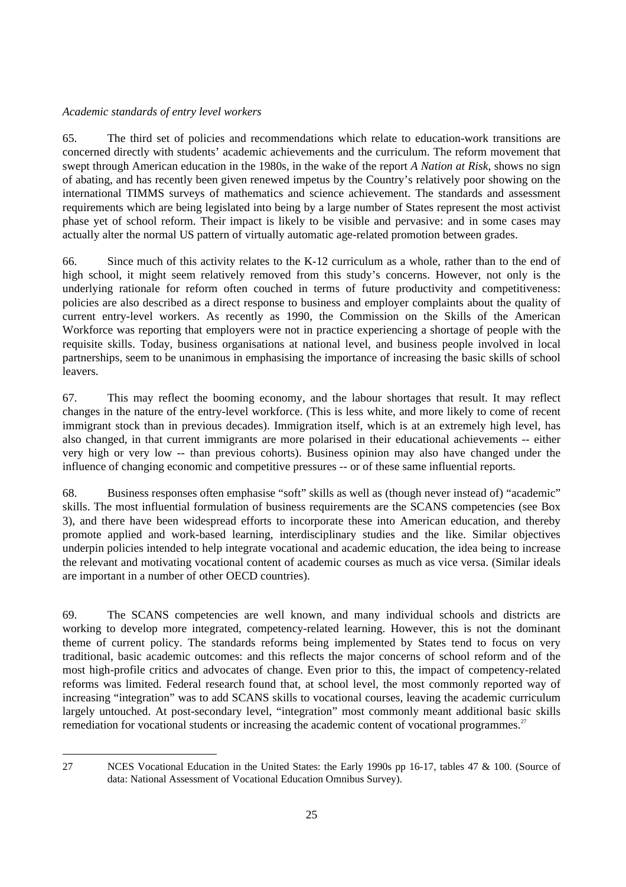*Academic standards of entry level workers*

65. The third set of policies and recommendations which relate to education-work transitions are concerned directly with students' academic achievements and the curriculum. The reform movement that swept through American education in the 1980s, in the wake of the report *A Nation at Risk*, shows no sign of abating, and has recently been given renewed impetus by the Country's relatively poor showing on the international TIMMS surveys of mathematics and science achievement. The standards and assessment requirements which are being legislated into being by a large number of States represent the most activist phase yet of school reform. Their impact is likely to be visible and pervasive: and in some cases may actually alter the normal US pattern of virtually automatic age-related promotion between grades.

66. Since much of this activity relates to the K-12 curriculum as a whole, rather than to the end of high school, it might seem relatively removed from this study's concerns. However, not only is the underlying rationale for reform often couched in terms of future productivity and competitiveness: policies are also described as a direct response to business and employer complaints about the quality of current entry-level workers. As recently as 1990, the Commission on the Skills of the American Workforce was reporting that employers were not in practice experiencing a shortage of people with the requisite skills. Today, business organisations at national level, and business people involved in local partnerships, seem to be unanimous in emphasising the importance of increasing the basic skills of school leavers.

67. This may reflect the booming economy, and the labour shortages that result. It may reflect changes in the nature of the entry-level workforce. (This is less white, and more likely to come of recent immigrant stock than in previous decades). Immigration itself, which is at an extremely high level, has also changed, in that current immigrants are more polarised in their educational achievements -- either very high or very low -- than previous cohorts). Business opinion may also have changed under the influence of changing economic and competitive pressures -- or of these same influential reports.

68. Business responses often emphasise "soft" skills as well as (though never instead of) "academic" skills. The most influential formulation of business requirements are the SCANS competencies (see Box 3), and there have been widespread efforts to incorporate these into American education, and thereby promote applied and work-based learning, interdisciplinary studies and the like. Similar objectives underpin policies intended to help integrate vocational and academic education, the idea being to increase the relevant and motivating vocational content of academic courses as much as vice versa. (Similar ideals are important in a number of other OECD countries).

69. The SCANS competencies are well known, and many individual schools and districts are working to develop more integrated, competency-related learning. However, this is not the dominant theme of current policy. The standards reforms being implemented by States tend to focus on very traditional, basic academic outcomes: and this reflects the major concerns of school reform and of the most high-profile critics and advocates of change. Even prior to this, the impact of competency-related reforms was limited. Federal research found that, at school level, the most commonly reported way of increasing "integration" was to add SCANS skills to vocational courses, leaving the academic curriculum largely untouched. At post-secondary level, "integration" most commonly meant additional basic skills remediation for vocational students or increasing the academic content of vocational programmes.[27]

---

27 NCES Vocational Education in the United States: the Early 1990s pp 16-17, tables 47 & 100. (Source of data: National Assessment of Vocational Education Omnibus Survey).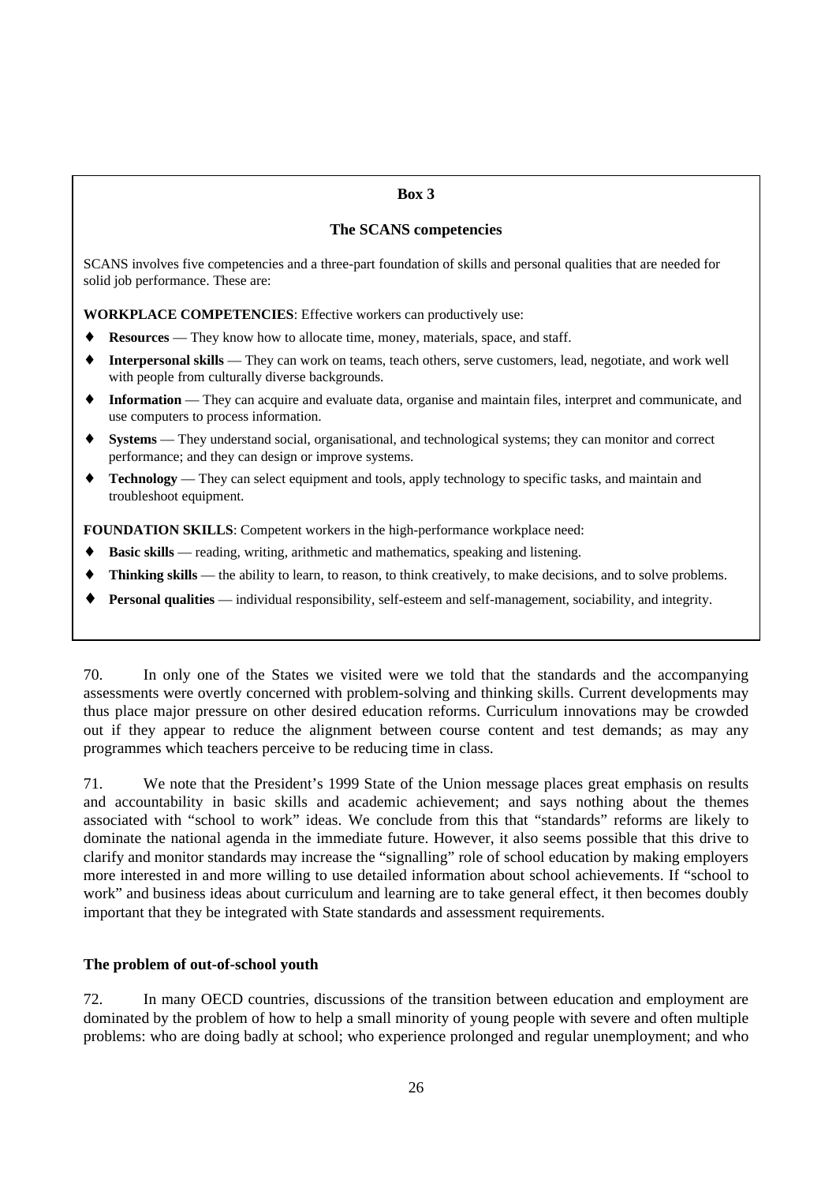**Box 3**

**The SCANS competencies**

SCANS involves five competencies and a three-part foundation of skills and personal qualities that are needed for solid job performance. These are:

**WORKPLACE COMPETENCIES**: Effective workers can productively use:

- **Resources** — They know how to allocate time, money, materials, space, and staff.
- **Interpersonal skills** — They can work on teams, teach others, serve customers, lead, negotiate, and work well with people from culturally diverse backgrounds.
- **Information** — They can acquire and evaluate data, organise and maintain files, interpret and communicate, and use computers to process information.
- **Systems** — They understand social, organisational, and technological systems; they can monitor and correct performance; and they can design or improve systems.
- **Technology** — They can select equipment and tools, apply technology to specific tasks, and maintain and troubleshoot equipment.

**FOUNDATION SKILLS**: Competent workers in the high-performance workplace need:

- **Basic skills** — reading, writing, arithmetic and mathematics, speaking and listening.
- **Thinking skills** — the ability to learn, to reason, to think creatively, to make decisions, and to solve problems.
- **Personal qualities** — individual responsibility, self-esteem and self-management, sociability, and integrity.

70. In only one of the States we visited were we told that the standards and the accompanying assessments were overtly concerned with problem-solving and thinking skills. Current developments may thus place major pressure on other desired education reforms. Curriculum innovations may be crowded out if they appear to reduce the alignment between course content and test demands; as may any programmes which teachers perceive to be reducing time in class.

71. We note that the President's 1999 State of the Union message places great emphasis on results and accountability in basic skills and academic achievement; and says nothing about the themes associated with "school to work" ideas. We conclude from this that "standards" reforms are likely to dominate the national agenda in the immediate future. However, it also seems possible that this drive to clarify and monitor standards may increase the "signalling" role of school education by making employers more interested in and more willing to use detailed information about school achievements. If "school to work" and business ideas about curriculum and learning are to take general effect, it then becomes doubly important that they be integrated with State standards and assessment requirements.

**The problem of out-of-school youth**

72. In many OECD countries, discussions of the transition between education and employment are dominated by the problem of how to help a small minority of young people with severe and often multiple problems: who are doing badly at school; who experience prolonged and regular unemployment; and who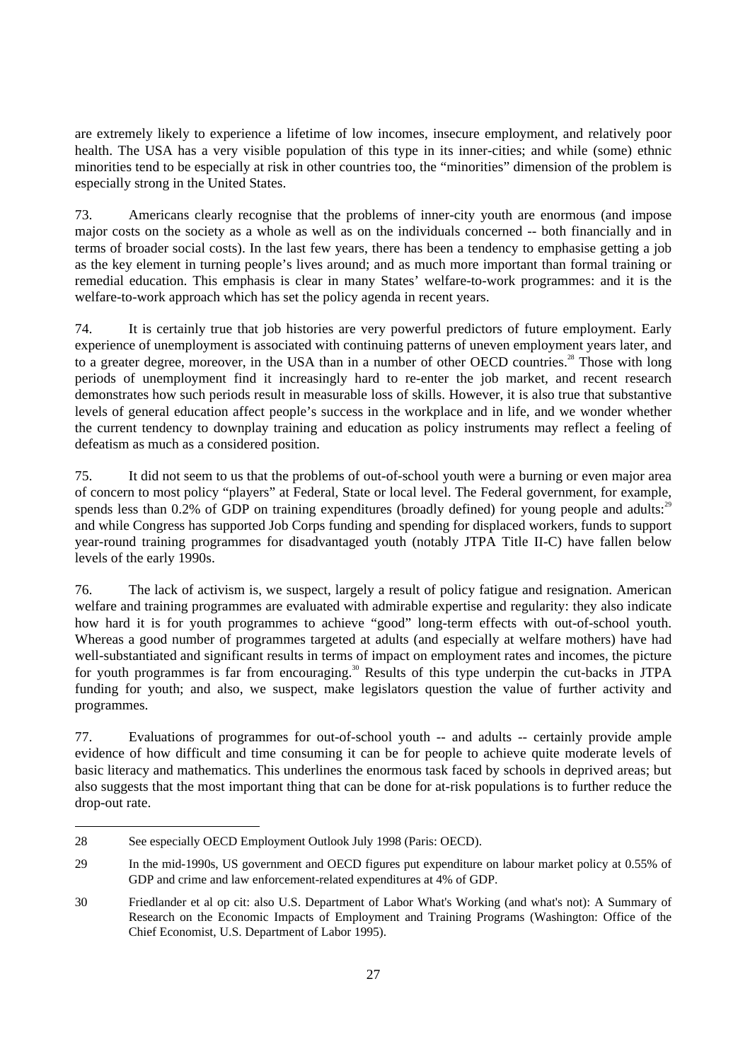are extremely likely to experience a lifetime of low incomes, insecure employment, and relatively poor health. The USA has a very visible population of this type in its inner-cities; and while (some) ethnic minorities tend to be especially at risk in other countries too, the "minorities" dimension of the problem is especially strong in the United States.

73. Americans clearly recognise that the problems of inner-city youth are enormous (and impose major costs on the society as a whole as well as on the individuals concerned -- both financially and in terms of broader social costs). In the last few years, there has been a tendency to emphasise getting a job as the key element in turning people's lives around; and as much more important than formal training or remedial education. This emphasis is clear in many States' welfare-to-work programmes: and it is the welfare-to-work approach which has set the policy agenda in recent years.

74. It is certainly true that job histories are very powerful predictors of future employment. Early experience of unemployment is associated with continuing patterns of uneven employment years later, and to a greater degree, moreover, in the USA than in a number of other OECD countries.[28] Those with long periods of unemployment find it increasingly hard to re-enter the job market, and recent research demonstrates how such periods result in measurable loss of skills. However, it is also true that substantive levels of general education affect people's success in the workplace and in life, and we wonder whether the current tendency to downplay training and education as policy instruments may reflect a feeling of defeatism as much as a considered position.

75. It did not seem to us that the problems of out-of-school youth were a burning or even major area of concern to most policy "players" at Federal, State or local level. The Federal government, for example, spends less than 0.2% of GDP on training expenditures (broadly defined) for young people and adults:[29] and while Congress has supported Job Corps funding and spending for displaced workers, funds to support year-round training programmes for disadvantaged youth (notably JTPA Title II-C) have fallen below levels of the early 1990s.

76. The lack of activism is, we suspect, largely a result of policy fatigue and resignation. American welfare and training programmes are evaluated with admirable expertise and regularity: they also indicate how hard it is for youth programmes to achieve "good" long-term effects with out-of-school youth. Whereas a good number of programmes targeted at adults (and especially at welfare mothers) have had well-substantiated and significant results in terms of impact on employment rates and incomes, the picture for youth programmes is far from encouraging.[30] Results of this type underpin the cut-backs in JTPA funding for youth; and also, we suspect, make legislators question the value of further activity and programmes.

77. Evaluations of programmes for out-of-school youth -- and adults -- certainly provide ample evidence of how difficult and time consuming it can be for people to achieve quite moderate levels of basic literacy and mathematics. This underlines the enormous task faced by schools in deprived areas; but also suggests that the most important thing that can be done for at-risk populations is to further reduce the drop-out rate.

---

28 See especially OECD Employment Outlook July 1998 (Paris: OECD).

29 In the mid-1990s, US government and OECD figures put expenditure on labour market policy at 0.55% of GDP and crime and law enforcement-related expenditures at 4% of GDP.

30 Friedlander et al op cit: also U.S. Department of Labor What's Working (and what's not): A Summary of Research on the Economic Impacts of Employment and Training Programs (Washington: Office of the Chief Economist, U.S. Department of Labor 1995).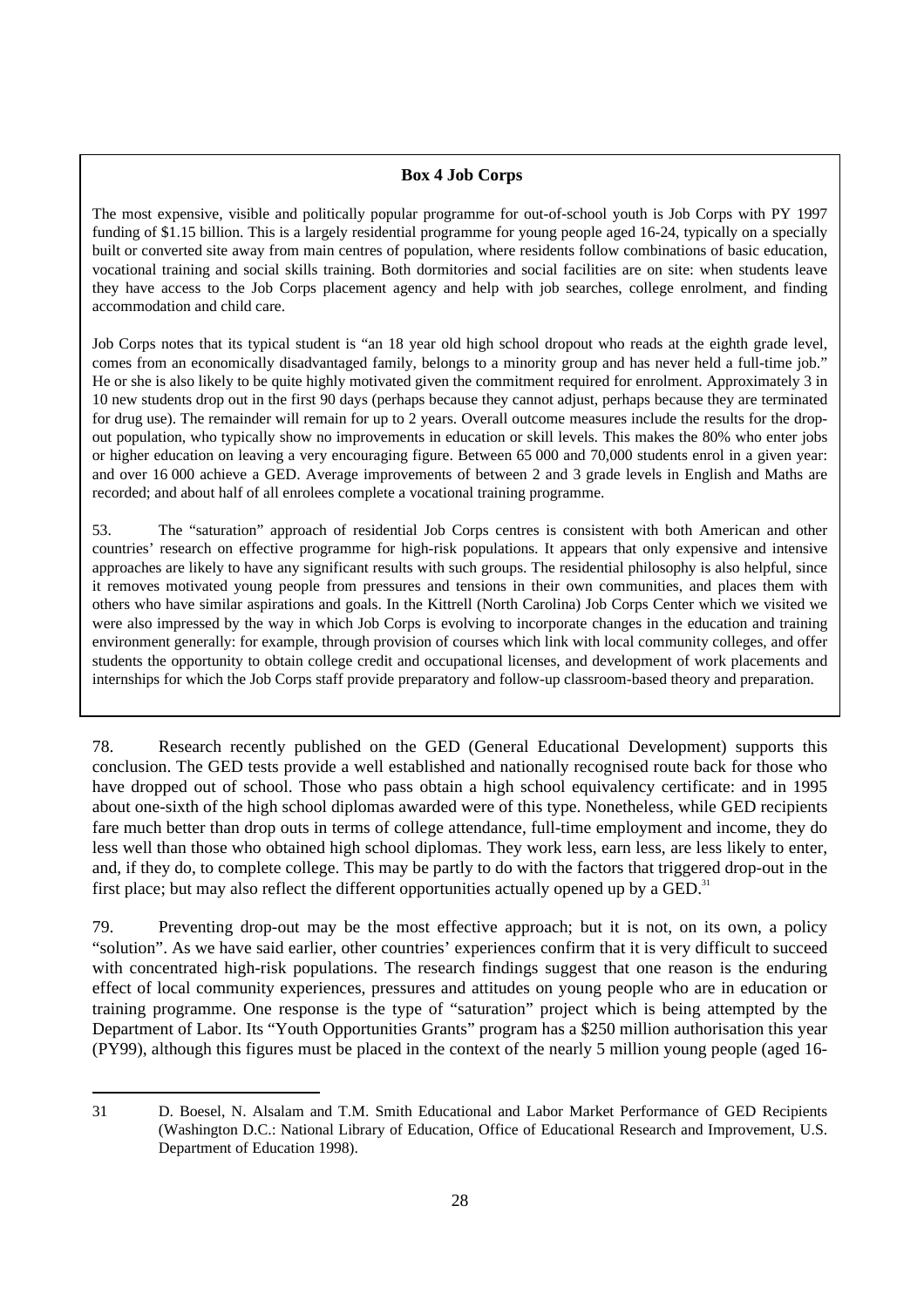**Box 4 Job Corps**

The most expensive, visible and politically popular programme for out-of-school youth is Job Corps with PY 1997 funding of $1.15 billion. This is a largely residential programme for young people aged 16-24, typically on a specially built or converted site away from main centres of population, where residents follow combinations of basic education, vocational training and social skills training. Both dormitories and social facilities are on site: when students leave they have access to the Job Corps placement agency and help with job searches, college enrolment, and finding accommodation and child care.

Job Corps notes that its typical student is "an 18 year old high school dropout who reads at the eighth grade level, comes from an economically disadvantaged family, belongs to a minority group and has never held a full-time job." He or she is also likely to be quite highly motivated given the commitment required for enrolment. Approximately 3 in 10 new students drop out in the first 90 days (perhaps because they cannot adjust, perhaps because they are terminated for drug use). The remainder will remain for up to 2 years. Overall outcome measures include the results for the drop-out population, who typically show no improvements in education or skill levels. This makes the 80% who enter jobs or higher education on leaving a very encouraging figure. Between 65 000 and 70,000 students enrol in a given year: and over 16 000 achieve a GED. Average improvements of between 2 and 3 grade levels in English and Maths are recorded; and about half of all enrolees complete a vocational training programme.

53. The "saturation" approach of residential Job Corps centres is consistent with both American and other countries' research on effective programme for high-risk populations. It appears that only expensive and intensive approaches are likely to have any significant results with such groups. The residential philosophy is also helpful, since it removes motivated young people from pressures and tensions in their own communities, and places them with others who have similar aspirations and goals. In the Kittrell (North Carolina) Job Corps Center which we visited we were also impressed by the way in which Job Corps is evolving to incorporate changes in the education and training environment generally: for example, through provision of courses which link with local community colleges, and offer students the opportunity to obtain college credit and occupational licenses, and development of work placements and internships for which the Job Corps staff provide preparatory and follow-up classroom-based theory and preparation.

78. Research recently published on the GED (General Educational Development) supports this conclusion. The GED tests provide a well established and nationally recognised route back for those who have dropped out of school. Those who pass obtain a high school equivalency certificate: and in 1995 about one-sixth of the high school diplomas awarded were of this type. Nonetheless, while GED recipients fare much better than drop outs in terms of college attendance, full-time employment and income, they do less well than those who obtained high school diplomas. They work less, earn less, are less likely to enter, and, if they do, to complete college. This may be partly to do with the factors that triggered drop-out in the first place; but may also reflect the different opportunities actually opened up by a GED.[31]

79. Preventing drop-out may be the most effective approach; but it is not, on its own, a policy "solution". As we have said earlier, other countries' experiences confirm that it is very difficult to succeed with concentrated high-risk populations. The research findings suggest that one reason is the enduring effect of local community experiences, pressures and attitudes on young people who are in education or training programme. One response is the type of "saturation" project which is being attempted by the Department of Labor. Its "Youth Opportunities Grants" program has a $250 million authorisation this year (PY99), although this figures must be placed in the context of the nearly 5 million young people (aged 16-

---

31 D. Boesel, N. Alsalam and T.M. Smith Educational and Labor Market Performance of GED Recipients (Washington D.C.: National Library of Education, Office of Educational Research and Improvement, U.S. Department of Education 1998).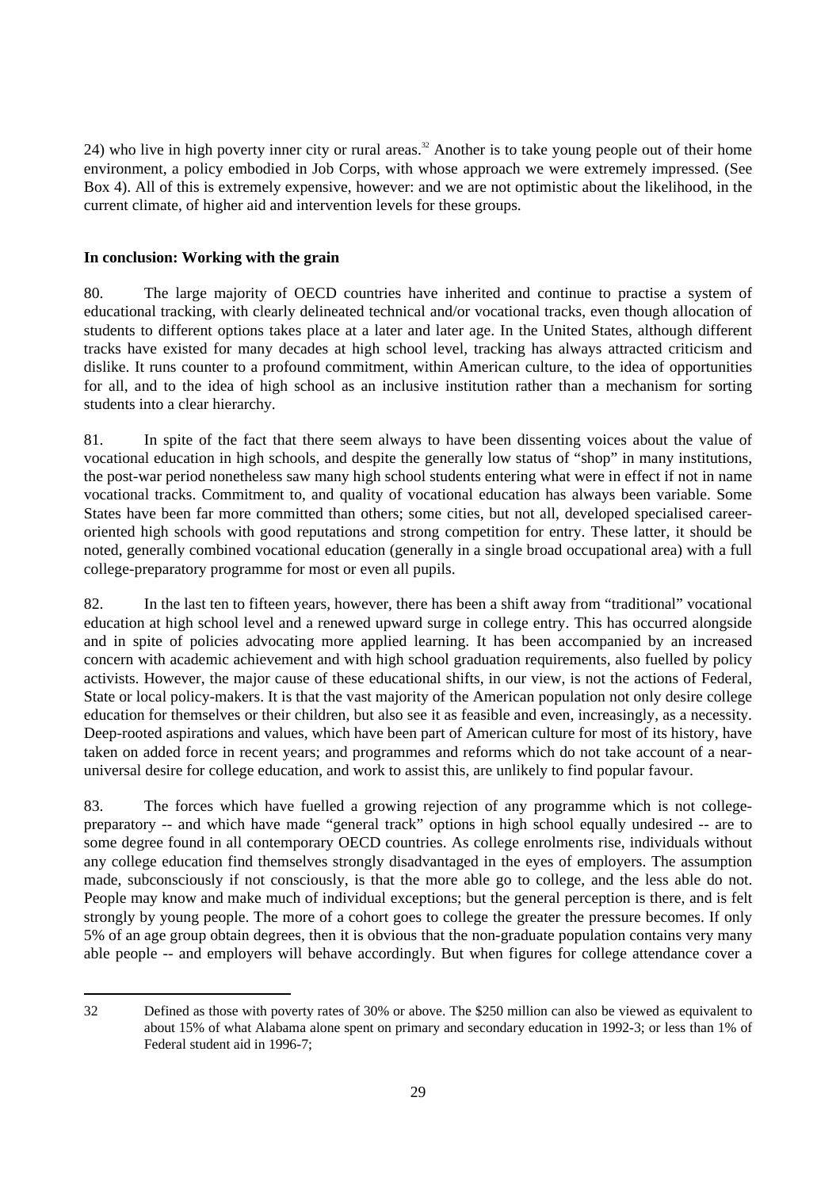24) who live in high poverty inner city or rural areas.[32] Another is to take young people out of their home environment, a policy embodied in Job Corps, with whose approach we were extremely impressed. (See Box 4). All of this is extremely expensive, however: and we are not optimistic about the likelihood, in the current climate, of higher aid and intervention levels for these groups.

**In conclusion: Working with the grain**

80. The large majority of OECD countries have inherited and continue to practise a system of educational tracking, with clearly delineated technical and/or vocational tracks, even though allocation of students to different options takes place at a later and later age. In the United States, although different tracks have existed for many decades at high school level, tracking has always attracted criticism and dislike. It runs counter to a profound commitment, within American culture, to the idea of opportunities for all, and to the idea of high school as an inclusive institution rather than a mechanism for sorting students into a clear hierarchy.

81. In spite of the fact that there seem always to have been dissenting voices about the value of vocational education in high schools, and despite the generally low status of "shop" in many institutions, the post-war period nonetheless saw many high school students entering what were in effect if not in name vocational tracks. Commitment to, and quality of vocational education has always been variable. Some States have been far more committed than others; some cities, but not all, developed specialised career-oriented high schools with good reputations and strong competition for entry. These latter, it should be noted, generally combined vocational education (generally in a single broad occupational area) with a full college-preparatory programme for most or even all pupils.

82. In the last ten to fifteen years, however, there has been a shift away from "traditional" vocational education at high school level and a renewed upward surge in college entry. This has occurred alongside and in spite of policies advocating more applied learning. It has been accompanied by an increased concern with academic achievement and with high school graduation requirements, also fuelled by policy activists. However, the major cause of these educational shifts, in our view, is not the actions of Federal, State or local policy-makers. It is that the vast majority of the American population not only desire college education for themselves or their children, but also see it as feasible and even, increasingly, as a necessity. Deep-rooted aspirations and values, which have been part of American culture for most of its history, have taken on added force in recent years; and programmes and reforms which do not take account of a near-universal desire for college education, and work to assist this, are unlikely to find popular favour.

83. The forces which have fuelled a growing rejection of any programme which is not college-preparatory -- and which have made "general track" options in high school equally undesired -- are to some degree found in all contemporary OECD countries. As college enrolments rise, individuals without any college education find themselves strongly disadvantaged in the eyes of employers. The assumption made, subconsciously if not consciously, is that the more able go to college, and the less able do not. People may know and make much of individual exceptions; but the general perception is there, and is felt strongly by young people. The more of a cohort goes to college the greater the pressure becomes. If only 5% of an age group obtain degrees, then it is obvious that the non-graduate population contains very many able people -- and employers will behave accordingly. But when figures for college attendance cover a

---

32 Defined as those with poverty rates of 30% or above. The $250 million can also be viewed as equivalent to about 15% of what Alabama alone spent on primary and secondary education in 1992-3; or less than 1% of Federal student aid in 1996-7;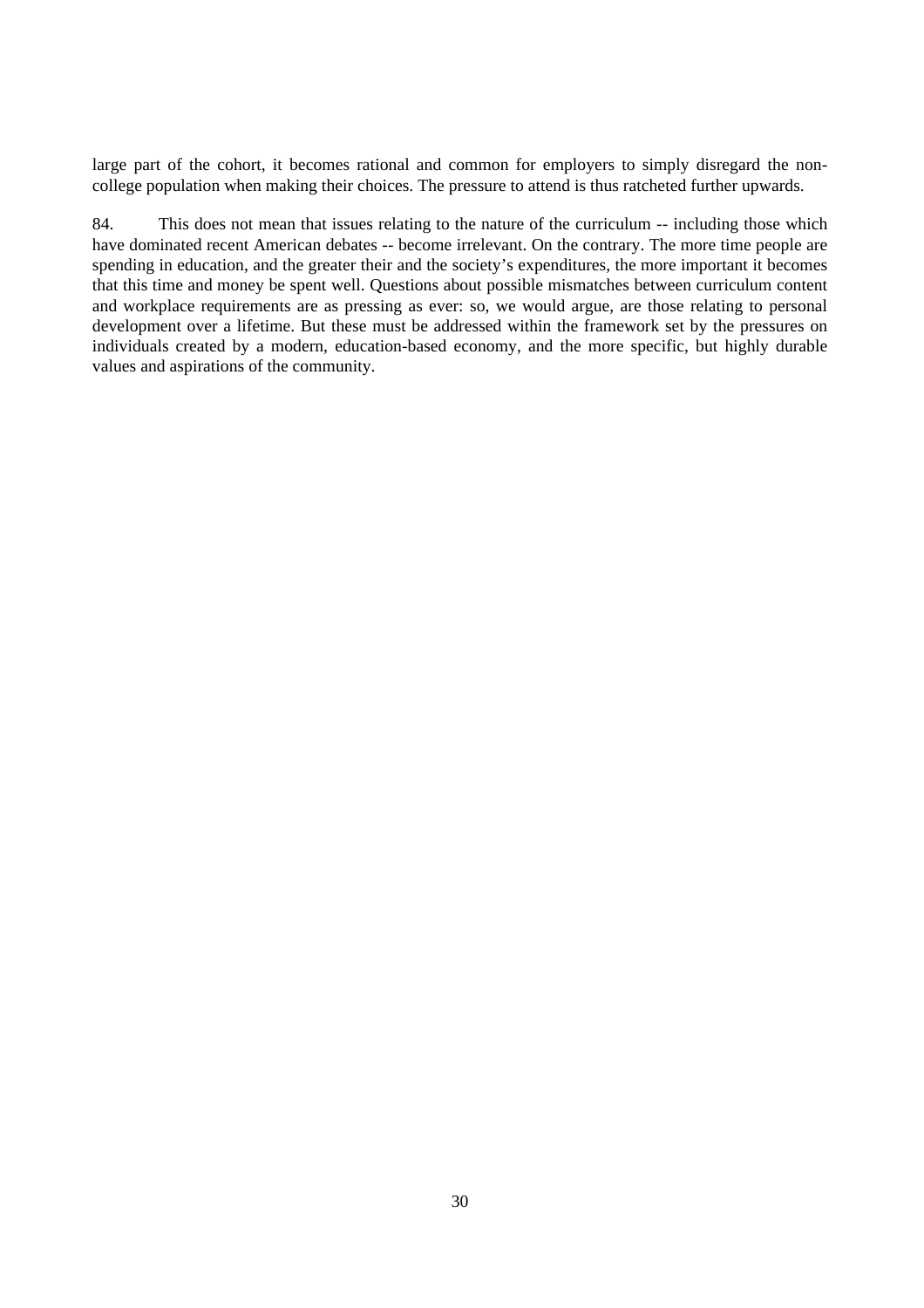large part of the cohort, it becomes rational and common for employers to simply disregard the non-college population when making their choices. The pressure to attend is thus ratcheted further upwards.

84. This does not mean that issues relating to the nature of the curriculum -- including those which have dominated recent American debates -- become irrelevant. On the contrary. The more time people are spending in education, and the greater their and the society's expenditures, the more important it becomes that this time and money be spent well. Questions about possible mismatches between curriculum content and workplace requirements are as pressing as ever: so, we would argue, are those relating to personal development over a lifetime. But these must be addressed within the framework set by the pressures on individuals created by a modern, education-based economy, and the more specific, but highly durable values and aspirations of the community.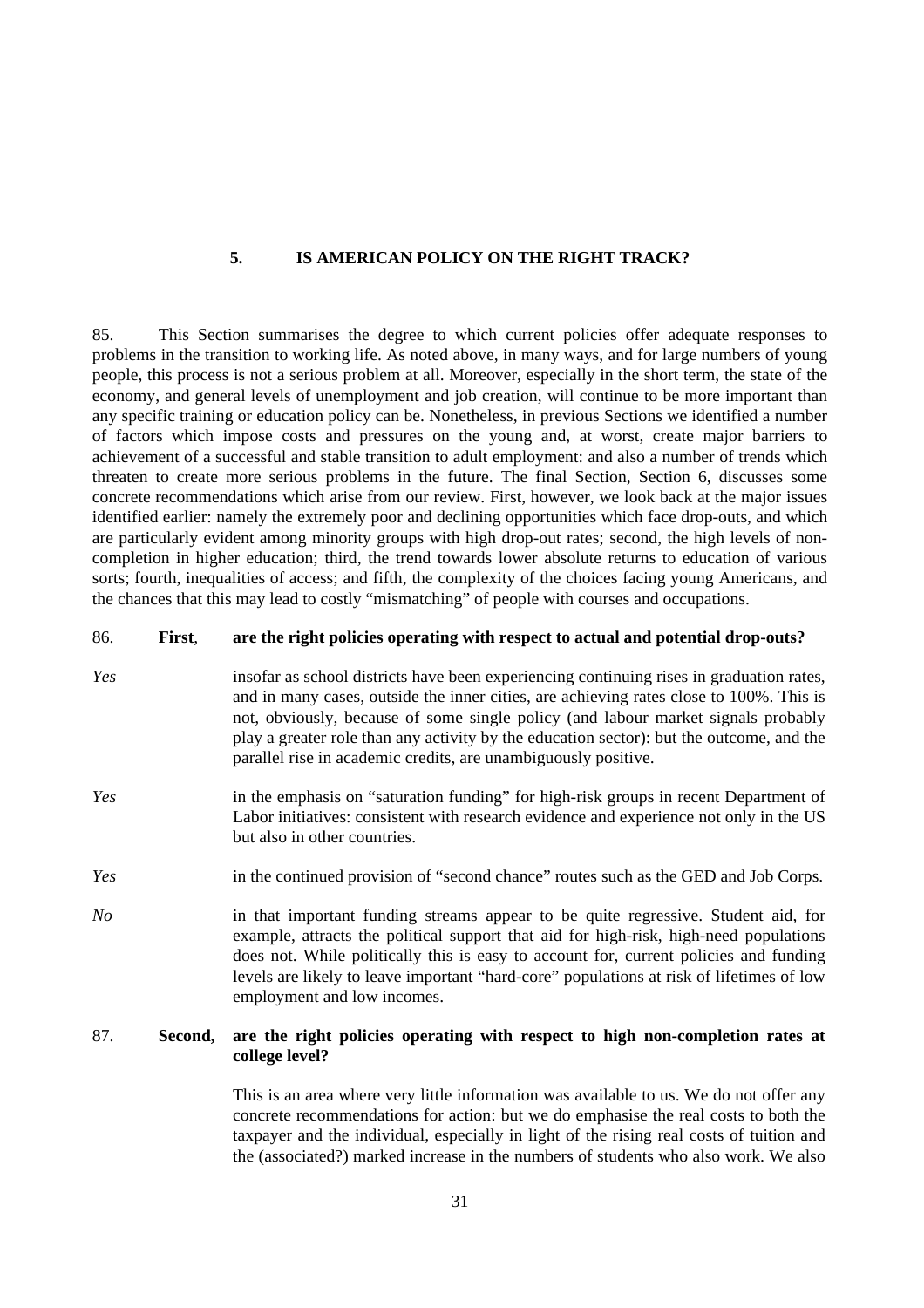## 5. IS AMERICAN POLICY ON THE RIGHT TRACK?

85. This Section summarises the degree to which current policies offer adequate responses to problems in the transition to working life. As noted above, in many ways, and for large numbers of young people, this process is not a serious problem at all. Moreover, especially in the short term, the state of the economy, and general levels of unemployment and job creation, will continue to be more important than any specific training or education policy can be. Nonetheless, in previous Sections we identified a number of factors which impose costs and pressures on the young and, at worst, create major barriers to achievement of a successful and stable transition to adult employment: and also a number of trends which threaten to create more serious problems in the future. The final Section, Section 6, discusses some concrete recommendations which arise from our review. First, however, we look back at the major issues identified earlier: namely the extremely poor and declining opportunities which face drop-outs, and which are particularly evident among minority groups with high drop-out rates; second, the high levels of non-completion in higher education; third, the trend towards lower absolute returns to education of various sorts; fourth, inequalities of access; and fifth, the complexity of the choices facing young Americans, and the chances that this may lead to costly "mismatching" of people with courses and occupations.

86. **First**, **are the right policies operating with respect to actual and potential drop-outs?**

*Yes* insofar as school districts have been experiencing continuing rises in graduation rates, and in many cases, outside the inner cities, are achieving rates close to 100%. This is not, obviously, because of some single policy (and labour market signals probably play a greater role than any activity by the education sector): but the outcome, and the parallel rise in academic credits, are unambiguously positive.

*Yes* in the emphasis on "saturation funding" for high-risk groups in recent Department of Labor initiatives: consistent with research evidence and experience not only in the US but also in other countries.

*Yes* in the continued provision of "second chance" routes such as the GED and Job Corps.

*No* in that important funding streams appear to be quite regressive. Student aid, for example, attracts the political support that aid for high-risk, high-need populations does not. While politically this is easy to account for, current policies and funding levels are likely to leave important "hard-core" populations at risk of lifetimes of low employment and low incomes.

87. **Second, are the right policies operating with respect to high non-completion rates at college level?**

This is an area where very little information was available to us. We do not offer any concrete recommendations for action: but we do emphasise the real costs to both the taxpayer and the individual, especially in light of the rising real costs of tuition and the (associated?) marked increase in the numbers of students who also work. We also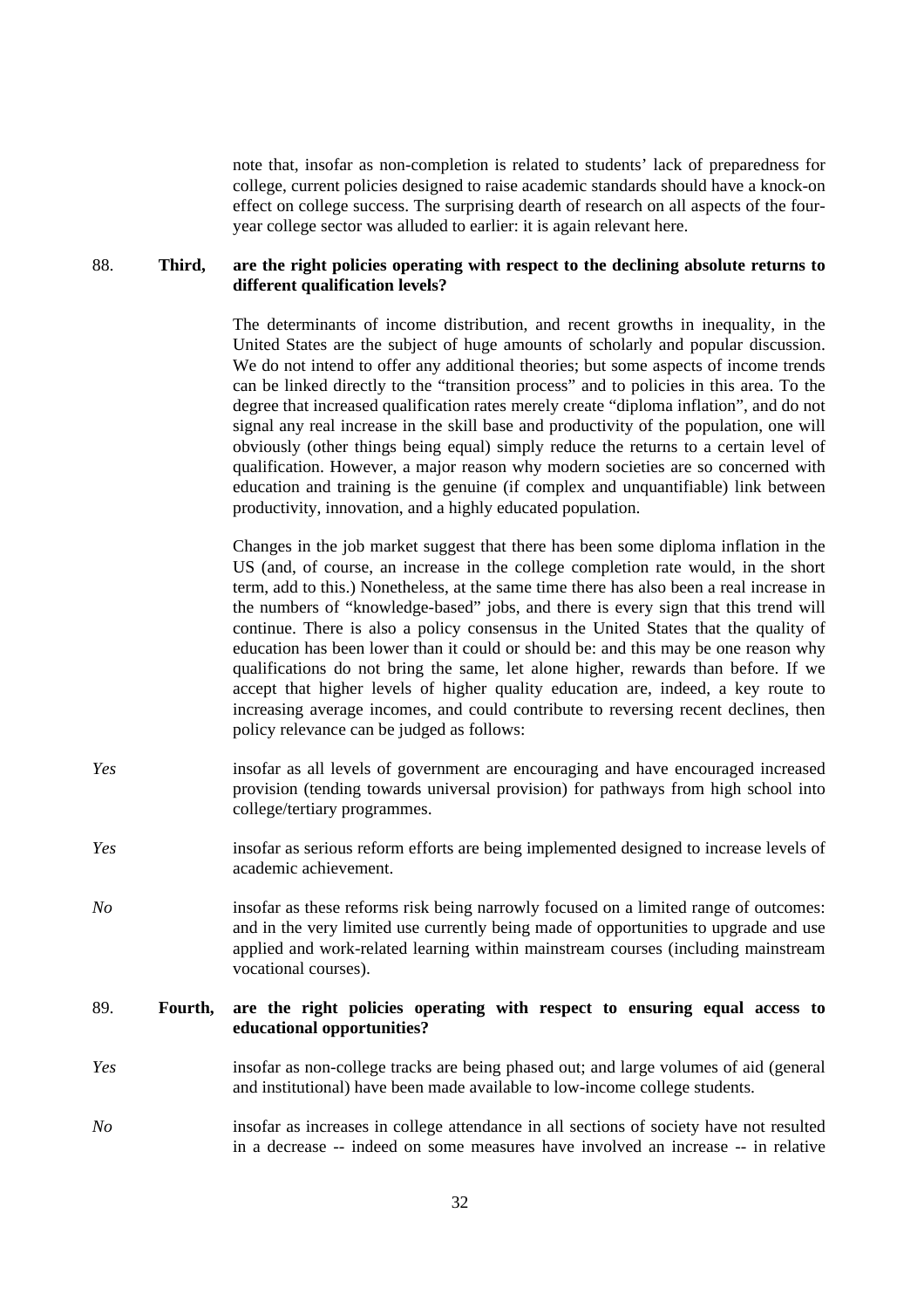note that, insofar as non-completion is related to students' lack of preparedness for college, current policies designed to raise academic standards should have a knock-on effect on college success. The surprising dearth of research on all aspects of the four-year college sector was alluded to earlier: it is again relevant here.

88. **Third, are the right policies operating with respect to the declining absolute returns to different qualification levels?**

The determinants of income distribution, and recent growths in inequality, in the United States are the subject of huge amounts of scholarly and popular discussion. We do not intend to offer any additional theories; but some aspects of income trends can be linked directly to the "transition process" and to policies in this area. To the degree that increased qualification rates merely create "diploma inflation", and do not signal any real increase in the skill base and productivity of the population, one will obviously (other things being equal) simply reduce the returns to a certain level of qualification. However, a major reason why modern societies are so concerned with education and training is the genuine (if complex and unquantifiable) link between productivity, innovation, and a highly educated population.

Changes in the job market suggest that there has been some diploma inflation in the US (and, of course, an increase in the college completion rate would, in the short term, add to this.) Nonetheless, at the same time there has also been a real increase in the numbers of "knowledge-based" jobs, and there is every sign that this trend will continue. There is also a policy consensus in the United States that the quality of education has been lower than it could or should be: and this may be one reason why qualifications do not bring the same, let alone higher, rewards than before. If we accept that higher levels of higher quality education are, indeed, a key route to increasing average incomes, and could contribute to reversing recent declines, then policy relevance can be judged as follows:

*Yes* insofar as all levels of government are encouraging and have encouraged increased provision (tending towards universal provision) for pathways from high school into college/tertiary programmes.

*Yes* insofar as serious reform efforts are being implemented designed to increase levels of academic achievement.

*No* insofar as these reforms risk being narrowly focused on a limited range of outcomes: and in the very limited use currently being made of opportunities to upgrade and use applied and work-related learning within mainstream courses (including mainstream vocational courses).

89. **Fourth, are the right policies operating with respect to ensuring equal access to educational opportunities?**

*Yes* insofar as non-college tracks are being phased out; and large volumes of aid (general and institutional) have been made available to low-income college students.

*No* insofar as increases in college attendance in all sections of society have not resulted in a decrease -- indeed on some measures have involved an increase -- in relative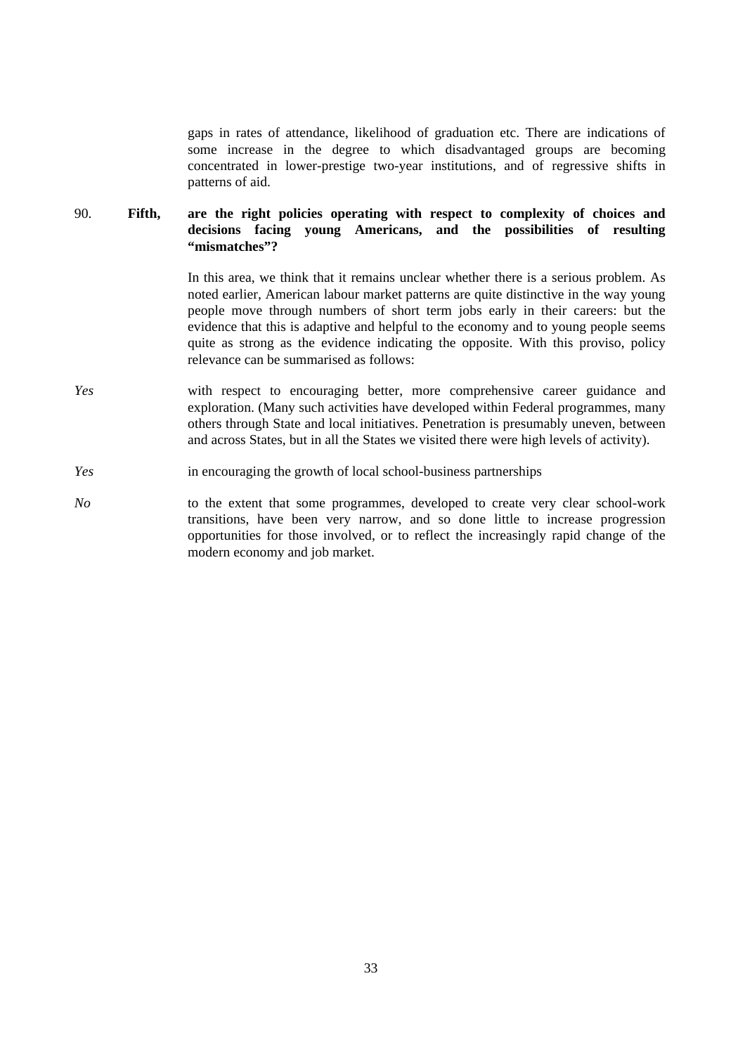gaps in rates of attendance, likelihood of graduation etc. There are indications of some increase in the degree to which disadvantaged groups are becoming concentrated in lower-prestige two-year institutions, and of regressive shifts in patterns of aid.

90. **Fifth, are the right policies operating with respect to complexity of choices and decisions facing young Americans, and the possibilities of resulting "mismatches"?**

In this area, we think that it remains unclear whether there is a serious problem. As noted earlier, American labour market patterns are quite distinctive in the way young people move through numbers of short term jobs early in their careers: but the evidence that this is adaptive and helpful to the economy and to young people seems quite as strong as the evidence indicating the opposite. With this proviso, policy relevance can be summarised as follows:

*Yes* with respect to encouraging better, more comprehensive career guidance and exploration. (Many such activities have developed within Federal programmes, many others through State and local initiatives. Penetration is presumably uneven, between and across States, but in all the States we visited there were high levels of activity).

*Yes* in encouraging the growth of local school-business partnerships

*No* to the extent that some programmes, developed to create very clear school-work transitions, have been very narrow, and so done little to increase progression opportunities for those involved, or to reflect the increasingly rapid change of the modern economy and job market.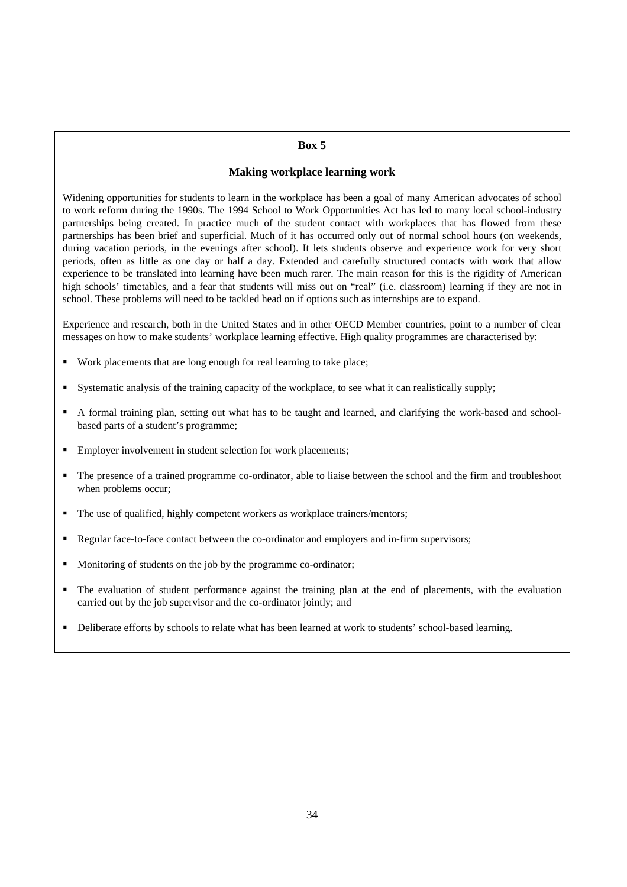**Box 5**

**Making workplace learning work**

Widening opportunities for students to learn in the workplace has been a goal of many American advocates of school to work reform during the 1990s. The 1994 School to Work Opportunities Act has led to many local school-industry partnerships being created. In practice much of the student contact with workplaces that has flowed from these partnerships has been brief and superficial. Much of it has occurred only out of normal school hours (on weekends, during vacation periods, in the evenings after school). It lets students observe and experience work for very short periods, often as little as one day or half a day. Extended and carefully structured contacts with work that allow experience to be translated into learning have been much rarer. The main reason for this is the rigidity of American high schools' timetables, and a fear that students will miss out on "real" (i.e. classroom) learning if they are not in school. These problems will need to be tackled head on if options such as internships are to expand.

Experience and research, both in the United States and in other OECD Member countries, point to a number of clear messages on how to make students' workplace learning effective. High quality programmes are characterised by:

- Work placements that are long enough for real learning to take place;
- Systematic analysis of the training capacity of the workplace, to see what it can realistically supply;
- A formal training plan, setting out what has to be taught and learned, and clarifying the work-based and school-based parts of a student's programme;
- Employer involvement in student selection for work placements;
- The presence of a trained programme co-ordinator, able to liaise between the school and the firm and troubleshoot when problems occur;
- The use of qualified, highly competent workers as workplace trainers/mentors;
- Regular face-to-face contact between the co-ordinator and employers and in-firm supervisors;
- Monitoring of students on the job by the programme co-ordinator;
- The evaluation of student performance against the training plan at the end of placements, with the evaluation carried out by the job supervisor and the co-ordinator jointly; and
- Deliberate efforts by schools to relate what has been learned at work to students' school-based learning.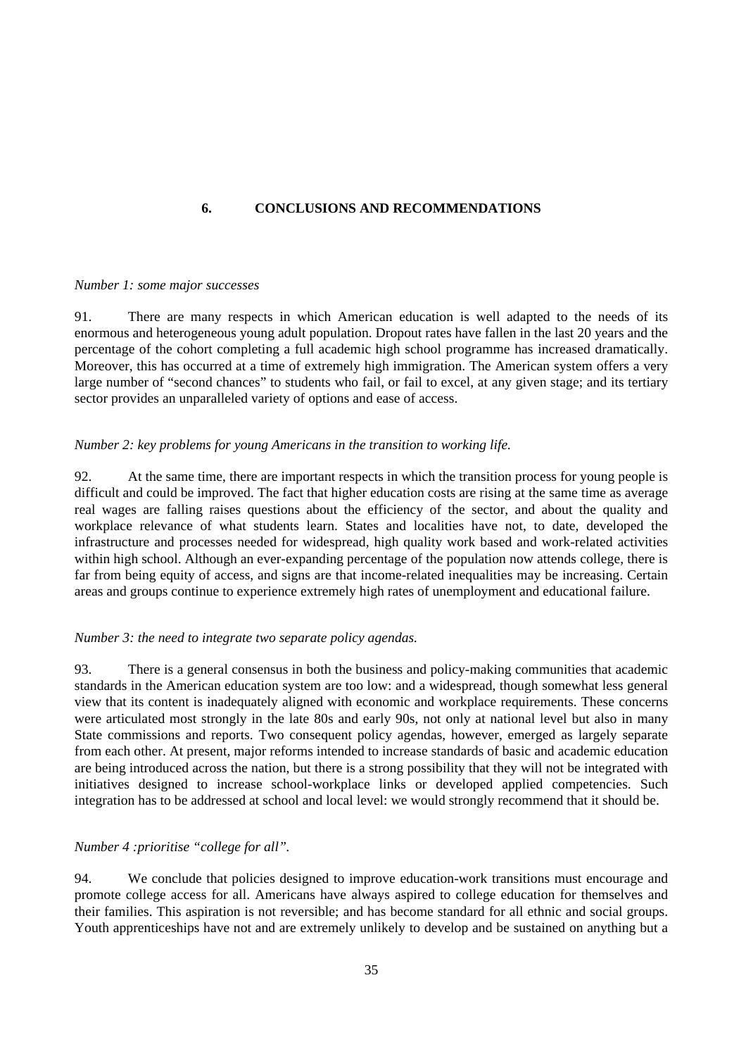## 6. CONCLUSIONS AND RECOMMENDATIONS

*Number 1: some major successes*

91. There are many respects in which American education is well adapted to the needs of its enormous and heterogeneous young adult population. Dropout rates have fallen in the last 20 years and the percentage of the cohort completing a full academic high school programme has increased dramatically. Moreover, this has occurred at a time of extremely high immigration. The American system offers a very large number of "second chances" to students who fail, or fail to excel, at any given stage; and its tertiary sector provides an unparalleled variety of options and ease of access.

*Number 2: key problems for young Americans in the transition to working life.*

92. At the same time, there are important respects in which the transition process for young people is difficult and could be improved. The fact that higher education costs are rising at the same time as average real wages are falling raises questions about the efficiency of the sector, and about the quality and workplace relevance of what students learn. States and localities have not, to date, developed the infrastructure and processes needed for widespread, high quality work based and work-related activities within high school. Although an ever-expanding percentage of the population now attends college, there is far from being equity of access, and signs are that income-related inequalities may be increasing. Certain areas and groups continue to experience extremely high rates of unemployment and educational failure.

*Number 3: the need to integrate two separate policy agendas.*

93. There is a general consensus in both the business and policy-making communities that academic standards in the American education system are too low: and a widespread, though somewhat less general view that its content is inadequately aligned with economic and workplace requirements. These concerns were articulated most strongly in the late 80s and early 90s, not only at national level but also in many State commissions and reports. Two consequent policy agendas, however, emerged as largely separate from each other. At present, major reforms intended to increase standards of basic and academic education are being introduced across the nation, but there is a strong possibility that they will not be integrated with initiatives designed to increase school-workplace links or developed applied competencies. Such integration has to be addressed at school and local level: we would strongly recommend that it should be.

*Number 4 :prioritise "college for all".*

94. We conclude that policies designed to improve education-work transitions must encourage and promote college access for all. Americans have always aspired to college education for themselves and their families. This aspiration is not reversible; and has become standard for all ethnic and social groups. Youth apprenticeships have not and are extremely unlikely to develop and be sustained on anything but a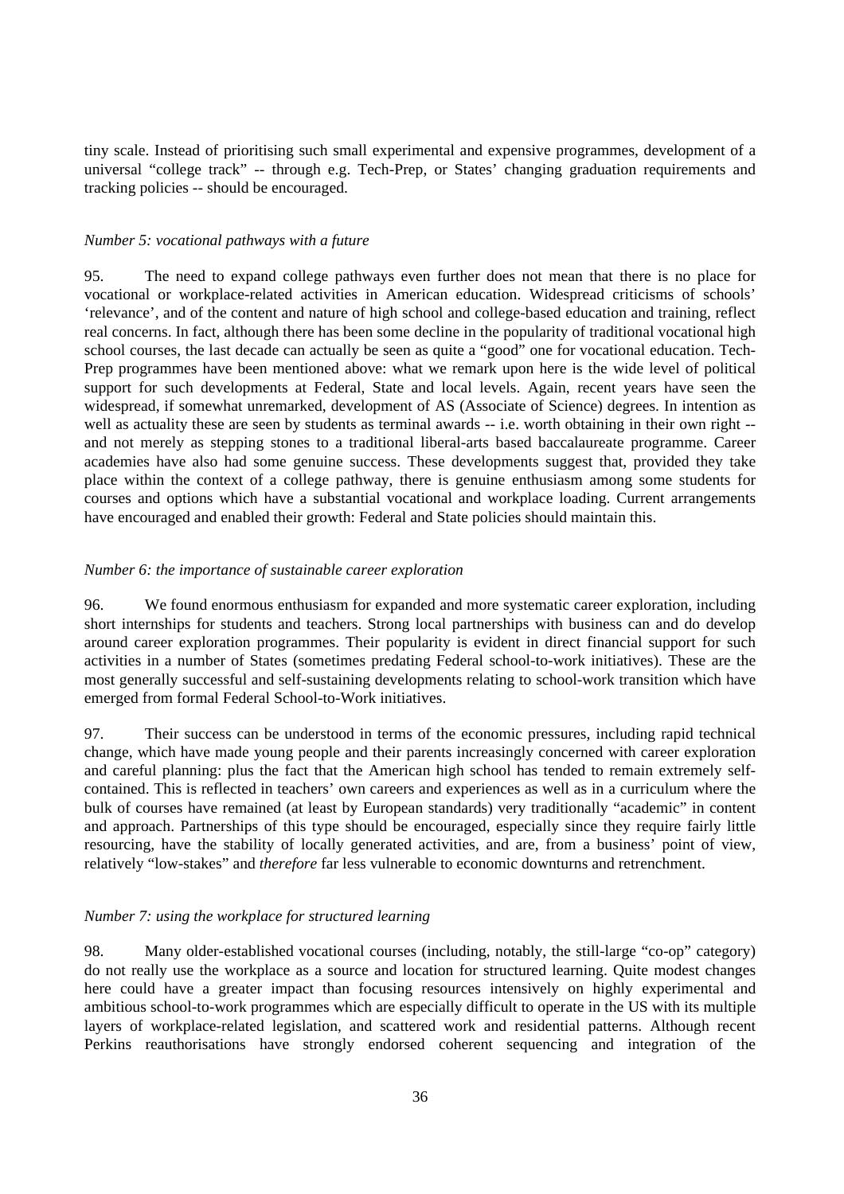tiny scale. Instead of prioritising such small experimental and expensive programmes, development of a universal "college track" -- through e.g. Tech-Prep, or States' changing graduation requirements and tracking policies -- should be encouraged.

*Number 5: vocational pathways with a future*

95. The need to expand college pathways even further does not mean that there is no place for vocational or workplace-related activities in American education. Widespread criticisms of schools' 'relevance', and of the content and nature of high school and college-based education and training, reflect real concerns. In fact, although there has been some decline in the popularity of traditional vocational high school courses, the last decade can actually be seen as quite a "good" one for vocational education. Tech-Prep programmes have been mentioned above: what we remark upon here is the wide level of political support for such developments at Federal, State and local levels. Again, recent years have seen the widespread, if somewhat unremarked, development of AS (Associate of Science) degrees. In intention as well as actuality these are seen by students as terminal awards -- i.e. worth obtaining in their own right -- and not merely as stepping stones to a traditional liberal-arts based baccalaureate programme. Career academies have also had some genuine success. These developments suggest that, provided they take place within the context of a college pathway, there is genuine enthusiasm among some students for courses and options which have a substantial vocational and workplace loading. Current arrangements have encouraged and enabled their growth: Federal and State policies should maintain this.

*Number 6: the importance of sustainable career exploration*

96. We found enormous enthusiasm for expanded and more systematic career exploration, including short internships for students and teachers. Strong local partnerships with business can and do develop around career exploration programmes. Their popularity is evident in direct financial support for such activities in a number of States (sometimes predating Federal school-to-work initiatives). These are the most generally successful and self-sustaining developments relating to school-work transition which have emerged from formal Federal School-to-Work initiatives.

97. Their success can be understood in terms of the economic pressures, including rapid technical change, which have made young people and their parents increasingly concerned with career exploration and careful planning: plus the fact that the American high school has tended to remain extremely self-contained. This is reflected in teachers' own careers and experiences as well as in a curriculum where the bulk of courses have remained (at least by European standards) very traditionally "academic" in content and approach. Partnerships of this type should be encouraged, especially since they require fairly little resourcing, have the stability of locally generated activities, and are, from a business' point of view, relatively "low-stakes" and *therefore* far less vulnerable to economic downturns and retrenchment.

*Number 7: using the workplace for structured learning*

98. Many older-established vocational courses (including, notably, the still-large "co-op" category) do not really use the workplace as a source and location for structured learning. Quite modest changes here could have a greater impact than focusing resources intensively on highly experimental and ambitious school-to-work programmes which are especially difficult to operate in the US with its multiple layers of workplace-related legislation, and scattered work and residential patterns. Although recent Perkins reauthorisations have strongly endorsed coherent sequencing and integration of the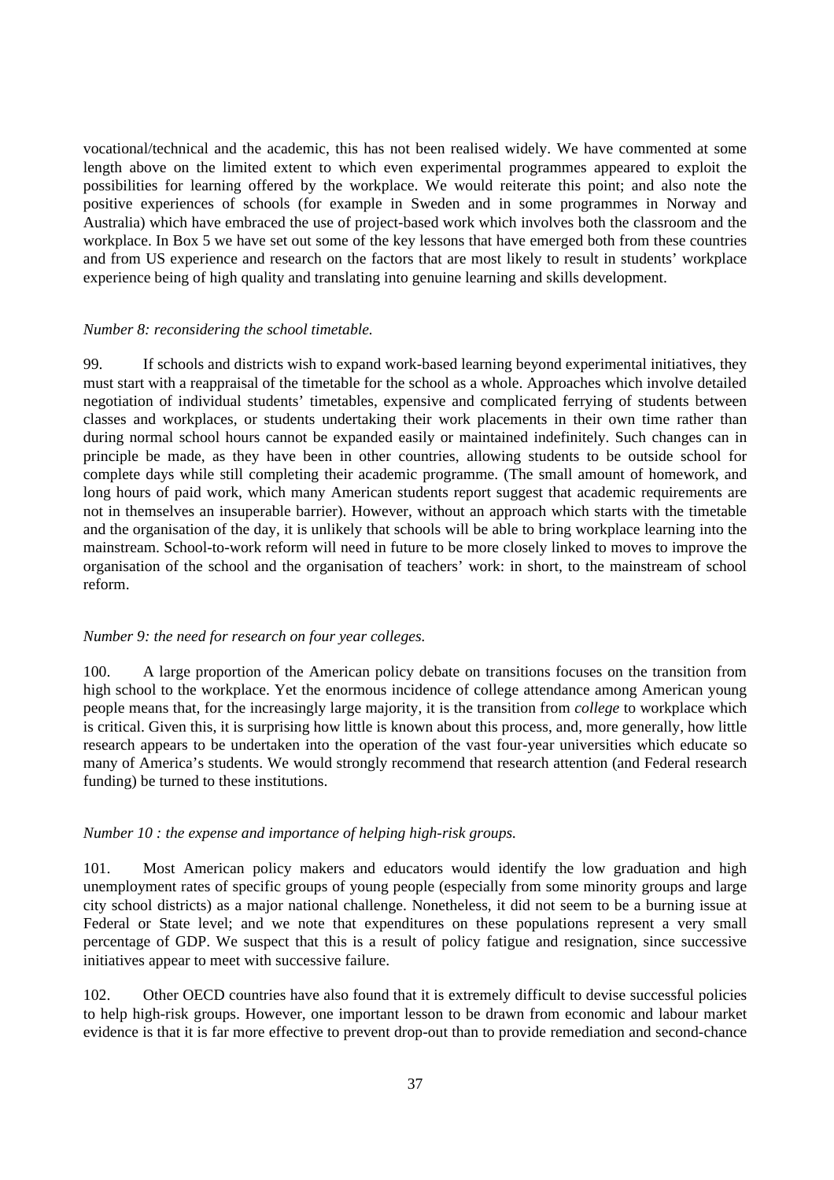vocational/technical and the academic, this has not been realised widely. We have commented at some length above on the limited extent to which even experimental programmes appeared to exploit the possibilities for learning offered by the workplace. We would reiterate this point; and also note the positive experiences of schools (for example in Sweden and in some programmes in Norway and Australia) which have embraced the use of project-based work which involves both the classroom and the workplace. In Box 5 we have set out some of the key lessons that have emerged both from these countries and from US experience and research on the factors that are most likely to result in students' workplace experience being of high quality and translating into genuine learning and skills development.

*Number 8: reconsidering the school timetable.*

99. If schools and districts wish to expand work-based learning beyond experimental initiatives, they must start with a reappraisal of the timetable for the school as a whole. Approaches which involve detailed negotiation of individual students' timetables, expensive and complicated ferrying of students between classes and workplaces, or students undertaking their work placements in their own time rather than during normal school hours cannot be expanded easily or maintained indefinitely. Such changes can in principle be made, as they have been in other countries, allowing students to be outside school for complete days while still completing their academic programme. (The small amount of homework, and long hours of paid work, which many American students report suggest that academic requirements are not in themselves an insuperable barrier). However, without an approach which starts with the timetable and the organisation of the day, it is unlikely that schools will be able to bring workplace learning into the mainstream. School-to-work reform will need in future to be more closely linked to moves to improve the organisation of the school and the organisation of teachers' work: in short, to the mainstream of school reform.

*Number 9: the need for research on four year colleges.*

100. A large proportion of the American policy debate on transitions focuses on the transition from high school to the workplace. Yet the enormous incidence of college attendance among American young people means that, for the increasingly large majority, it is the transition from *college* to workplace which is critical. Given this, it is surprising how little is known about this process, and, more generally, how little research appears to be undertaken into the operation of the vast four-year universities which educate so many of America's students. We would strongly recommend that research attention (and Federal research funding) be turned to these institutions.

*Number 10 : the expense and importance of helping high-risk groups.*

101. Most American policy makers and educators would identify the low graduation and high unemployment rates of specific groups of young people (especially from some minority groups and large city school districts) as a major national challenge. Nonetheless, it did not seem to be a burning issue at Federal or State level; and we note that expenditures on these populations represent a very small percentage of GDP. We suspect that this is a result of policy fatigue and resignation, since successive initiatives appear to meet with successive failure.

102. Other OECD countries have also found that it is extremely difficult to devise successful policies to help high-risk groups. However, one important lesson to be drawn from economic and labour market evidence is that it is far more effective to prevent drop-out than to provide remediation and second-chance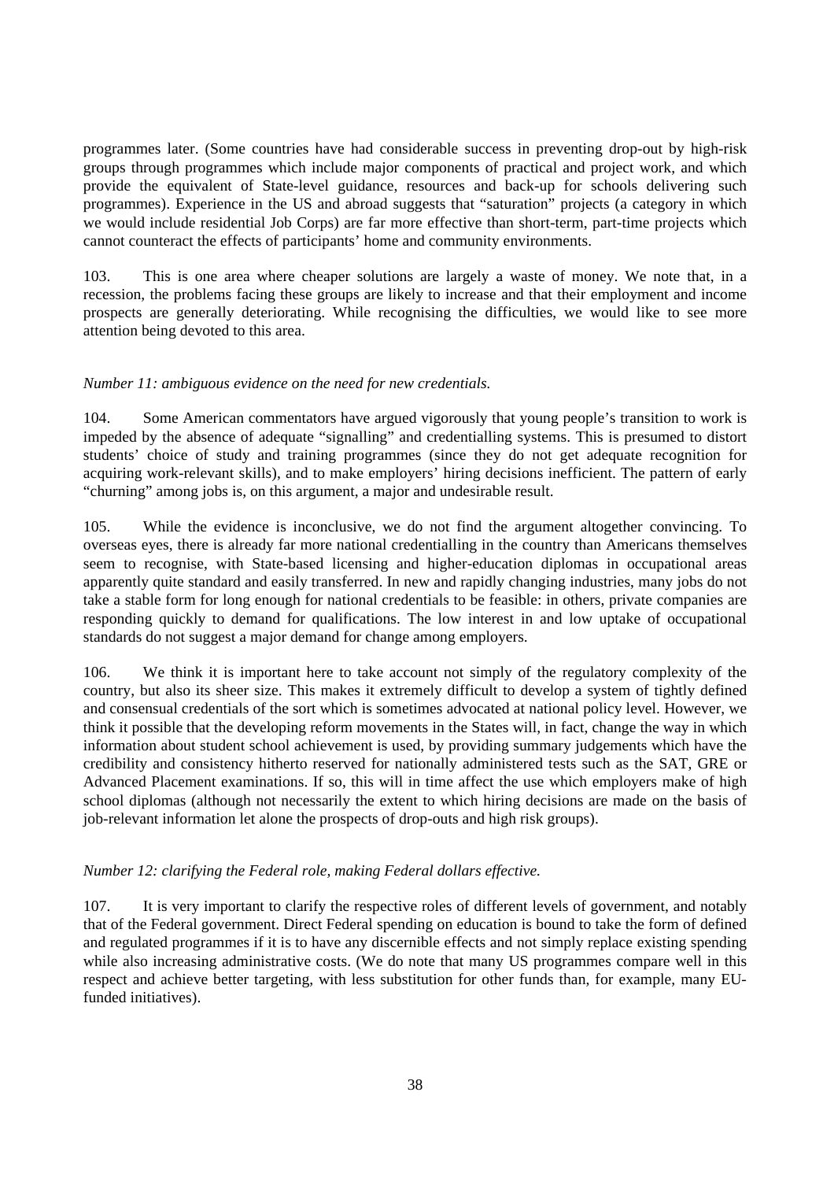programmes later. (Some countries have had considerable success in preventing drop-out by high-risk groups through programmes which include major components of practical and project work, and which provide the equivalent of State-level guidance, resources and back-up for schools delivering such programmes). Experience in the US and abroad suggests that "saturation" projects (a category in which we would include residential Job Corps) are far more effective than short-term, part-time projects which cannot counteract the effects of participants' home and community environments.

103. This is one area where cheaper solutions are largely a waste of money. We note that, in a recession, the problems facing these groups are likely to increase and that their employment and income prospects are generally deteriorating. While recognising the difficulties, we would like to see more attention being devoted to this area.

*Number 11: ambiguous evidence on the need for new credentials.*

104. Some American commentators have argued vigorously that young people's transition to work is impeded by the absence of adequate "signalling" and credentialling systems. This is presumed to distort students' choice of study and training programmes (since they do not get adequate recognition for acquiring work-relevant skills), and to make employers' hiring decisions inefficient. The pattern of early "churning" among jobs is, on this argument, a major and undesirable result.

105. While the evidence is inconclusive, we do not find the argument altogether convincing. To overseas eyes, there is already far more national credentialling in the country than Americans themselves seem to recognise, with State-based licensing and higher-education diplomas in occupational areas apparently quite standard and easily transferred. In new and rapidly changing industries, many jobs do not take a stable form for long enough for national credentials to be feasible: in others, private companies are responding quickly to demand for qualifications. The low interest in and low uptake of occupational standards do not suggest a major demand for change among employers.

106. We think it is important here to take account not simply of the regulatory complexity of the country, but also its sheer size. This makes it extremely difficult to develop a system of tightly defined and consensual credentials of the sort which is sometimes advocated at national policy level. However, we think it possible that the developing reform movements in the States will, in fact, change the way in which information about student school achievement is used, by providing summary judgements which have the credibility and consistency hitherto reserved for nationally administered tests such as the SAT, GRE or Advanced Placement examinations. If so, this will in time affect the use which employers make of high school diplomas (although not necessarily the extent to which hiring decisions are made on the basis of job-relevant information let alone the prospects of drop-outs and high risk groups).

*Number 12: clarifying the Federal role, making Federal dollars effective.*

107. It is very important to clarify the respective roles of different levels of government, and notably that of the Federal government. Direct Federal spending on education is bound to take the form of defined and regulated programmes if it is to have any discernible effects and not simply replace existing spending while also increasing administrative costs. (We do note that many US programmes compare well in this respect and achieve better targeting, with less substitution for other funds than, for example, many EU-funded initiatives).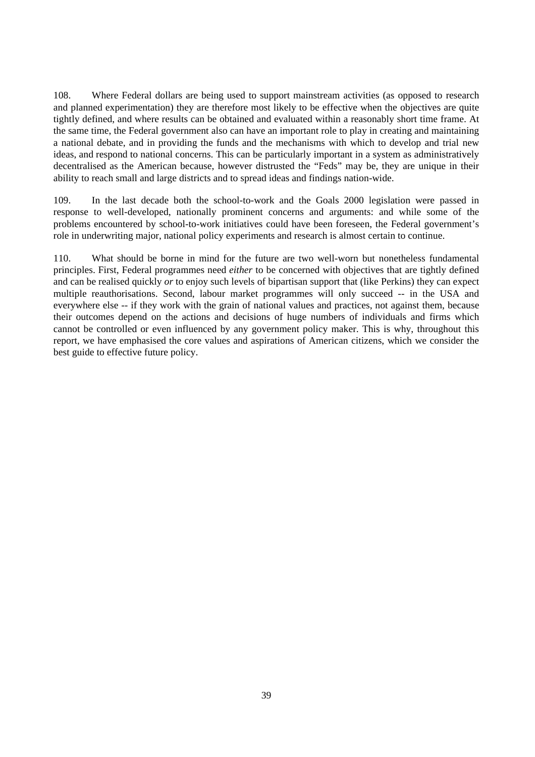108. Where Federal dollars are being used to support mainstream activities (as opposed to research and planned experimentation) they are therefore most likely to be effective when the objectives are quite tightly defined, and where results can be obtained and evaluated within a reasonably short time frame. At the same time, the Federal government also can have an important role to play in creating and maintaining a national debate, and in providing the funds and the mechanisms with which to develop and trial new ideas, and respond to national concerns. This can be particularly important in a system as administratively decentralised as the American because, however distrusted the "Feds" may be, they are unique in their ability to reach small and large districts and to spread ideas and findings nation-wide.

109. In the last decade both the school-to-work and the Goals 2000 legislation were passed in response to well-developed, nationally prominent concerns and arguments: and while some of the problems encountered by school-to-work initiatives could have been foreseen, the Federal government's role in underwriting major, national policy experiments and research is almost certain to continue.

110. What should be borne in mind for the future are two well-worn but nonetheless fundamental principles. First, Federal programmes need *either* to be concerned with objectives that are tightly defined and can be realised quickly *or* to enjoy such levels of bipartisan support that (like Perkins) they can expect multiple reauthorisations. Second, labour market programmes will only succeed -- in the USA and everywhere else -- if they work with the grain of national values and practices, not against them, because their outcomes depend on the actions and decisions of huge numbers of individuals and firms which cannot be controlled or even influenced by any government policy maker. This is why, throughout this report, we have emphasised the core values and aspirations of American citizens, which we consider the best guide to effective future policy.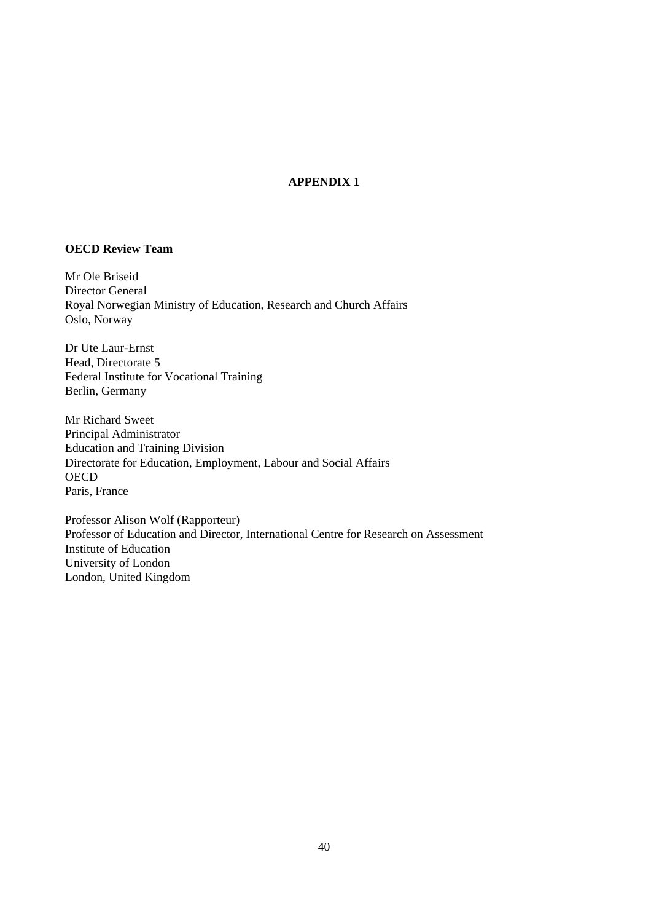# APPENDIX 1

## OECD Review Team

Mr Ole Briseid
Director General
Royal Norwegian Ministry of Education, Research and Church Affairs
Oslo, Norway

Dr Ute Laur-Ernst
Head, Directorate 5
Federal Institute for Vocational Training
Berlin, Germany

Mr Richard Sweet
Principal Administrator
Education and Training Division
Directorate for Education, Employment, Labour and Social Affairs
OECD
Paris, France

Professor Alison Wolf (Rapporteur)
Professor of Education and Director, International Centre for Research on Assessment
Institute of Education
University of London
London, United Kingdom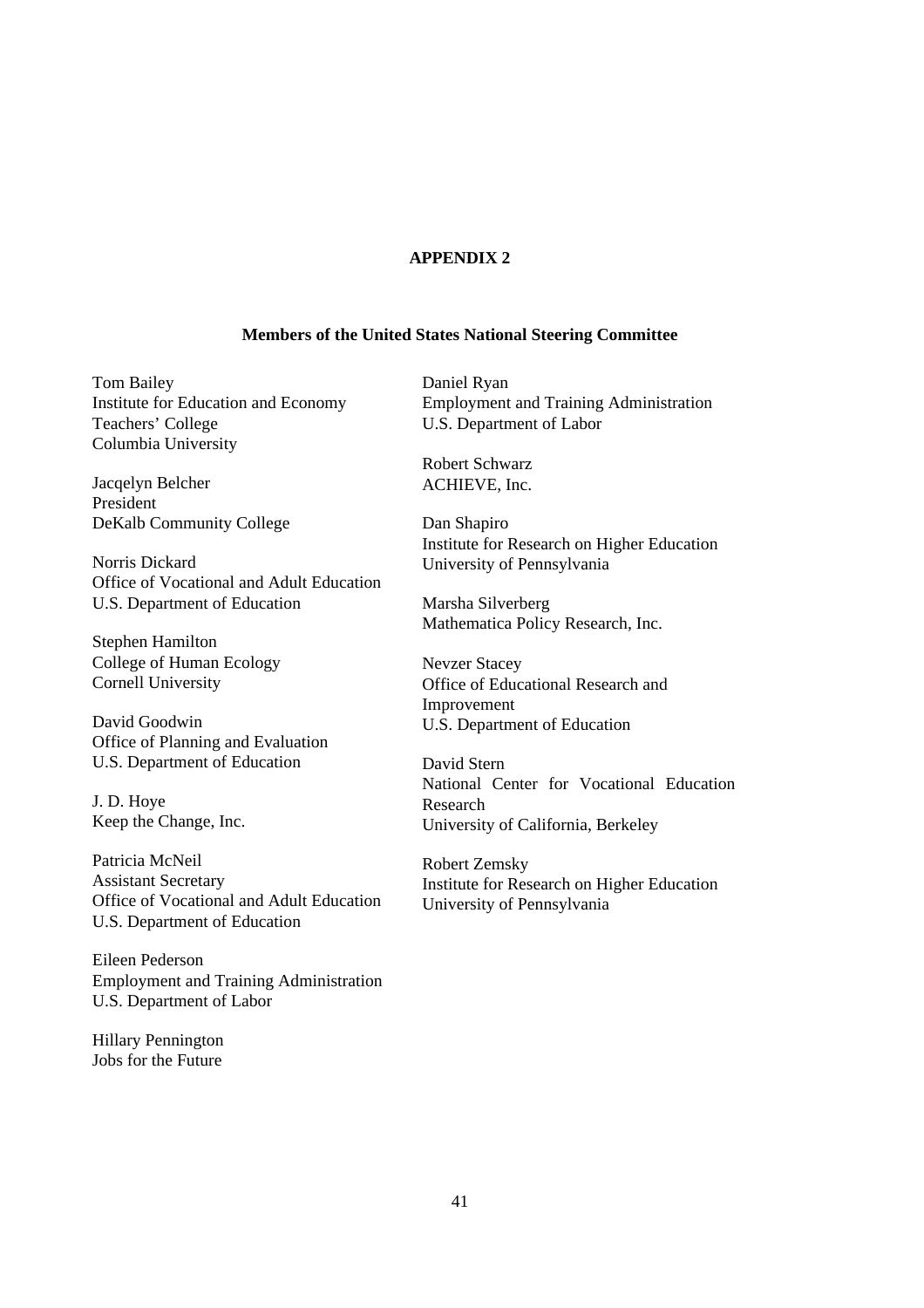## APPENDIX 2

### Members of the United States National Steering Committee

Tom Bailey
Institute for Education and Economy
Teachers' College
Columbia University

Jacqelyn Belcher
President
DeKalb Community College

Norris Dickard
Office of Vocational and Adult Education
U.S. Department of Education

Stephen Hamilton
College of Human Ecology
Cornell University

David Goodwin
Office of Planning and Evaluation
U.S. Department of Education

J. D. Hoye
Keep the Change, Inc.

Patricia McNeil
Assistant Secretary
Office of Vocational and Adult Education
U.S. Department of Education

Eileen Pederson
Employment and Training Administration
U.S. Department of Labor

Hillary Pennington
Jobs for the Future

Daniel Ryan
Employment and Training Administration
U.S. Department of Labor

Robert Schwarz
ACHIEVE, Inc.

Dan Shapiro
Institute for Research on Higher Education
University of Pennsylvania

Marsha Silverberg
Mathematica Policy Research, Inc.

Nevzer Stacey
Office of Educational Research and Improvement
U.S. Department of Education

David Stern
National Center for Vocational Education Research
University of California, Berkeley

Robert Zemsky
Institute for Research on Higher Education
University of Pennsylvania